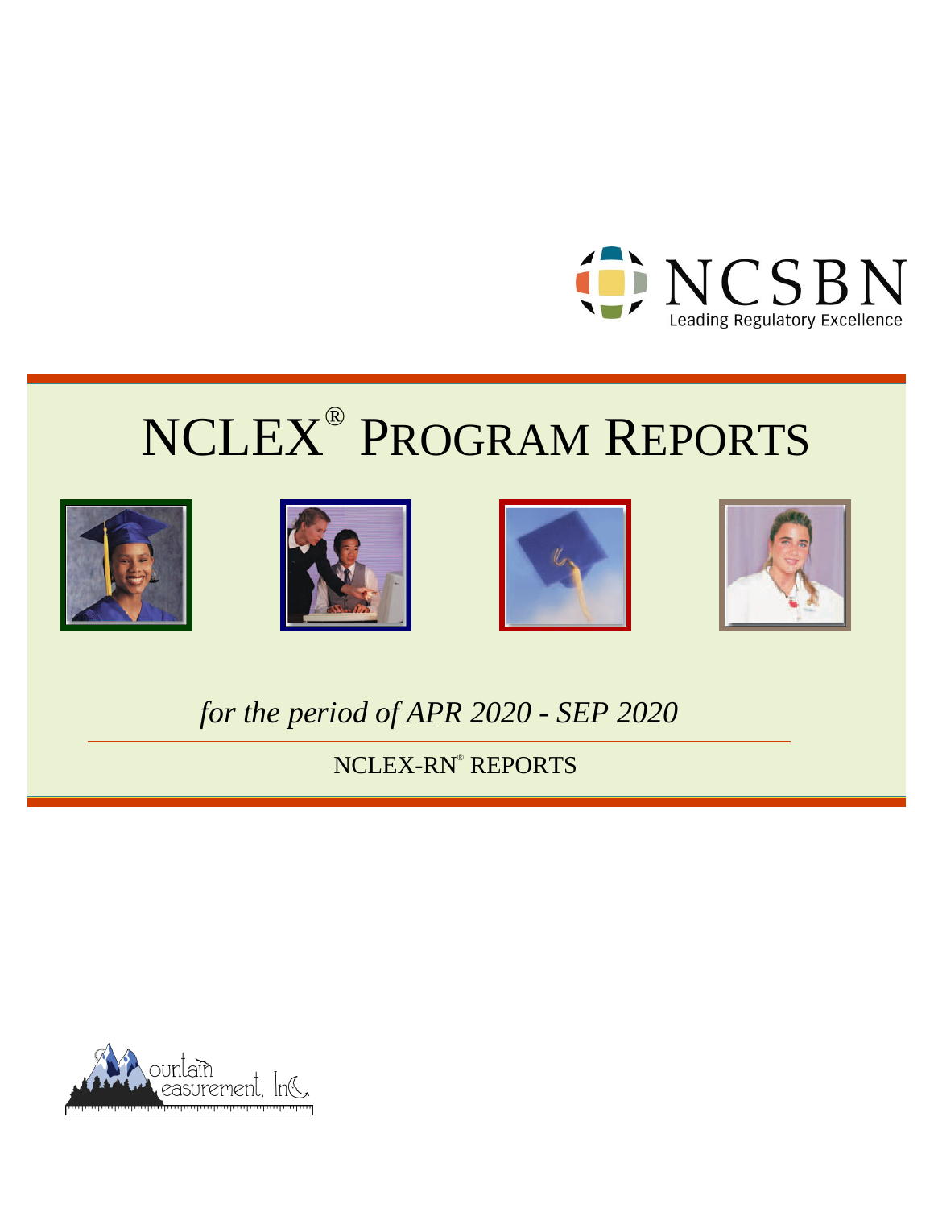NCSBN

Leading Regulatory Excellence

# NCLEX® Program Reports

*for the period of APR 2020 - SEP 2020*

NCLEX-RN® REPORTS

Mountain Measurement, Inc.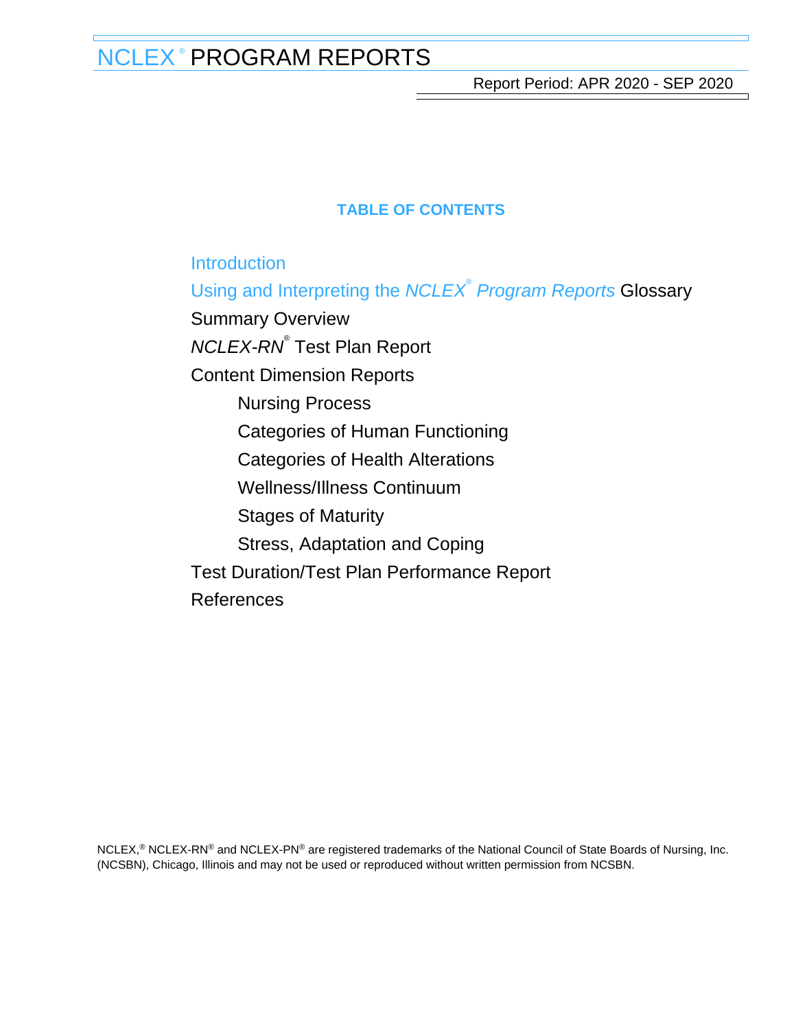# NCLEX® PROGRAM REPORTS

Report Period: APR 2020 - SEP 2020

## TABLE OF CONTENTS

- Introduction
- Using and Interpreting the *NCLEX® Program Reports* Glossary
- Summary Overview
- *NCLEX-RN®* Test Plan Report
- Content Dimension Reports
  - Nursing Process
  - Categories of Human Functioning
  - Categories of Health Alterations
  - Wellness/Illness Continuum
  - Stages of Maturity
  - Stress, Adaptation and Coping
- Test Duration/Test Plan Performance Report
- References

NCLEX,® NCLEX-RN® and NCLEX-PN® are registered trademarks of the National Council of State Boards of Nursing, Inc. (NCSBN), Chicago, Illinois and may not be used or reproduced without written permission from NCSBN.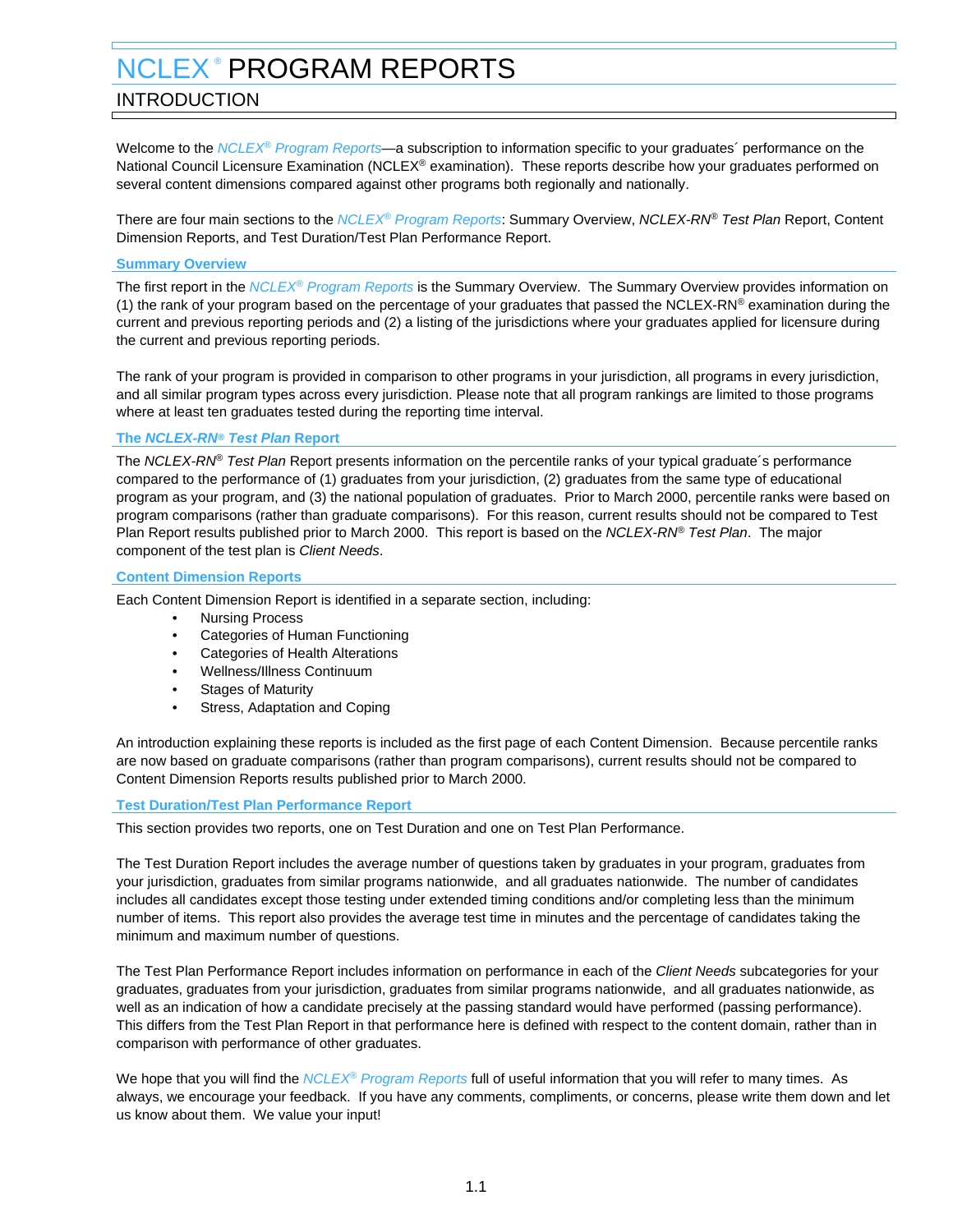# NCLEX® PROGRAM REPORTS

## INTRODUCTION

Welcome to the *NCLEX® Program Reports*—a subscription to information specific to your graduates´ performance on the National Council Licensure Examination (NCLEX® examination). These reports describe how your graduates performed on several content dimensions compared against other programs both regionally and nationally.

There are four main sections to the *NCLEX® Program Reports*: Summary Overview, *NCLEX-RN® Test Plan* Report, Content Dimension Reports, and Test Duration/Test Plan Performance Report.

### Summary Overview

The first report in the *NCLEX® Program Reports* is the Summary Overview. The Summary Overview provides information on (1) the rank of your program based on the percentage of your graduates that passed the NCLEX-RN® examination during the current and previous reporting periods and (2) a listing of the jurisdictions where your graduates applied for licensure during the current and previous reporting periods.

The rank of your program is provided in comparison to other programs in your jurisdiction, all programs in every jurisdiction, and all similar program types across every jurisdiction. Please note that all program rankings are limited to those programs where at least ten graduates tested during the reporting time interval.

### The *NCLEX-RN® Test Plan* Report

The *NCLEX-RN® Test Plan* Report presents information on the percentile ranks of your typical graduate´s performance compared to the performance of (1) graduates from your jurisdiction, (2) graduates from the same type of educational program as your program, and (3) the national population of graduates. Prior to March 2000, percentile ranks were based on program comparisons (rather than graduate comparisons). For this reason, current results should not be compared to Test Plan Report results published prior to March 2000. This report is based on the *NCLEX-RN® Test Plan*. The major component of the test plan is *Client Needs*.

### Content Dimension Reports

Each Content Dimension Report is identified in a separate section, including:

- Nursing Process
- Categories of Human Functioning
- Categories of Health Alterations
- Wellness/Illness Continuum
- Stages of Maturity
- Stress, Adaptation and Coping

An introduction explaining these reports is included as the first page of each Content Dimension. Because percentile ranks are now based on graduate comparisons (rather than program comparisons), current results should not be compared to Content Dimension Reports results published prior to March 2000.

### Test Duration/Test Plan Performance Report

This section provides two reports, one on Test Duration and one on Test Plan Performance.

The Test Duration Report includes the average number of questions taken by graduates in your program, graduates from your jurisdiction, graduates from similar programs nationwide, and all graduates nationwide. The number of candidates includes all candidates except those testing under extended timing conditions and/or completing less than the minimum number of items. This report also provides the average test time in minutes and the percentage of candidates taking the minimum and maximum number of questions.

The Test Plan Performance Report includes information on performance in each of the *Client Needs* subcategories for your graduates, graduates from your jurisdiction, graduates from similar programs nationwide, and all graduates nationwide, as well as an indication of how a candidate precisely at the passing standard would have performed (passing performance). This differs from the Test Plan Report in that performance here is defined with respect to the content domain, rather than in comparison with performance of other graduates.

We hope that you will find the *NCLEX® Program Reports* full of useful information that you will refer to many times. As always, we encourage your feedback. If you have any comments, compliments, or concerns, please write them down and let us know about them. We value your input!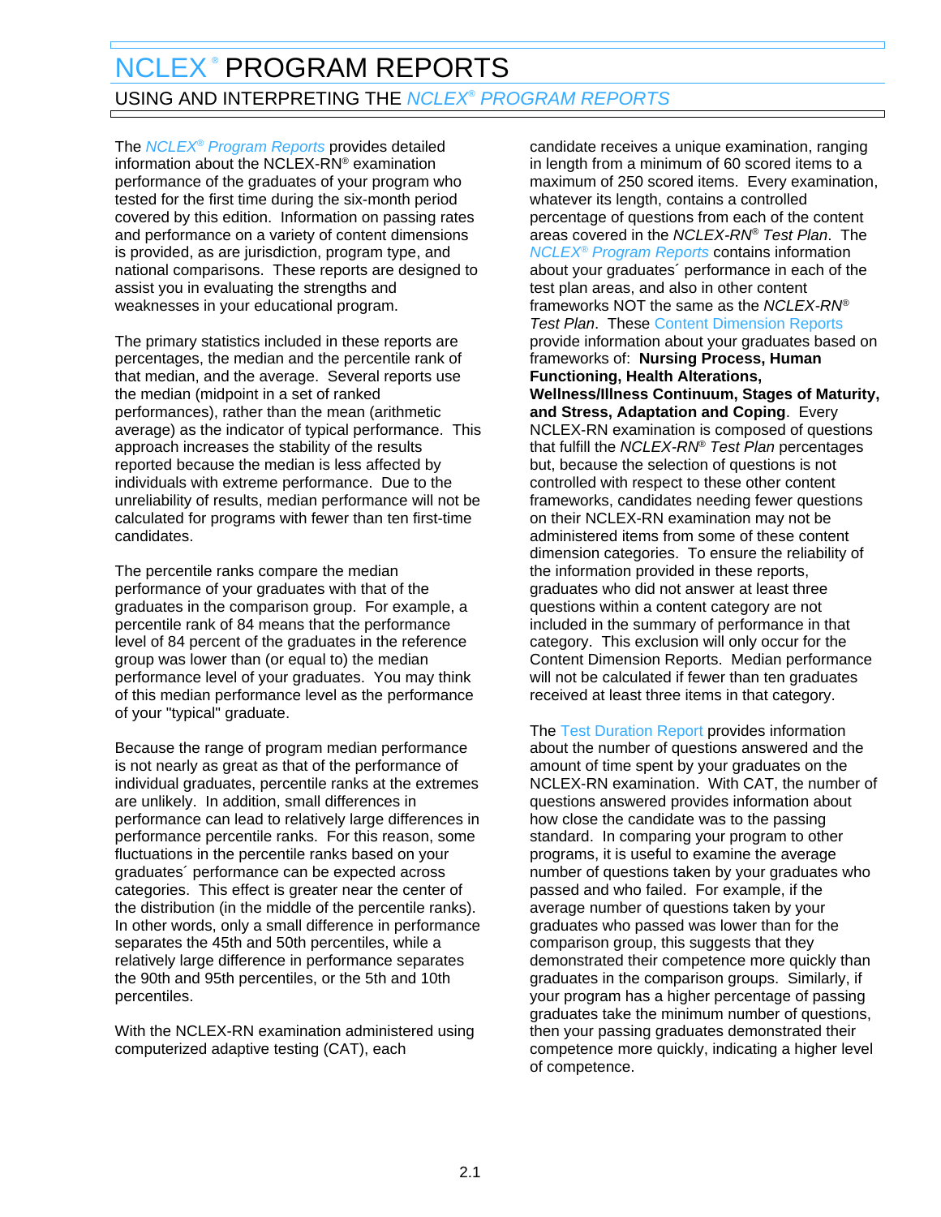# NCLEX® PROGRAM REPORTS

## USING AND INTERPRETING THE *NCLEX® PROGRAM REPORTS*

The *NCLEX® Program Reports* provides detailed information about the NCLEX-RN® examination performance of the graduates of your program who tested for the first time during the six-month period covered by this edition. Information on passing rates and performance on a variety of content dimensions is provided, as are jurisdiction, program type, and national comparisons. These reports are designed to assist you in evaluating the strengths and weaknesses in your educational program.

The primary statistics included in these reports are percentages, the median and the percentile rank of that median, and the average. Several reports use the median (midpoint in a set of ranked performances), rather than the mean (arithmetic average) as the indicator of typical performance. This approach increases the stability of the results reported because the median is less affected by individuals with extreme performance. Due to the unreliability of results, median performance will not be calculated for programs with fewer than ten first-time candidates.

The percentile ranks compare the median performance of your graduates with that of the graduates in the comparison group. For example, a percentile rank of 84 means that the performance level of 84 percent of the graduates in the reference group was lower than (or equal to) the median performance level of your graduates. You may think of this median performance level as the performance of your "typical" graduate.

Because the range of program median performance is not nearly as great as that of the performance of individual graduates, percentile ranks at the extremes are unlikely. In addition, small differences in performance can lead to relatively large differences in performance percentile ranks. For this reason, some fluctuations in the percentile ranks based on your graduates´ performance can be expected across categories. This effect is greater near the center of the distribution (in the middle of the percentile ranks). In other words, only a small difference in performance separates the 45th and 50th percentiles, while a relatively large difference in performance separates the 90th and 95th percentiles, or the 5th and 10th percentiles.

With the NCLEX-RN examination administered using computerized adaptive testing (CAT), each candidate receives a unique examination, ranging in length from a minimum of 60 scored items to a maximum of 250 scored items. Every examination, whatever its length, contains a controlled percentage of questions from each of the content areas covered in the *NCLEX-RN® Test Plan*. The *NCLEX® Program Reports* contains information about your graduates´ performance in each of the test plan areas, and also in other content frameworks NOT the same as the *NCLEX-RN® Test Plan*. These Content Dimension Reports provide information about your graduates based on frameworks of: **Nursing Process, Human Functioning, Health Alterations, Wellness/Illness Continuum, Stages of Maturity, and Stress, Adaptation and Coping**. Every NCLEX-RN examination is composed of questions that fulfill the *NCLEX-RN® Test Plan* percentages but, because the selection of questions is not controlled with respect to these other content frameworks, candidates needing fewer questions on their NCLEX-RN examination may not be administered items from some of these content dimension categories. To ensure the reliability of the information provided in these reports, graduates who did not answer at least three questions within a content category are not included in the summary of performance in that category. This exclusion will only occur for the Content Dimension Reports. Median performance will not be calculated if fewer than ten graduates received at least three items in that category.

The Test Duration Report provides information about the number of questions answered and the amount of time spent by your graduates on the NCLEX-RN examination. With CAT, the number of questions answered provides information about how close the candidate was to the passing standard. In comparing your program to other programs, it is useful to examine the average number of questions taken by your graduates who passed and who failed. For example, if the average number of questions taken by your graduates who passed was lower than for the comparison group, this suggests that they demonstrated their competence more quickly than graduates in the comparison groups. Similarly, if your program has a higher percentage of passing graduates take the minimum number of questions, then your passing graduates demonstrated their competence more quickly, indicating a higher level of competence.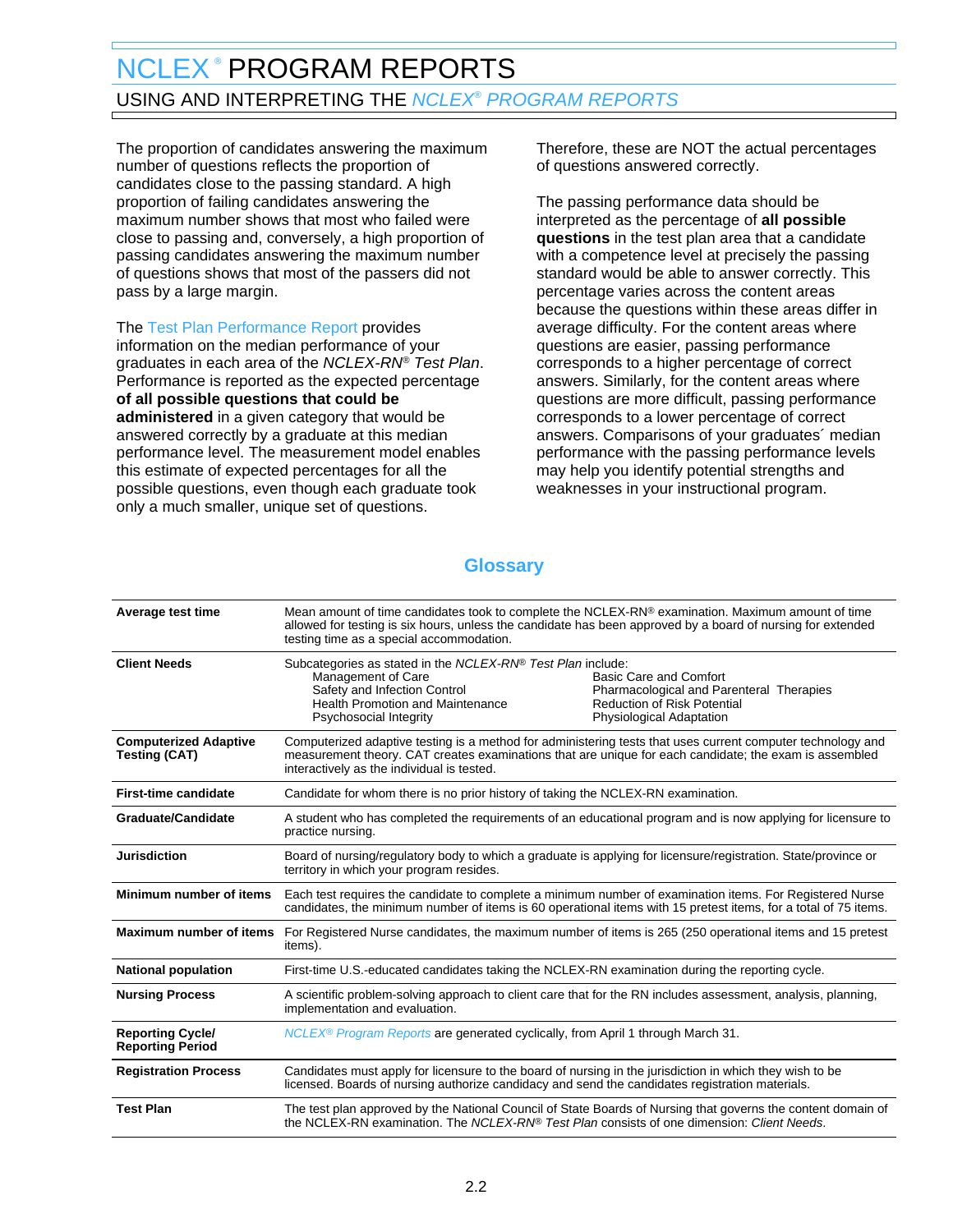# NCLEX® PROGRAM REPORTS

## USING AND INTERPRETING THE *NCLEX® PROGRAM REPORTS*

The proportion of candidates answering the maximum number of questions reflects the proportion of candidates close to the passing standard. A high proportion of failing candidates answering the maximum number shows that most who failed were close to passing and, conversely, a high proportion of passing candidates answering the maximum number of questions shows that most of the passers did not pass by a large margin.

The Test Plan Performance Report provides information on the median performance of your graduates in each area of the *NCLEX-RN® Test Plan*. Performance is reported as the expected percentage **of all possible questions that could be administered** in a given category that would be answered correctly by a graduate at this median performance level. The measurement model enables this estimate of expected percentages for all the possible questions, even though each graduate took only a much smaller, unique set of questions. Therefore, these are NOT the actual percentages of questions answered correctly.

The passing performance data should be interpreted as the percentage of **all possible questions** in the test plan area that a candidate with a competence level at precisely the passing standard would be able to answer correctly. This percentage varies across the content areas because the questions within these areas differ in average difficulty. For the content areas where questions are easier, passing performance corresponds to a higher percentage of correct answers. Similarly, for the content areas where questions are more difficult, passing performance corresponds to a lower percentage of correct answers. Comparisons of your graduates´ median performance with the passing performance levels may help you identify potential strengths and weaknesses in your instructional program.

## Glossary

| Term | Definition |
|---|---|
| **Average test time** | Mean amount of time candidates took to complete the NCLEX-RN® examination. Maximum amount of time allowed for testing is six hours, unless the candidate has been approved by a board of nursing for extended testing time as a special accommodation. |
| **Client Needs** | Subcategories as stated in the *NCLEX-RN® Test Plan* include: Management of Care; Safety and Infection Control; Health Promotion and Maintenance; Psychosocial Integrity; Basic Care and Comfort; Pharmacological and Parenteral Therapies; Reduction of Risk Potential; Physiological Adaptation |
| **Computerized Adaptive Testing (CAT)** | Computerized adaptive testing is a method for administering tests that uses current computer technology and measurement theory. CAT creates examinations that are unique for each candidate; the exam is assembled interactively as the individual is tested. |
| **First-time candidate** | Candidate for whom there is no prior history of taking the NCLEX-RN examination. |
| **Graduate/Candidate** | A student who has completed the requirements of an educational program and is now applying for licensure to practice nursing. |
| **Jurisdiction** | Board of nursing/regulatory body to which a graduate is applying for licensure/registration. State/province or territory in which your program resides. |
| **Minimum number of items** | Each test requires the candidate to complete a minimum number of examination items. For Registered Nurse candidates, the minimum number of items is 60 operational items with 15 pretest items, for a total of 75 items. |
| **Maximum number of items** | For Registered Nurse candidates, the maximum number of items is 265 (250 operational items and 15 pretest items). |
| **National population** | First-time U.S.-educated candidates taking the NCLEX-RN examination during the reporting cycle. |
| **Nursing Process** | A scientific problem-solving approach to client care that for the RN includes assessment, analysis, planning, implementation and evaluation. |
| **Reporting Cycle/ Reporting Period** | *NCLEX® Program Reports* are generated cyclically, from April 1 through March 31. |
| **Registration Process** | Candidates must apply for licensure to the board of nursing in the jurisdiction in which they wish to be licensed. Boards of nursing authorize candidacy and send the candidates registration materials. |
| **Test Plan** | The test plan approved by the National Council of State Boards of Nursing that governs the content domain of the NCLEX-RN examination. The *NCLEX-RN® Test Plan* consists of one dimension: *Client Needs*. |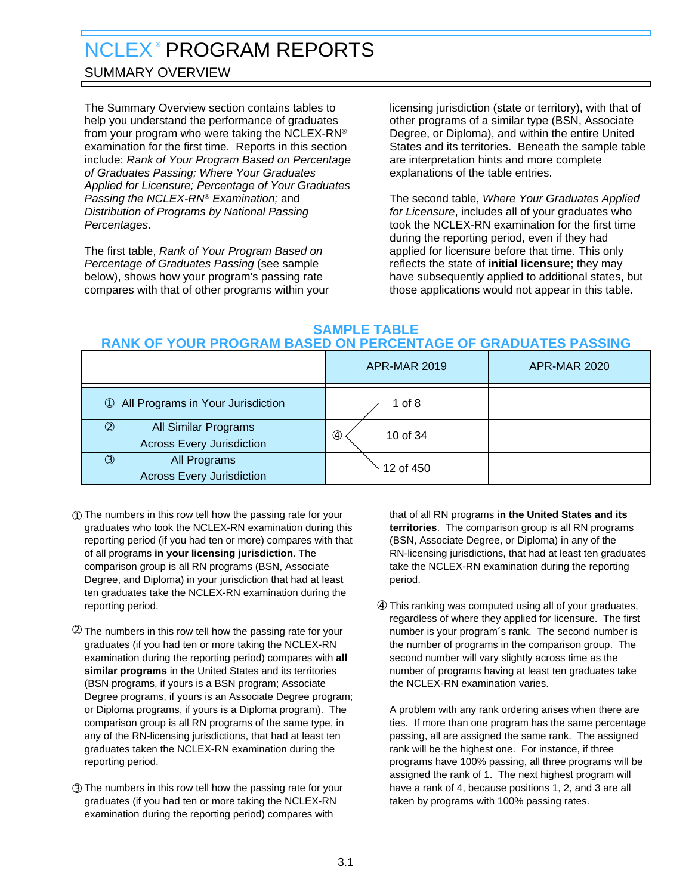# NCLEX® PROGRAM REPORTS

## SUMMARY OVERVIEW

The Summary Overview section contains tables to help you understand the performance of graduates from your program who were taking the NCLEX-RN® examination for the first time. Reports in this section include: *Rank of Your Program Based on Percentage of Graduates Passing; Where Your Graduates Applied for Licensure; Percentage of Your Graduates Passing the NCLEX-RN® Examination;* and *Distribution of Programs by National Passing Percentages*.

The first table, *Rank of Your Program Based on Percentage of Graduates Passing* (see sample below), shows how your program's passing rate compares with that of other programs within your licensing jurisdiction (state or territory), with that of other programs of a similar type (BSN, Associate Degree, or Diploma), and within the entire United States and its territories. Beneath the sample table are interpretation hints and more complete explanations of the table entries.

The second table, *Where Your Graduates Applied for Licensure*, includes all of your graduates who took the NCLEX-RN examination for the first time during the reporting period, even if they had applied for licensure before that time. This only reflects the state of **initial licensure**; they may have subsequently applied to additional states, but those applications would not appear in this table.

### SAMPLE TABLE
### RANK OF YOUR PROGRAM BASED ON PERCENTAGE OF GRADUATES PASSING

| | APR-MAR 2019 | APR-MAR 2020 |
|---|---|---|
| ① All Programs in Your Jurisdiction | 1 of 8 | |
| ② All Similar Programs Across Every Jurisdiction | ④ 10 of 34 | |
| ③ All Programs Across Every Jurisdiction | 12 of 450 | |

① The numbers in this row tell how the passing rate for your graduates who took the NCLEX-RN examination during this reporting period (if you had ten or more) compares with that of all programs **in your licensing jurisdiction**. The comparison group is all RN programs (BSN, Associate Degree, and Diploma) in your jurisdiction that had at least ten graduates take the NCLEX-RN examination during the reporting period.

② The numbers in this row tell how the passing rate for your graduates (if you had ten or more taking the NCLEX-RN examination during the reporting period) compares with **all similar programs** in the United States and its territories (BSN programs, if yours is a BSN program; Associate Degree programs, if yours is an Associate Degree program; or Diploma programs, if yours is a Diploma program). The comparison group is all RN programs of the same type, in any of the RN-licensing jurisdictions, that had at least ten graduates taken the NCLEX-RN examination during the reporting period.

③ The numbers in this row tell how the passing rate for your graduates (if you had ten or more taking the NCLEX-RN examination during the reporting period) compares with that of all RN programs **in the United States and its territories**. The comparison group is all RN programs (BSN, Associate Degree, or Diploma) in any of the RN-licensing jurisdictions, that had at least ten graduates take the NCLEX-RN examination during the reporting period.

④ This ranking was computed using all of your graduates, regardless of where they applied for licensure. The first number is your program´s rank. The second number is the number of programs in the comparison group. The second number will vary slightly across time as the number of programs having at least ten graduates take the NCLEX-RN examination varies.

A problem with any rank ordering arises when there are ties. If more than one program has the same percentage passing, all are assigned the same rank. The assigned rank will be the highest one. For instance, if three programs have 100% passing, all three programs will be assigned the rank of 1. The next highest program will have a rank of 4, because positions 1, 2, and 3 are all taken by programs with 100% passing rates.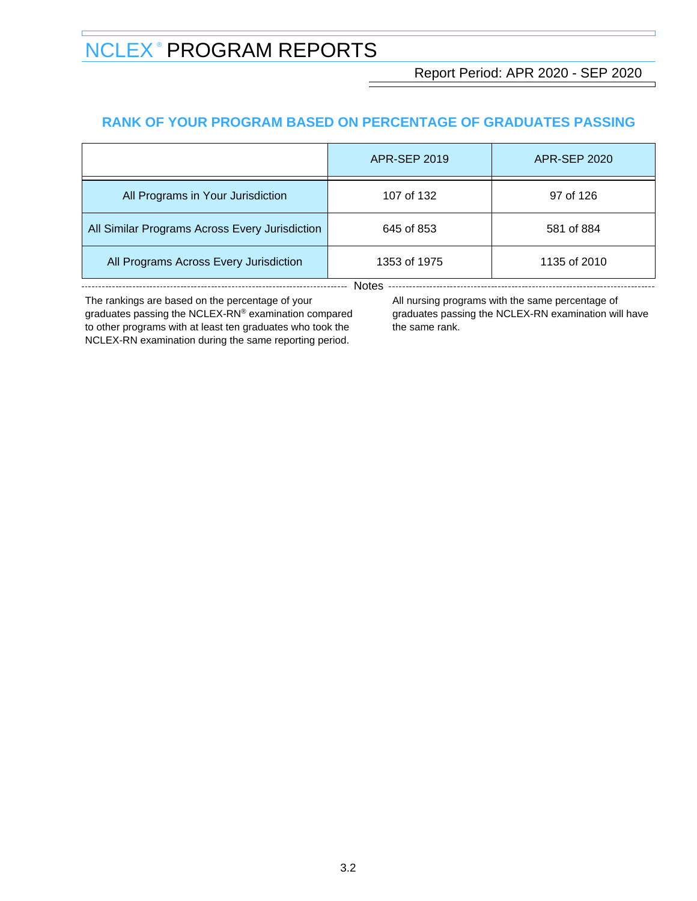# NCLEX® PROGRAM REPORTS

Report Period: APR 2020 - SEP 2020

## RANK OF YOUR PROGRAM BASED ON PERCENTAGE OF GRADUATES PASSING

| | APR-SEP 2019 | APR-SEP 2020 |
|---|---|---|
| All Programs in Your Jurisdiction | 107 of 132 | 97 of 126 |
| All Similar Programs Across Every Jurisdiction | 645 of 853 | 581 of 884 |
| All Programs Across Every Jurisdiction | 1353 of 1975 | 1135 of 2010 |

**Notes**

The rankings are based on the percentage of your graduates passing the NCLEX-RN® examination compared to other programs with at least ten graduates who took the NCLEX-RN examination during the same reporting period.

All nursing programs with the same percentage of graduates passing the NCLEX-RN examination will have the same rank.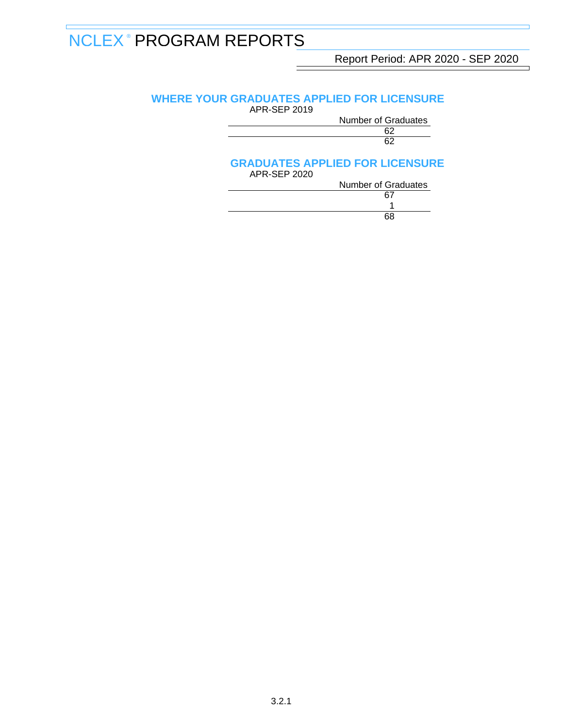# NCLEX® PROGRAM REPORTS

Report Period: APR 2020 - SEP 2020

## WHERE YOUR GRADUATES APPLIED FOR LICENSURE

APR-SEP 2019

| | Number of Graduates |
|---|---|
| | 62 |
| | 62 |

## GRADUATES APPLIED FOR LICENSURE

APR-SEP 2020

| | Number of Graduates |
|---|---|
| | 67 |
| | 1 |
| | 68 |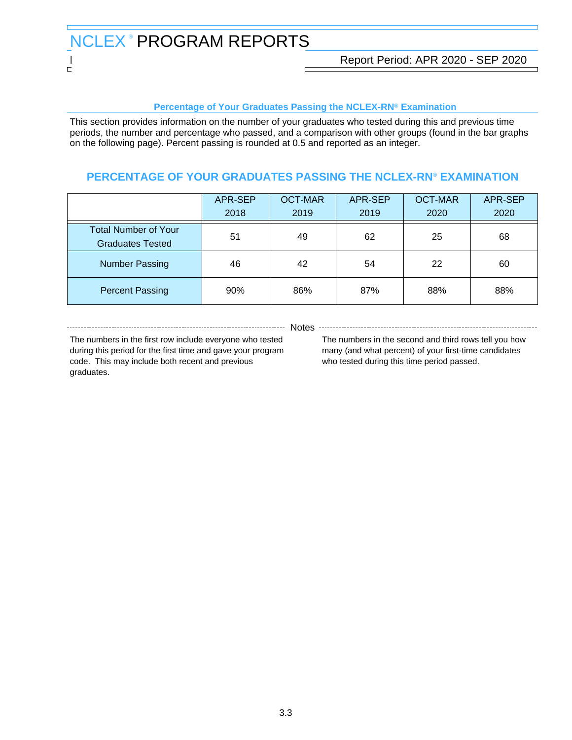# NCLEX® PROGRAM REPORTS

Report Period: APR 2020 - SEP 2020

### Percentage of Your Graduates Passing the NCLEX-RN® Examination

This section provides information on the number of your graduates who tested during this and previous time periods, the number and percentage who passed, and a comparison with other groups (found in the bar graphs on the following page). Percent passing is rounded at 0.5 and reported as an integer.

## PERCENTAGE OF YOUR GRADUATES PASSING THE NCLEX-RN® EXAMINATION

| | APR-SEP 2018 | OCT-MAR 2019 | APR-SEP 2019 | OCT-MAR 2020 | APR-SEP 2020 |
|---|---|---|---|---|---|
| Total Number of Your Graduates Tested | 51 | 49 | 62 | 25 | 68 |
| Number Passing | 46 | 42 | 54 | 22 | 60 |
| Percent Passing | 90% | 86% | 87% | 88% | 88% |

Notes

The numbers in the first row include everyone who tested during this period for the first time and gave your program code. This may include both recent and previous graduates.

The numbers in the second and third rows tell you how many (and what percent) of your first-time candidates who tested during this time period passed.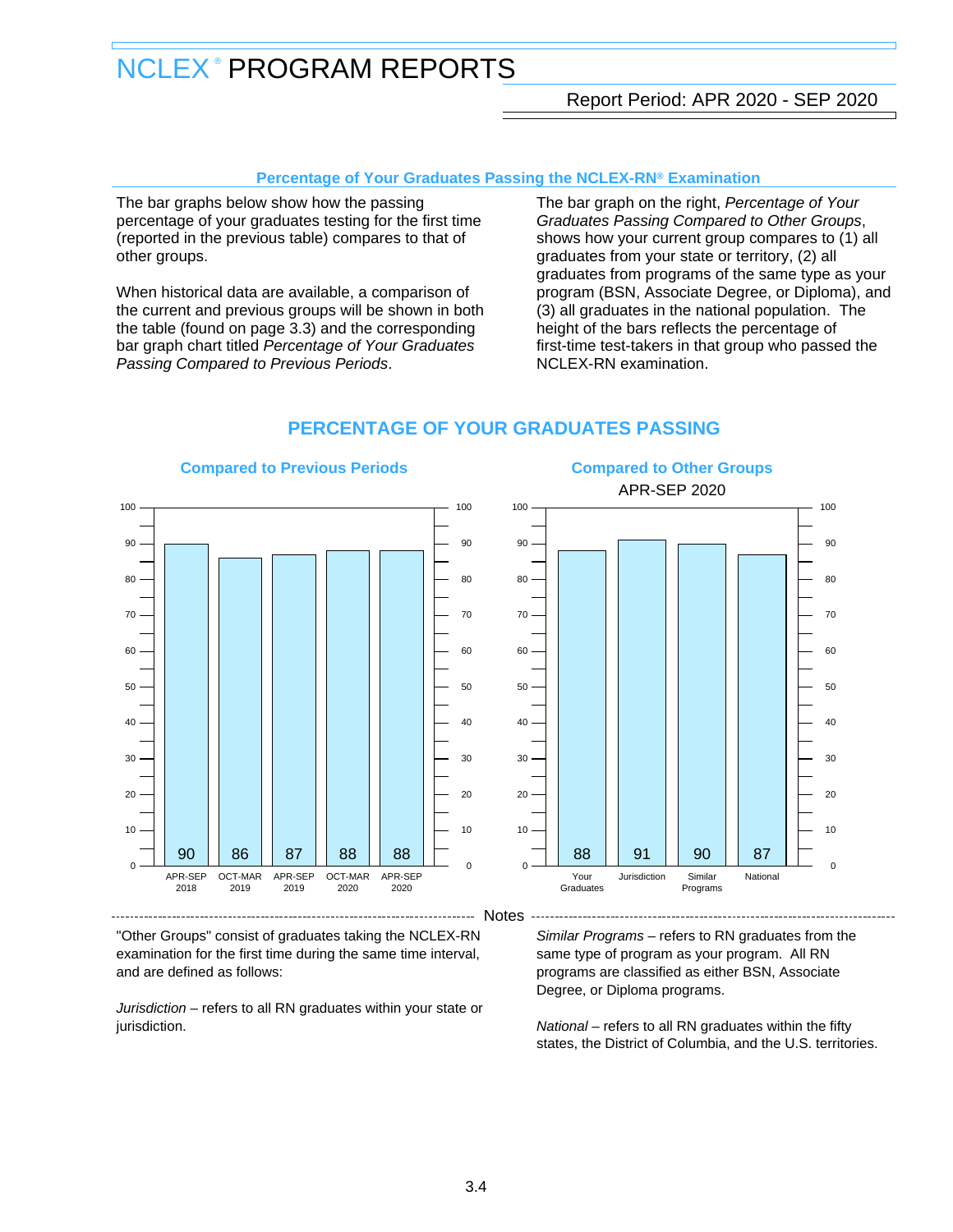# NCLEX® PROGRAM REPORTS

Report Period: APR 2020 - SEP 2020

## Percentage of Your Graduates Passing the NCLEX-RN® Examination

The bar graphs below show how the passing percentage of your graduates testing for the first time (reported in the previous table) compares to that of other groups.

When historical data are available, a comparison of the current and previous groups will be shown in both the table (found on page 3.3) and the corresponding bar graph chart titled *Percentage of Your Graduates Passing Compared to Previous Periods*.

The bar graph on the right, *Percentage of Your Graduates Passing Compared to Other Groups*, shows how your current group compares to (1) all graduates from your state or territory, (2) all graduates from programs of the same type as your program (BSN, Associate Degree, or Diploma), and (3) all graduates in the national population. The height of the bars reflects the percentage of first-time test-takers in that group who passed the NCLEX-RN examination.

## PERCENTAGE OF YOUR GRADUATES PASSING

### Compared to Previous Periods

| APR-SEP 2018 | OCT-MAR 2019 | APR-SEP 2019 | OCT-MAR 2020 | APR-SEP 2020 |
|---|---|---|---|---|
| 90 | 86 | 87 | 88 | 88 |

### Compared to Other Groups

APR-SEP 2020

| Your Graduates | Jurisdiction | Similar Programs | National |
|---|---|---|---|
| 88 | 91 | 90 | 87 |

### Notes

"Other Groups" consist of graduates taking the NCLEX-RN examination for the first time during the same time interval, and are defined as follows:

*Jurisdiction* – refers to all RN graduates within your state or jurisdiction.

*Similar Programs* – refers to RN graduates from the same type of program as your program. All RN programs are classified as either BSN, Associate Degree, or Diploma programs.

*National* – refers to all RN graduates within the fifty states, the District of Columbia, and the U.S. territories.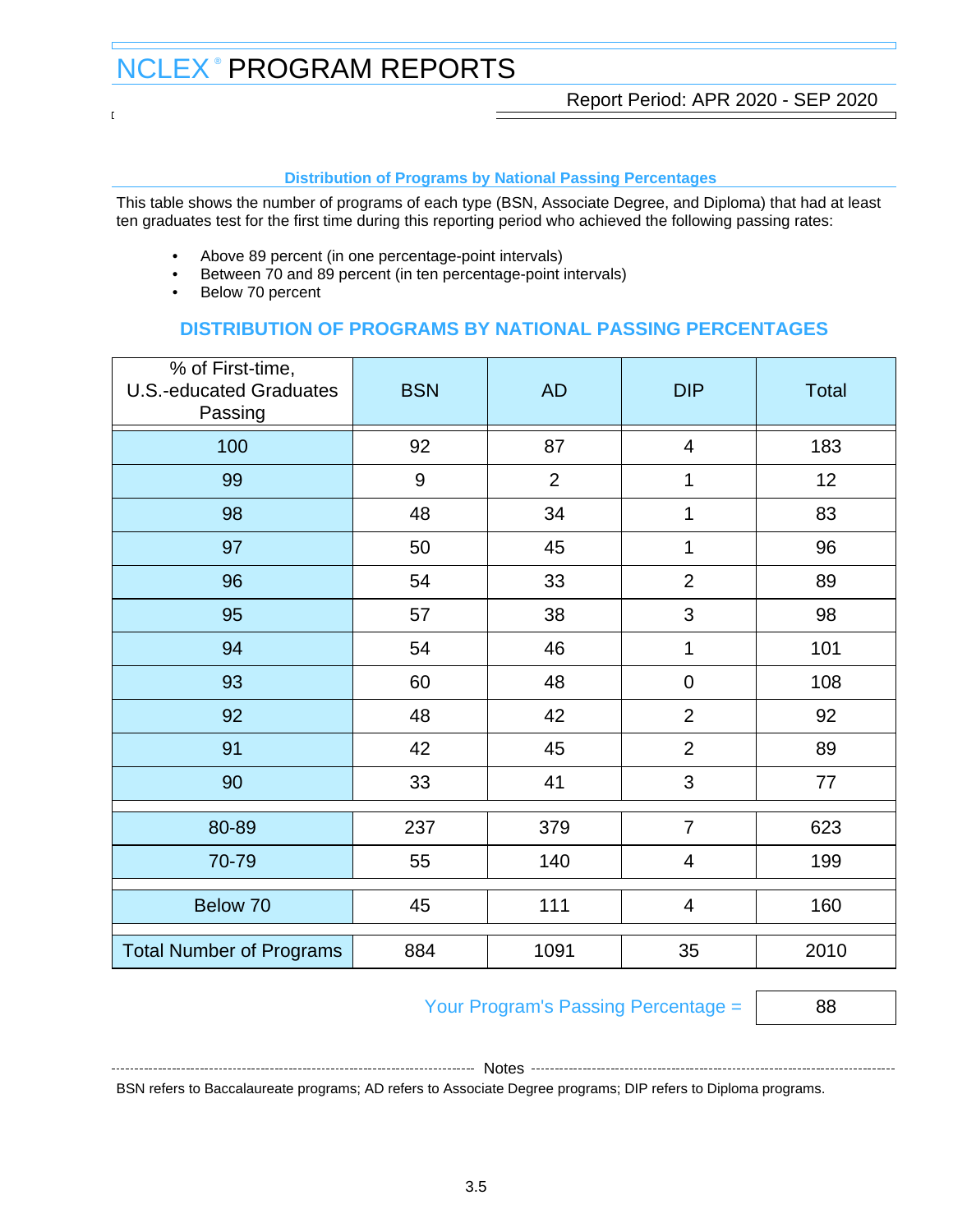# NCLEX® PROGRAM REPORTS

Report Period: APR 2020 - SEP 2020

### Distribution of Programs by National Passing Percentages

This table shows the number of programs of each type (BSN, Associate Degree, and Diploma) that had at least ten graduates test for the first time during this reporting period who achieved the following passing rates:

- Above 89 percent (in one percentage-point intervals)
- Between 70 and 89 percent (in ten percentage-point intervals)
- Below 70 percent

## DISTRIBUTION OF PROGRAMS BY NATIONAL PASSING PERCENTAGES

| % of First-time, U.S.-educated Graduates Passing | BSN | AD | DIP | Total |
|---|---|---|---|---|
| 100 | 92 | 87 | 4 | 183 |
| 99 | 9 | 2 | 1 | 12 |
| 98 | 48 | 34 | 1 | 83 |
| 97 | 50 | 45 | 1 | 96 |
| 96 | 54 | 33 | 2 | 89 |
| 95 | 57 | 38 | 3 | 98 |
| 94 | 54 | 46 | 1 | 101 |
| 93 | 60 | 48 | 0 | 108 |
| 92 | 48 | 42 | 2 | 92 |
| 91 | 42 | 45 | 2 | 89 |
| 90 | 33 | 41 | 3 | 77 |
| 80-89 | 237 | 379 | 7 | 623 |
| 70-79 | 55 | 140 | 4 | 199 |
| Below 70 | 45 | 111 | 4 | 160 |
| Total Number of Programs | 884 | 1091 | 35 | 2010 |

Your Program's Passing Percentage = 88

**Notes**

BSN refers to Baccalaureate programs; AD refers to Associate Degree programs; DIP refers to Diploma programs.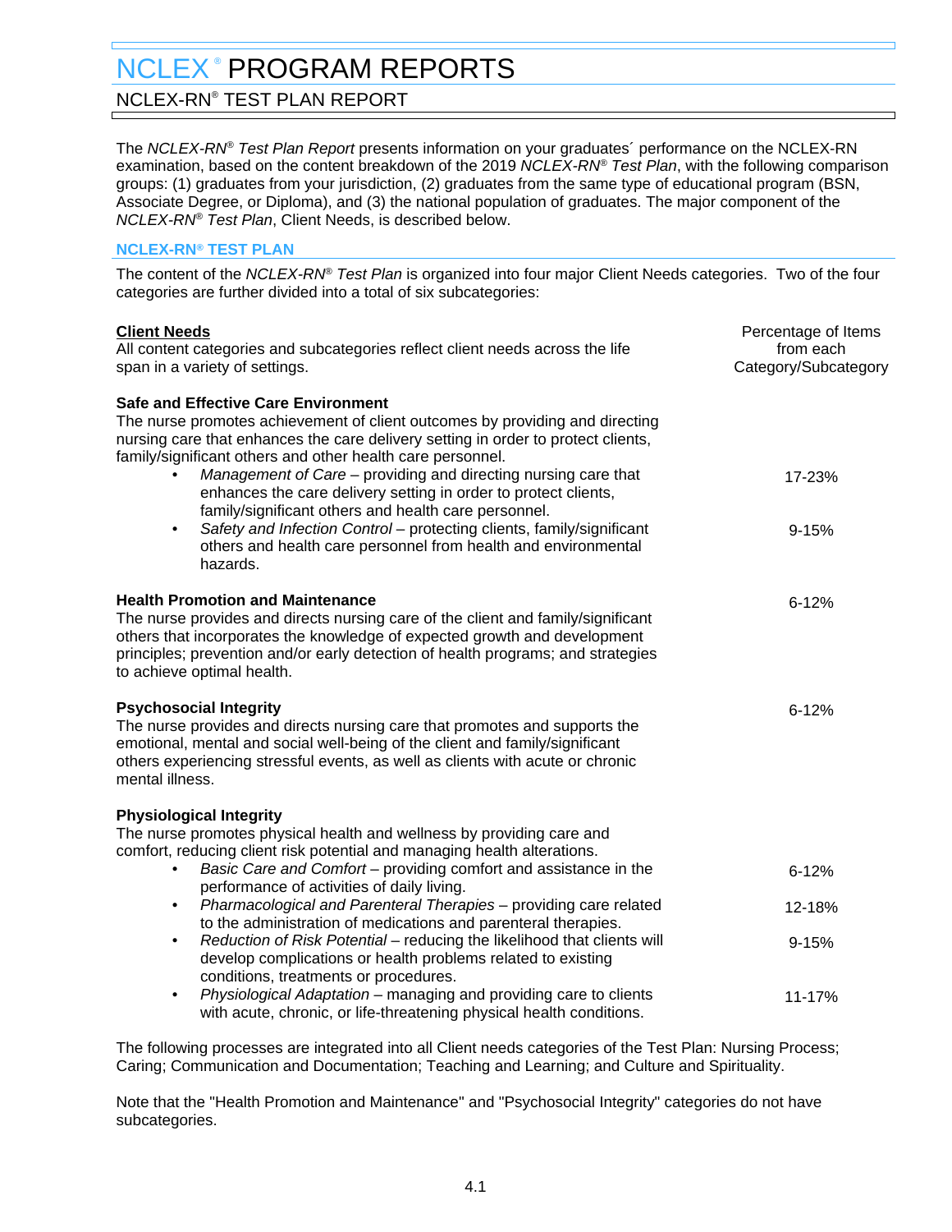# NCLEX® PROGRAM REPORTS

## NCLEX-RN® TEST PLAN REPORT

The *NCLEX-RN® Test Plan Report* presents information on your graduates´ performance on the NCLEX-RN examination, based on the content breakdown of the 2019 *NCLEX-RN® Test Plan*, with the following comparison groups: (1) graduates from your jurisdiction, (2) graduates from the same type of educational program (BSN, Associate Degree, or Diploma), and (3) the national population of graduates. The major component of the *NCLEX-RN® Test Plan*, Client Needs, is described below.

### NCLEX-RN® TEST PLAN

The content of the *NCLEX-RN® Test Plan* is organized into four major Client Needs categories. Two of the four categories are further divided into a total of six subcategories:

| **Client Needs**<br>All content categories and subcategories reflect client needs across the life span in a variety of settings. | Percentage of Items from each Category/Subcategory |
|---|---|
| **Safe and Effective Care Environment**<br>The nurse promotes achievement of client outcomes by providing and directing nursing care that enhances the care delivery setting in order to protect clients, family/significant others and other health care personnel. | |
| • *Management of Care* – providing and directing nursing care that enhances the care delivery setting in order to protect clients, family/significant others and health care personnel. | 17-23% |
| • *Safety and Infection Control* – protecting clients, family/significant others and health care personnel from health and environmental hazards. | 9-15% |
| **Health Promotion and Maintenance**<br>The nurse provides and directs nursing care of the client and family/significant others that incorporates the knowledge of expected growth and development principles; prevention and/or early detection of health programs; and strategies to achieve optimal health. | 6-12% |
| **Psychosocial Integrity**<br>The nurse provides and directs nursing care that promotes and supports the emotional, mental and social well-being of the client and family/significant others experiencing stressful events, as well as clients with acute or chronic mental illness. | 6-12% |
| **Physiological Integrity**<br>The nurse promotes physical health and wellness by providing care and comfort, reducing client risk potential and managing health alterations. | |
| • *Basic Care and Comfort* – providing comfort and assistance in the performance of activities of daily living. | 6-12% |
| • *Pharmacological and Parenteral Therapies* – providing care related to the administration of medications and parenteral therapies. | 12-18% |
| • *Reduction of Risk Potential* – reducing the likelihood that clients will develop complications or health problems related to existing conditions, treatments or procedures. | 9-15% |
| • *Physiological Adaptation* – managing and providing care to clients with acute, chronic, or life-threatening physical health conditions. | 11-17% |

The following processes are integrated into all Client needs categories of the Test Plan: Nursing Process; Caring; Communication and Documentation; Teaching and Learning; and Culture and Spirituality.

Note that the "Health Promotion and Maintenance" and "Psychosocial Integrity" categories do not have subcategories.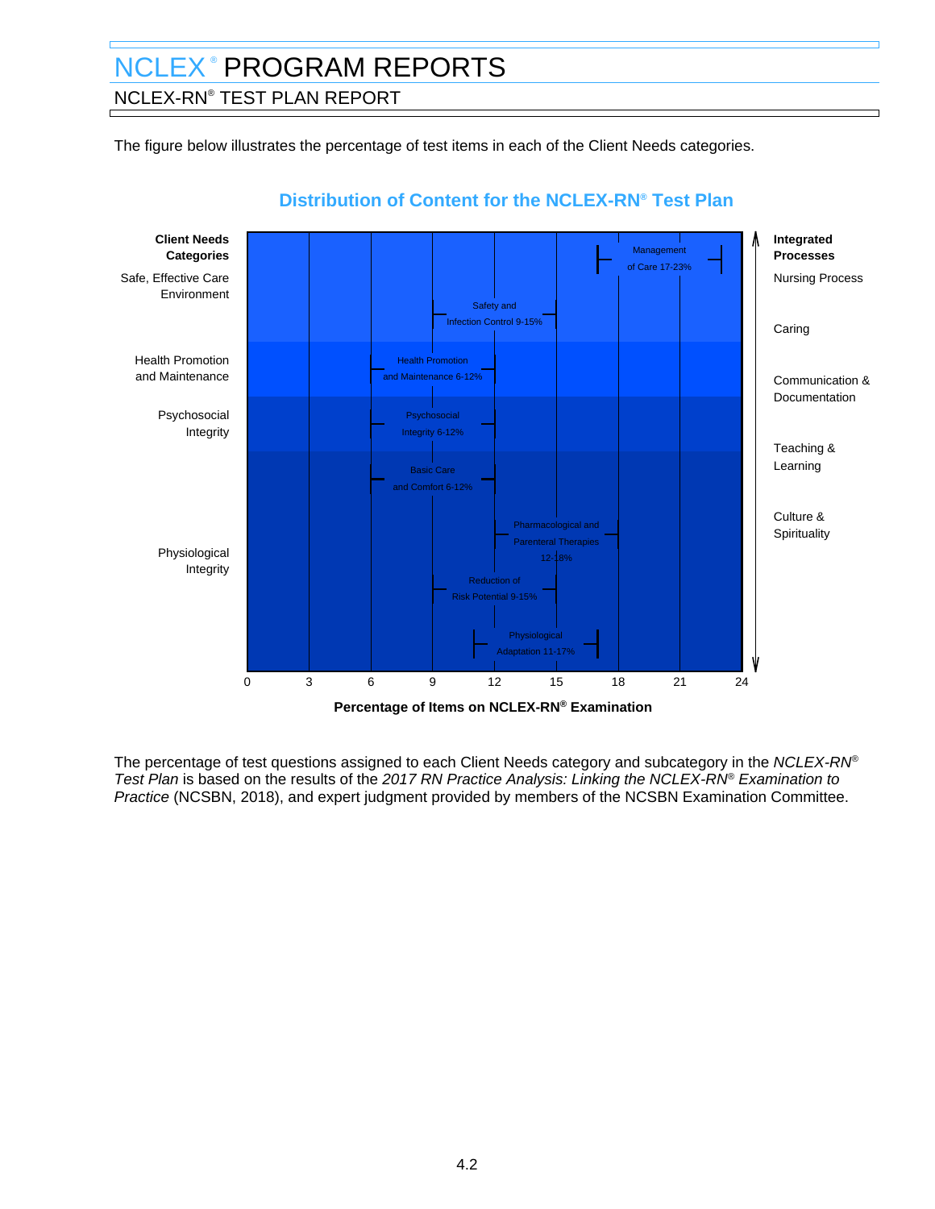# NCLEX® PROGRAM REPORTS

## NCLEX-RN® TEST PLAN REPORT

The figure below illustrates the percentage of test items in each of the Client Needs categories.

### Distribution of Content for the NCLEX-RN® Test Plan

| Client Needs Categories | Subcategory | Percentage of Items |
|---|---|---|
| Safe, Effective Care Environment | Management of Care | 17-23% |
| | Safety and Infection Control | 9-15% |
| Health Promotion and Maintenance | Health Promotion and Maintenance | 6-12% |
| Psychosocial Integrity | Psychosocial Integrity | 6-12% |
| Physiological Integrity | Basic Care and Comfort | 6-12% |
| | Pharmacological and Parenteral Therapies | 12-18% |
| | Reduction of Risk Potential | 9-15% |
| | Physiological Adaptation | 11-17% |

**Integrated Processes**

- Nursing Process
- Caring
- Communication & Documentation
- Teaching & Learning
- Culture & Spirituality

**Percentage of Items on NCLEX-RN® Examination** (axis: 0, 3, 6, 9, 12, 15, 18, 21, 24)

The percentage of test questions assigned to each Client Needs category and subcategory in the *NCLEX-RN® Test Plan* is based on the results of the *2017 RN Practice Analysis: Linking the NCLEX-RN® Examination to Practice* (NCSBN, 2018), and expert judgment provided by members of the NCSBN Examination Committee.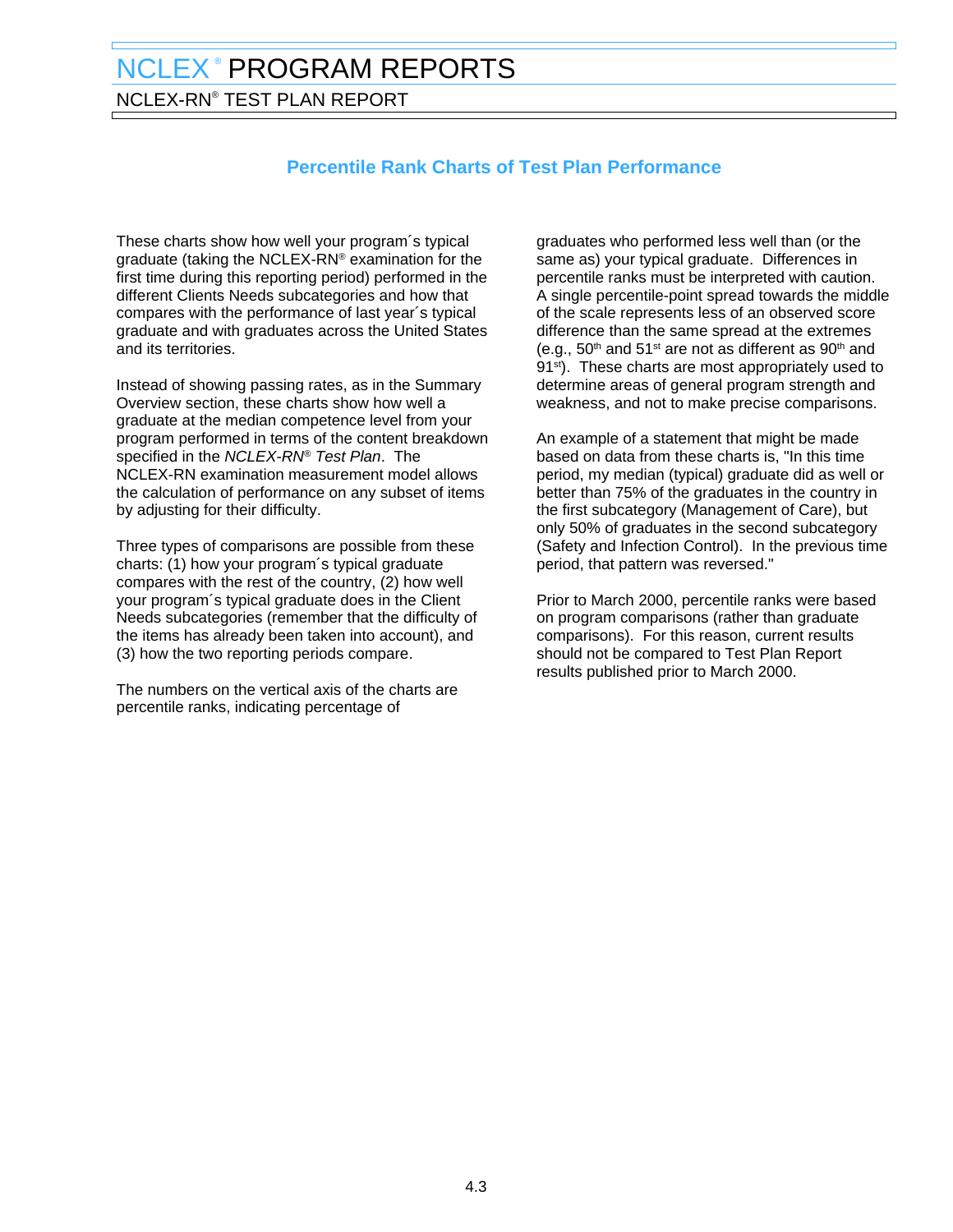# NCLEX® PROGRAM REPORTS

## NCLEX-RN® TEST PLAN REPORT

### Percentile Rank Charts of Test Plan Performance

These charts show how well your program´s typical graduate (taking the NCLEX-RN® examination for the first time during this reporting period) performed in the different Clients Needs subcategories and how that compares with the performance of last year´s typical graduate and with graduates across the United States and its territories.

Instead of showing passing rates, as in the Summary Overview section, these charts show how well a graduate at the median competence level from your program performed in terms of the content breakdown specified in the *NCLEX-RN® Test Plan*. The NCLEX-RN examination measurement model allows the calculation of performance on any subset of items by adjusting for their difficulty.

Three types of comparisons are possible from these charts: (1) how your program´s typical graduate compares with the rest of the country, (2) how well your program´s typical graduate does in the Client Needs subcategories (remember that the difficulty of the items has already been taken into account), and (3) how the two reporting periods compare.

The numbers on the vertical axis of the charts are percentile ranks, indicating percentage of graduates who performed less well than (or the same as) your typical graduate. Differences in percentile ranks must be interpreted with caution. A single percentile-point spread towards the middle of the scale represents less of an observed score difference than the same spread at the extremes (e.g., 50th and 51st are not as different as 90th and 91st). These charts are most appropriately used to determine areas of general program strength and weakness, and not to make precise comparisons.

An example of a statement that might be made based on data from these charts is, "In this time period, my median (typical) graduate did as well or better than 75% of the graduates in the country in the first subcategory (Management of Care), but only 50% of graduates in the second subcategory (Safety and Infection Control). In the previous time period, that pattern was reversed."

Prior to March 2000, percentile ranks were based on program comparisons (rather than graduate comparisons). For this reason, current results should not be compared to Test Plan Report results published prior to March 2000.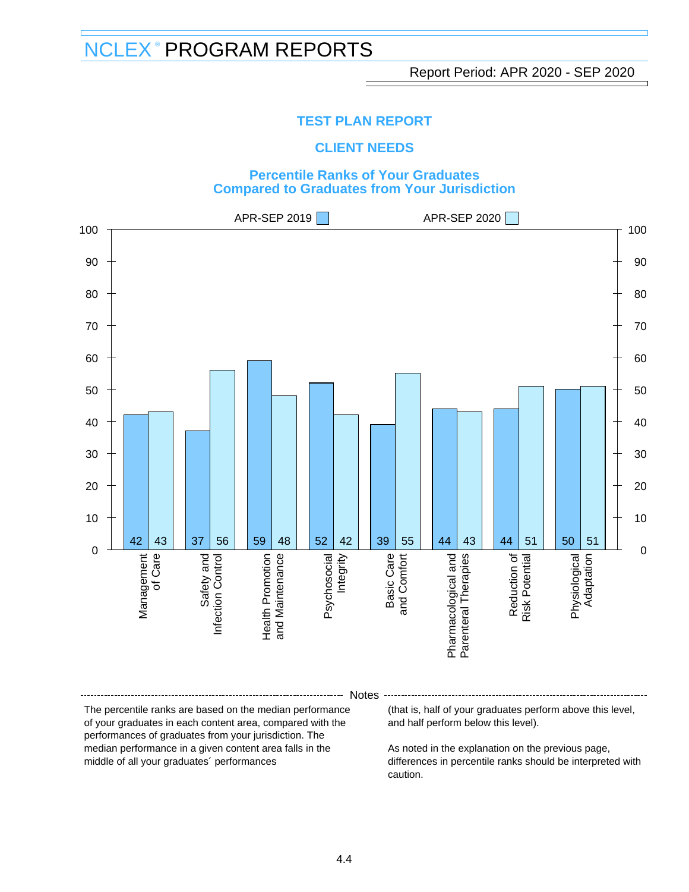# NCLEX® PROGRAM REPORTS

Report Period: APR 2020 - SEP 2020

## TEST PLAN REPORT

## CLIENT NEEDS

### Percentile Ranks of Your Graduates Compared to Graduates from Your Jurisdiction

| Client Needs Category | APR-SEP 2019 | APR-SEP 2020 |
|---|---|---|
| Management of Care | 42 | 43 |
| Safety and Infection Control | 37 | 56 |
| Health Promotion and Maintenance | 59 | 48 |
| Psychosocial Integrity | 52 | 42 |
| Basic Care and Comfort | 39 | 55 |
| Pharmacological and Parenteral Therapies | 44 | 43 |
| Reduction of Risk Potential | 44 | 51 |
| Physiological Adaptation | 50 | 51 |

**Notes**

The percentile ranks are based on the median performance of your graduates in each content area, compared with the performances of graduates from your jurisdiction. The median performance in a given content area falls in the middle of all your graduates´ performances (that is, half of your graduates perform above this level, and half perform below this level).

As noted in the explanation on the previous page, differences in percentile ranks should be interpreted with caution.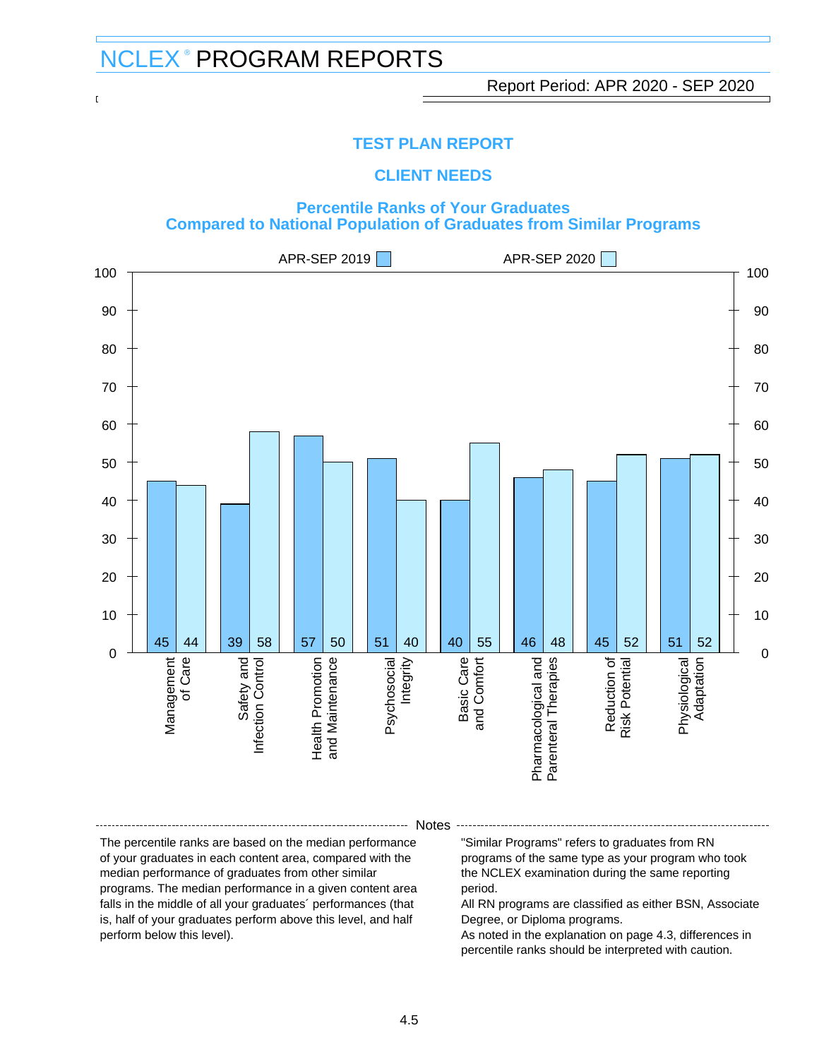# NCLEX® PROGRAM REPORTS

Report Period: APR 2020 - SEP 2020

## TEST PLAN REPORT

## CLIENT NEEDS

### Percentile Ranks of Your Graduates Compared to National Population of Graduates from Similar Programs

| Client Needs | APR-SEP 2019 | APR-SEP 2020 |
|---|---|---|
| Management of Care | 45 | 44 |
| Safety and Infection Control | 39 | 58 |
| Health Promotion and Maintenance | 57 | 50 |
| Psychosocial Integrity | 51 | 40 |
| Basic Care and Comfort | 40 | 55 |
| Pharmacological and Parenteral Therapies | 46 | 48 |
| Reduction of Risk Potential | 45 | 52 |
| Physiological Adaptation | 51 | 52 |

**Notes**

The percentile ranks are based on the median performance of your graduates in each content area, compared with the median performance of graduates from other similar programs. The median performance in a given content area falls in the middle of all your graduates´ performances (that is, half of your graduates perform above this level, and half perform below this level).

"Similar Programs" refers to graduates from RN programs of the same type as your program who took the NCLEX examination during the same reporting period.

All RN programs are classified as either BSN, Associate Degree, or Diploma programs.

As noted in the explanation on page 4.3, differences in percentile ranks should be interpreted with caution.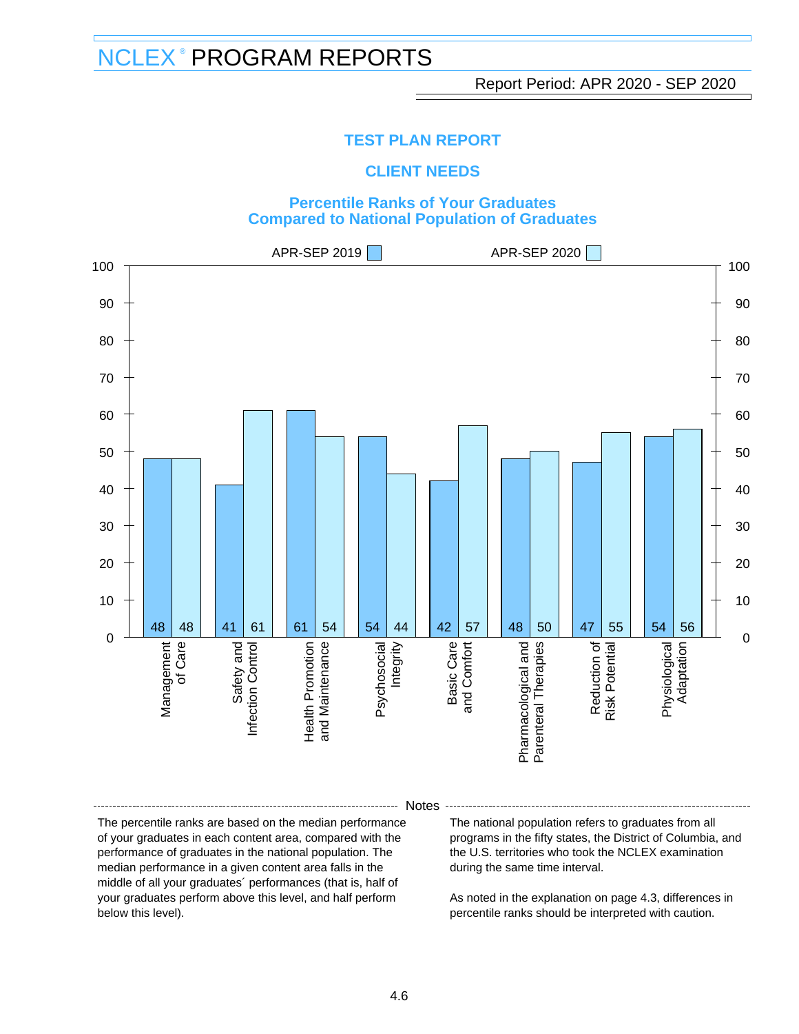# NCLEX® PROGRAM REPORTS

Report Period: APR 2020 - SEP 2020

## TEST PLAN REPORT

## CLIENT NEEDS

### Percentile Ranks of Your Graduates Compared to National Population of Graduates

| Client Need | APR-SEP 2019 | APR-SEP 2020 |
|---|---|---|
| Management of Care | 48 | 48 |
| Safety and Infection Control | 41 | 61 |
| Health Promotion and Maintenance | 61 | 54 |
| Psychosocial Integrity | 54 | 44 |
| Basic Care and Comfort | 42 | 57 |
| Pharmacological and Parenteral Therapies | 48 | 50 |
| Reduction of Risk Potential | 47 | 55 |
| Physiological Adaptation | 54 | 56 |

**Notes**

The percentile ranks are based on the median performance of your graduates in each content area, compared with the performance of graduates in the national population. The median performance in a given content area falls in the middle of all your graduates´ performances (that is, half of your graduates perform above this level, and half perform below this level).

The national population refers to graduates from all programs in the fifty states, the District of Columbia, and the U.S. territories who took the NCLEX examination during the same time interval.

As noted in the explanation on page 4.3, differences in percentile ranks should be interpreted with caution.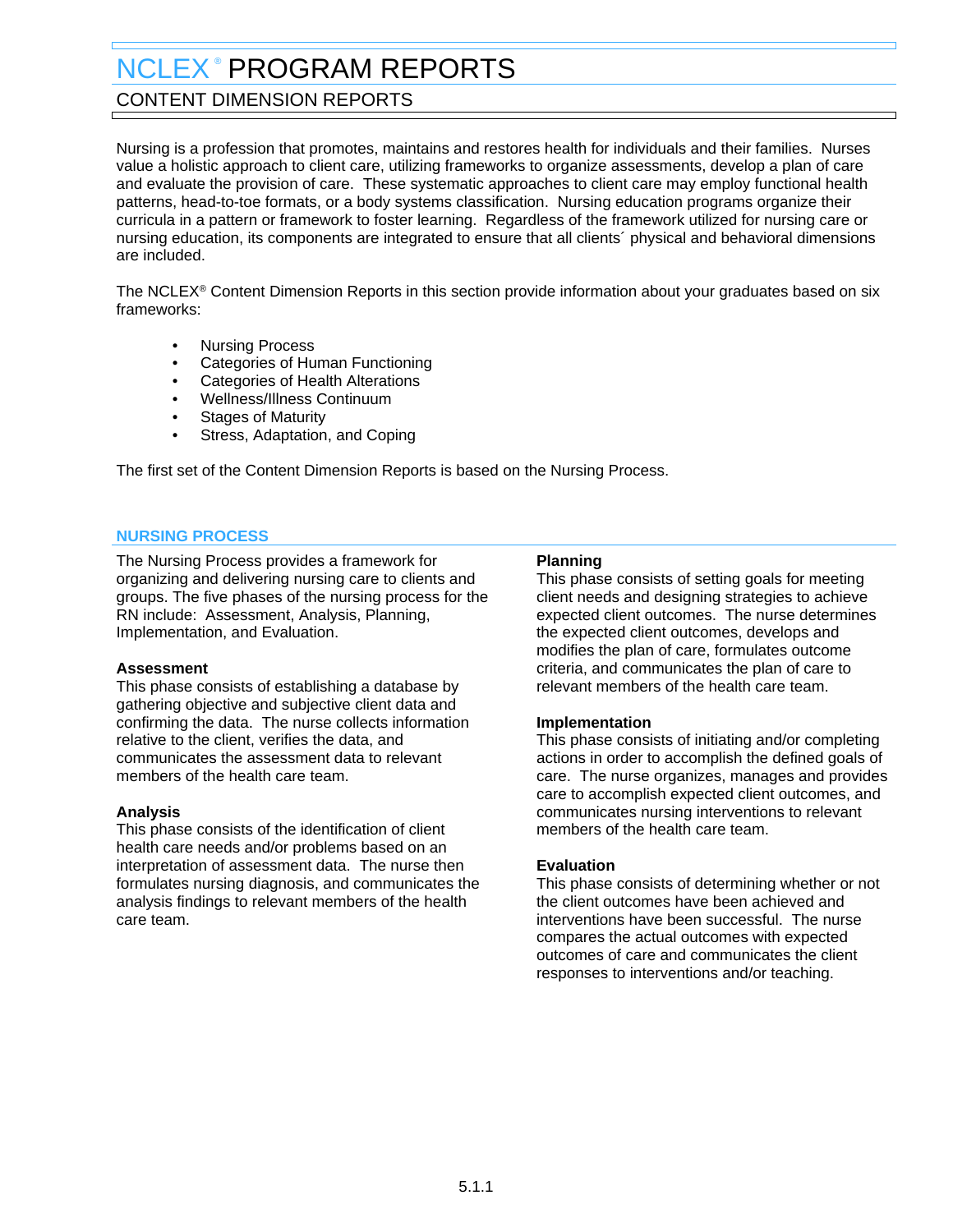# NCLEX® PROGRAM REPORTS

## CONTENT DIMENSION REPORTS

Nursing is a profession that promotes, maintains and restores health for individuals and their families. Nurses value a holistic approach to client care, utilizing frameworks to organize assessments, develop a plan of care and evaluate the provision of care. These systematic approaches to client care may employ functional health patterns, head-to-toe formats, or a body systems classification. Nursing education programs organize their curricula in a pattern or framework to foster learning. Regardless of the framework utilized for nursing care or nursing education, its components are integrated to ensure that all clients´ physical and behavioral dimensions are included.

The NCLEX® Content Dimension Reports in this section provide information about your graduates based on six frameworks:

- Nursing Process
- Categories of Human Functioning
- Categories of Health Alterations
- Wellness/Illness Continuum
- Stages of Maturity
- Stress, Adaptation, and Coping

The first set of the Content Dimension Reports is based on the Nursing Process.

### NURSING PROCESS

The Nursing Process provides a framework for organizing and delivering nursing care to clients and groups. The five phases of the nursing process for the RN include: Assessment, Analysis, Planning, Implementation, and Evaluation.

**Assessment**
This phase consists of establishing a database by gathering objective and subjective client data and confirming the data. The nurse collects information relative to the client, verifies the data, and communicates the assessment data to relevant members of the health care team.

**Analysis**
This phase consists of the identification of client health care needs and/or problems based on an interpretation of assessment data. The nurse then formulates nursing diagnosis, and communicates the analysis findings to relevant members of the health care team.

**Planning**
This phase consists of setting goals for meeting client needs and designing strategies to achieve expected client outcomes. The nurse determines the expected client outcomes, develops and modifies the plan of care, formulates outcome criteria, and communicates the plan of care to relevant members of the health care team.

**Implementation**
This phase consists of initiating and/or completing actions in order to accomplish the defined goals of care. The nurse organizes, manages and provides care to accomplish expected client outcomes, and communicates nursing interventions to relevant members of the health care team.

**Evaluation**
This phase consists of determining whether or not the client outcomes have been achieved and interventions have been successful. The nurse compares the actual outcomes with expected outcomes of care and communicates the client responses to interventions and/or teaching.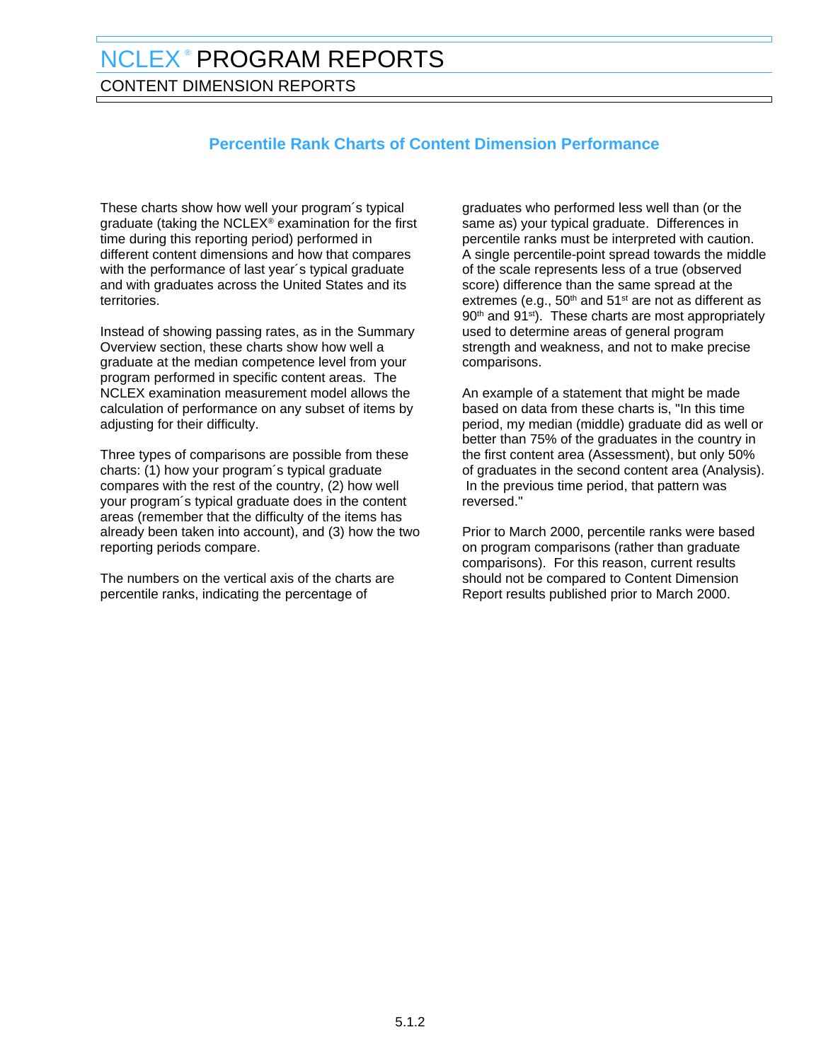# NCLEX® PROGRAM REPORTS

## CONTENT DIMENSION REPORTS

### Percentile Rank Charts of Content Dimension Performance

These charts show how well your program´s typical graduate (taking the NCLEX® examination for the first time during this reporting period) performed in different content dimensions and how that compares with the performance of last year´s typical graduate and with graduates across the United States and its territories.

Instead of showing passing rates, as in the Summary Overview section, these charts show how well a graduate at the median competence level from your program performed in specific content areas. The NCLEX examination measurement model allows the calculation of performance on any subset of items by adjusting for their difficulty.

Three types of comparisons are possible from these charts: (1) how your program´s typical graduate compares with the rest of the country, (2) how well your program´s typical graduate does in the content areas (remember that the difficulty of the items has already been taken into account), and (3) how the two reporting periods compare.

The numbers on the vertical axis of the charts are percentile ranks, indicating the percentage of graduates who performed less well than (or the same as) your typical graduate. Differences in percentile ranks must be interpreted with caution. A single percentile-point spread towards the middle of the scale represents less of a true (observed score) difference than the same spread at the extremes (e.g., 50th and 51st are not as different as 90th and 91st). These charts are most appropriately used to determine areas of general program strength and weakness, and not to make precise comparisons.

An example of a statement that might be made based on data from these charts is, "In this time period, my median (middle) graduate did as well or better than 75% of the graduates in the country in the first content area (Assessment), but only 50% of graduates in the second content area (Analysis). In the previous time period, that pattern was reversed."

Prior to March 2000, percentile ranks were based on program comparisons (rather than graduate comparisons). For this reason, current results should not be compared to Content Dimension Report results published prior to March 2000.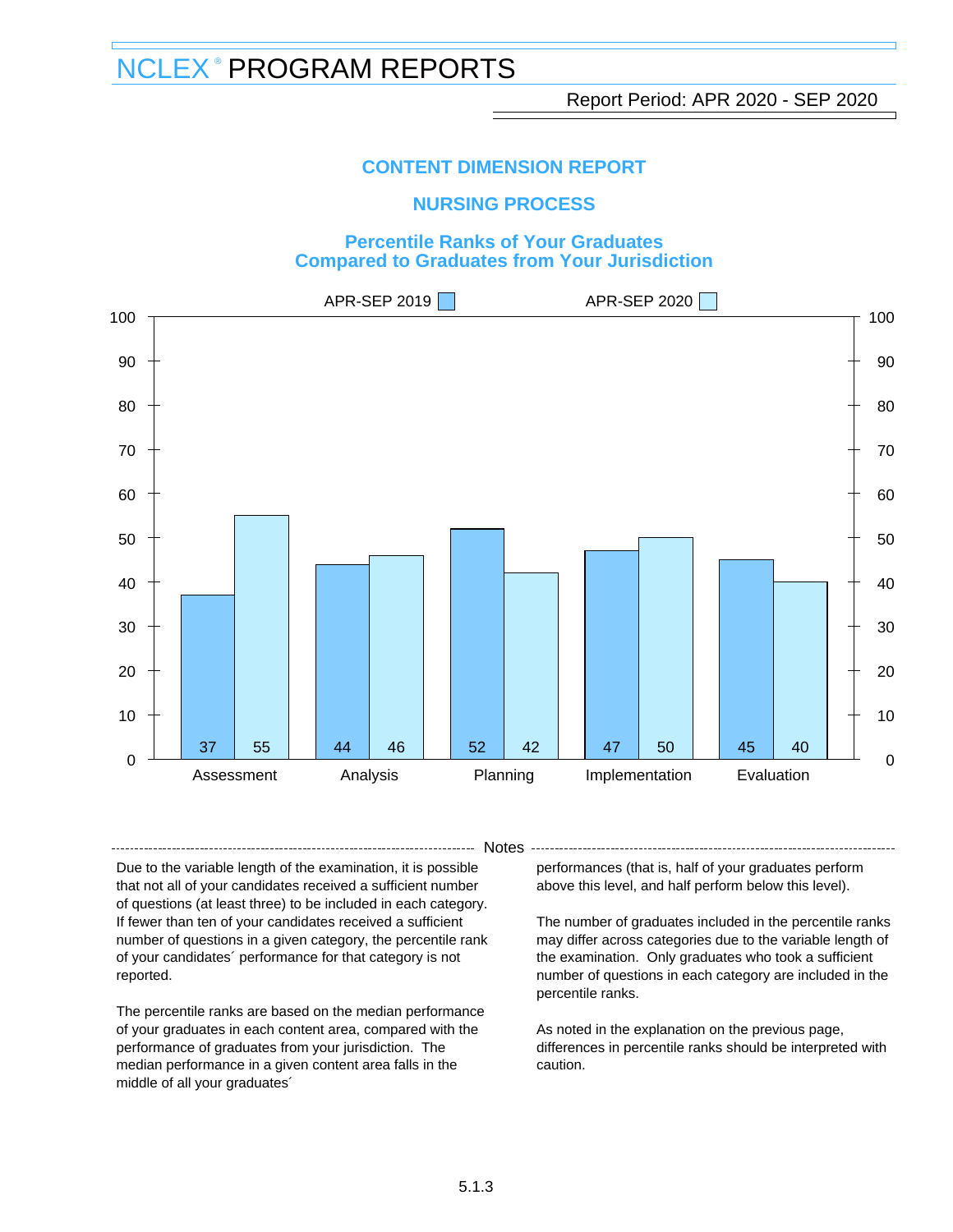# NCLEX® PROGRAM REPORTS

Report Period: APR 2020 - SEP 2020

## CONTENT DIMENSION REPORT

## NURSING PROCESS

### Percentile Ranks of Your Graduates Compared to Graduates from Your Jurisdiction

| | APR-SEP 2019 | APR-SEP 2020 |
|---|---|---|
| Assessment | 37 | 55 |
| Analysis | 44 | 46 |
| Planning | 52 | 42 |
| Implementation | 47 | 50 |
| Evaluation | 45 | 40 |

### Notes

Due to the variable length of the examination, it is possible that not all of your candidates received a sufficient number of questions (at least three) to be included in each category. If fewer than ten of your candidates received a sufficient number of questions in a given category, the percentile rank of your candidates´ performance for that category is not reported.

The percentile ranks are based on the median performance of your graduates in each content area, compared with the performance of graduates from your jurisdiction. The median performance in a given content area falls in the middle of all your graduates´ performances (that is, half of your graduates perform above this level, and half perform below this level).

The number of graduates included in the percentile ranks may differ across categories due to the variable length of the examination. Only graduates who took a sufficient number of questions in each category are included in the percentile ranks.

As noted in the explanation on the previous page, differences in percentile ranks should be interpreted with caution.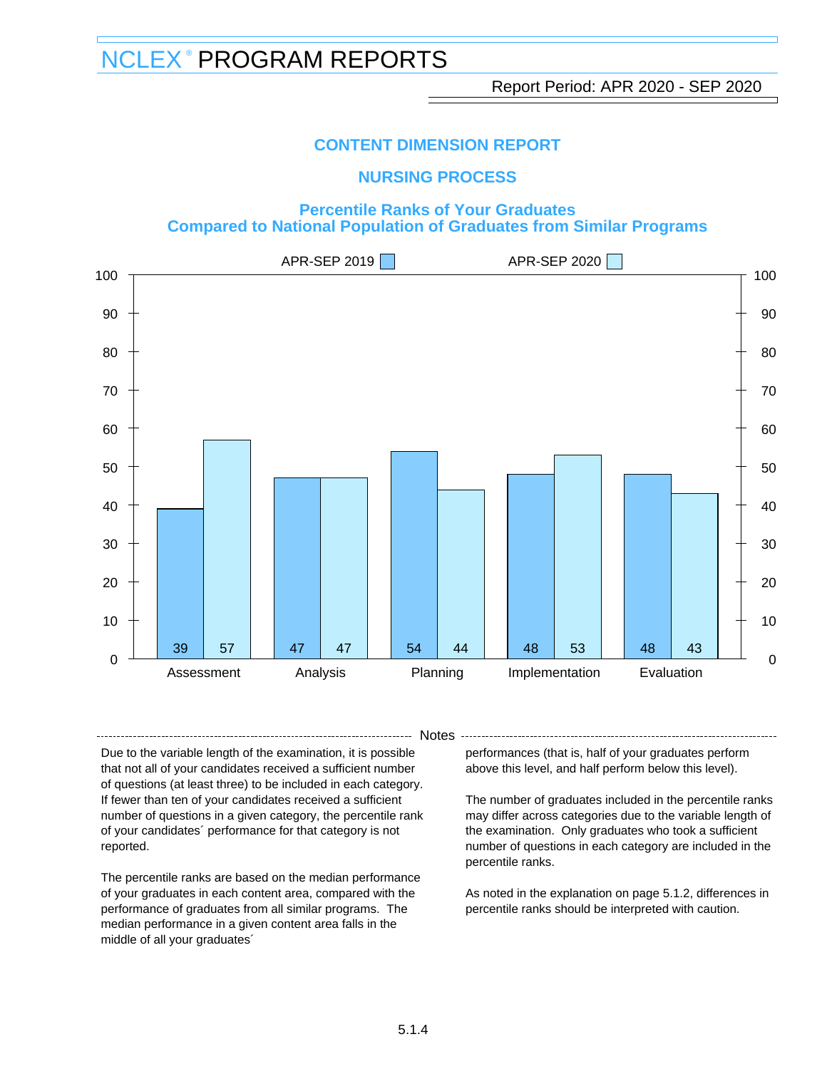# NCLEX® PROGRAM REPORTS

Report Period: APR 2020 - SEP 2020

## CONTENT DIMENSION REPORT

## NURSING PROCESS

### Percentile Ranks of Your Graduates Compared to National Population of Graduates from Similar Programs

| | APR-SEP 2019 | APR-SEP 2020 |
|---|---|---|
| Assessment | 39 | 57 |
| Analysis | 47 | 47 |
| Planning | 54 | 44 |
| Implementation | 48 | 53 |
| Evaluation | 48 | 43 |

**Notes**

Due to the variable length of the examination, it is possible that not all of your candidates received a sufficient number of questions (at least three) to be included in each category. If fewer than ten of your candidates received a sufficient number of questions in a given category, the percentile rank of your candidates´ performance for that category is not reported.

The percentile ranks are based on the median performance of your graduates in each content area, compared with the performance of graduates from all similar programs. The median performance in a given content area falls in the middle of all your graduates´ performances (that is, half of your graduates perform above this level, and half perform below this level).

The number of graduates included in the percentile ranks may differ across categories due to the variable length of the examination. Only graduates who took a sufficient number of questions in each category are included in the percentile ranks.

As noted in the explanation on page 5.1.2, differences in percentile ranks should be interpreted with caution.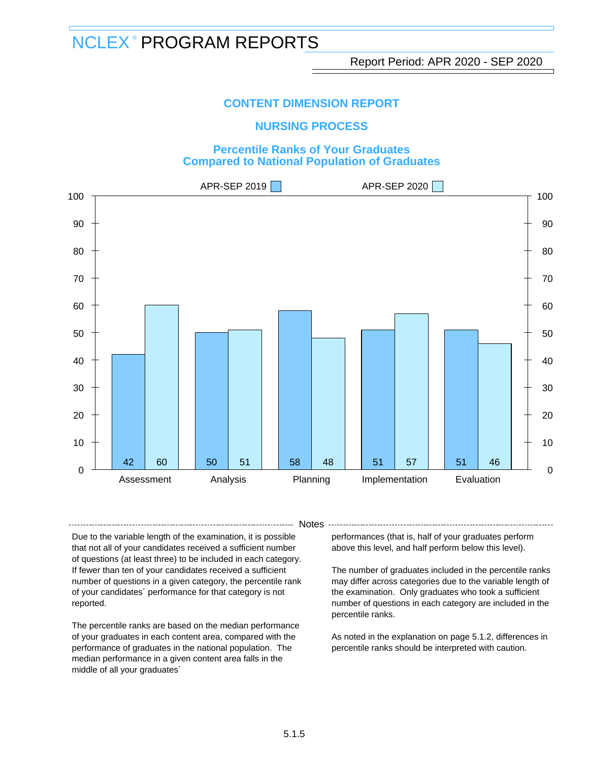# NCLEX® PROGRAM REPORTS

Report Period: APR 2020 - SEP 2020

## CONTENT DIMENSION REPORT

## NURSING PROCESS

### Percentile Ranks of Your Graduates Compared to National Population of Graduates

| Category | APR-SEP 2019 | APR-SEP 2020 |
|---|---|---|
| Assessment | 42 | 60 |
| Analysis | 50 | 51 |
| Planning | 58 | 48 |
| Implementation | 51 | 57 |
| Evaluation | 51 | 46 |

**Notes**

Due to the variable length of the examination, it is possible that not all of your candidates received a sufficient number of questions (at least three) to be included in each category. If fewer than ten of your candidates received a sufficient number of questions in a given category, the percentile rank of your candidates´ performance for that category is not reported.

The percentile ranks are based on the median performance of your graduates in each content area, compared with the performance of graduates in the national population. The median performance in a given content area falls in the middle of all your graduates´ performances (that is, half of your graduates perform above this level, and half perform below this level).

The number of graduates included in the percentile ranks may differ across categories due to the variable length of the examination. Only graduates who took a sufficient number of questions in each category are included in the percentile ranks.

As noted in the explanation on page 5.1.2, differences in percentile ranks should be interpreted with caution.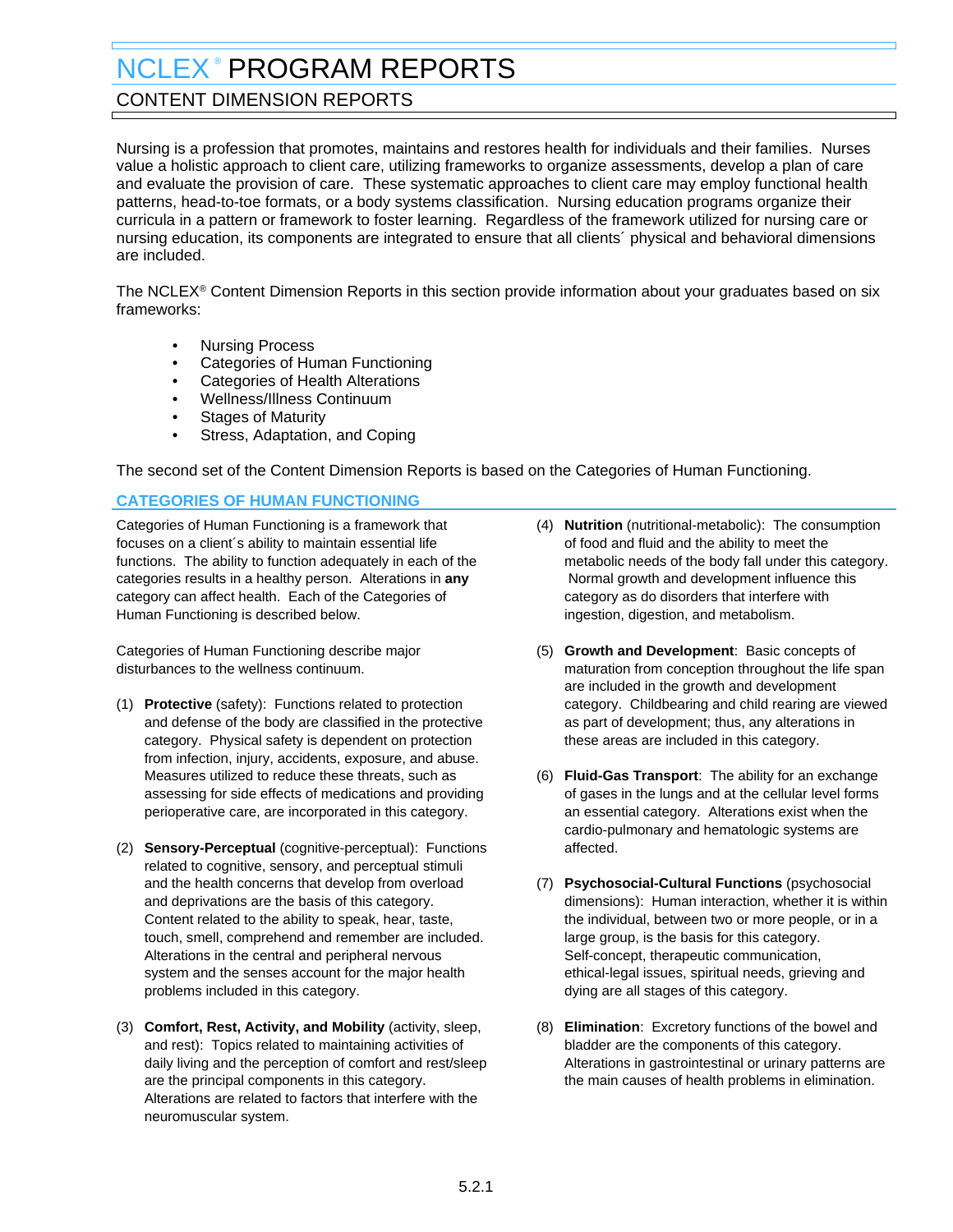# NCLEX® PROGRAM REPORTS

## CONTENT DIMENSION REPORTS

Nursing is a profession that promotes, maintains and restores health for individuals and their families. Nurses value a holistic approach to client care, utilizing frameworks to organize assessments, develop a plan of care and evaluate the provision of care. These systematic approaches to client care may employ functional health patterns, head-to-toe formats, or a body systems classification. Nursing education programs organize their curricula in a pattern or framework to foster learning. Regardless of the framework utilized for nursing care or nursing education, its components are integrated to ensure that all clients´ physical and behavioral dimensions are included.

The NCLEX® Content Dimension Reports in this section provide information about your graduates based on six frameworks:

- Nursing Process
- Categories of Human Functioning
- Categories of Health Alterations
- Wellness/Illness Continuum
- Stages of Maturity
- Stress, Adaptation, and Coping

The second set of the Content Dimension Reports is based on the Categories of Human Functioning.

### CATEGORIES OF HUMAN FUNCTIONING

Categories of Human Functioning is a framework that focuses on a client´s ability to maintain essential life functions. The ability to function adequately in each of the categories results in a healthy person. Alterations in **any** category can affect health. Each of the Categories of Human Functioning is described below.

Categories of Human Functioning describe major disturbances to the wellness continuum.

(1) **Protective** (safety): Functions related to protection and defense of the body are classified in the protective category. Physical safety is dependent on protection from infection, injury, accidents, exposure, and abuse. Measures utilized to reduce these threats, such as assessing for side effects of medications and providing perioperative care, are incorporated in this category.

(2) **Sensory-Perceptual** (cognitive-perceptual): Functions related to cognitive, sensory, and perceptual stimuli and the health concerns that develop from overload and deprivations are the basis of this category. Content related to the ability to speak, hear, taste, touch, smell, comprehend and remember are included. Alterations in the central and peripheral nervous system and the senses account for the major health problems included in this category.

(3) **Comfort, Rest, Activity, and Mobility** (activity, sleep, and rest): Topics related to maintaining activities of daily living and the perception of comfort and rest/sleep are the principal components in this category. Alterations are related to factors that interfere with the neuromuscular system.

(4) **Nutrition** (nutritional-metabolic): The consumption of food and fluid and the ability to meet the metabolic needs of the body fall under this category. Normal growth and development influence this category as do disorders that interfere with ingestion, digestion, and metabolism.

(5) **Growth and Development**: Basic concepts of maturation from conception throughout the life span are included in the growth and development category. Childbearing and child rearing are viewed as part of development; thus, any alterations in these areas are included in this category.

(6) **Fluid-Gas Transport**: The ability for an exchange of gases in the lungs and at the cellular level forms an essential category. Alterations exist when the cardio-pulmonary and hematologic systems are affected.

(7) **Psychosocial-Cultural Functions** (psychosocial dimensions): Human interaction, whether it is within the individual, between two or more people, or in a large group, is the basis for this category. Self-concept, therapeutic communication, ethical-legal issues, spiritual needs, grieving and dying are all stages of this category.

(8) **Elimination**: Excretory functions of the bowel and bladder are the components of this category. Alterations in gastrointestinal or urinary patterns are the main causes of health problems in elimination.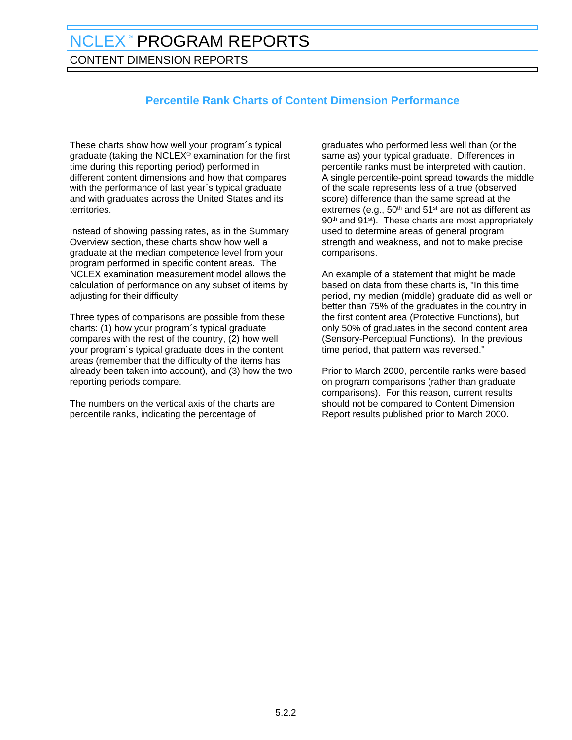# NCLEX® PROGRAM REPORTS

## CONTENT DIMENSION REPORTS

### Percentile Rank Charts of Content Dimension Performance

These charts show how well your program´s typical graduate (taking the NCLEX® examination for the first time during this reporting period) performed in different content dimensions and how that compares with the performance of last year´s typical graduate and with graduates across the United States and its territories.

Instead of showing passing rates, as in the Summary Overview section, these charts show how well a graduate at the median competence level from your program performed in specific content areas. The NCLEX examination measurement model allows the calculation of performance on any subset of items by adjusting for their difficulty.

Three types of comparisons are possible from these charts: (1) how your program´s typical graduate compares with the rest of the country, (2) how well your program´s typical graduate does in the content areas (remember that the difficulty of the items has already been taken into account), and (3) how the two reporting periods compare.

The numbers on the vertical axis of the charts are percentile ranks, indicating the percentage of graduates who performed less well than (or the same as) your typical graduate. Differences in percentile ranks must be interpreted with caution. A single percentile-point spread towards the middle of the scale represents less of a true (observed score) difference than the same spread at the extremes (e.g., 50th and 51st are not as different as 90th and 91st). These charts are most appropriately used to determine areas of general program strength and weakness, and not to make precise comparisons.

An example of a statement that might be made based on data from these charts is, "In this time period, my median (middle) graduate did as well or better than 75% of the graduates in the country in the first content area (Protective Functions), but only 50% of graduates in the second content area (Sensory-Perceptual Functions). In the previous time period, that pattern was reversed."

Prior to March 2000, percentile ranks were based on program comparisons (rather than graduate comparisons). For this reason, current results should not be compared to Content Dimension Report results published prior to March 2000.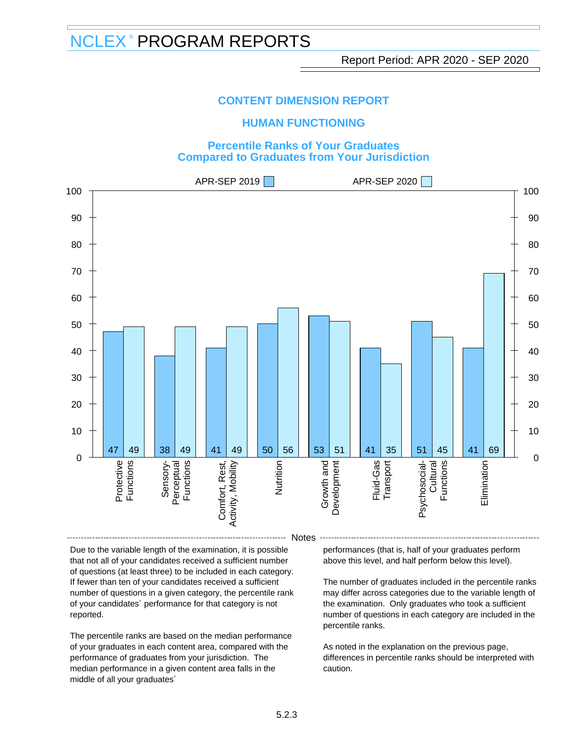# NCLEX® PROGRAM REPORTS

Report Period: APR 2020 - SEP 2020

## CONTENT DIMENSION REPORT

## HUMAN FUNCTIONING

### Percentile Ranks of Your Graduates Compared to Graduates from Your Jurisdiction

| Category | APR-SEP 2019 | APR-SEP 2020 |
|---|---|---|
| Protective Functions | 47 | 49 |
| Sensory-Perceptual Functions | 38 | 49 |
| Comfort, Rest, Activity, Mobility | 41 | 49 |
| Nutrition | 50 | 56 |
| Growth and Development | 53 | 51 |
| Fluid-Gas Transport | 41 | 35 |
| Psychosocial-Cultural Functions | 51 | 45 |
| Elimination | 41 | 69 |

**Notes**

Due to the variable length of the examination, it is possible that not all of your candidates received a sufficient number of questions (at least three) to be included in each category. If fewer than ten of your candidates received a sufficient number of questions in a given category, the percentile rank of your candidates´ performance for that category is not reported.

The percentile ranks are based on the median performance of your graduates in each content area, compared with the performance of graduates from your jurisdiction. The median performance in a given content area falls in the middle of all your graduates´ performances (that is, half of your graduates perform above this level, and half perform below this level).

The number of graduates included in the percentile ranks may differ across categories due to the variable length of the examination. Only graduates who took a sufficient number of questions in each category are included in the percentile ranks.

As noted in the explanation on the previous page, differences in percentile ranks should be interpreted with caution.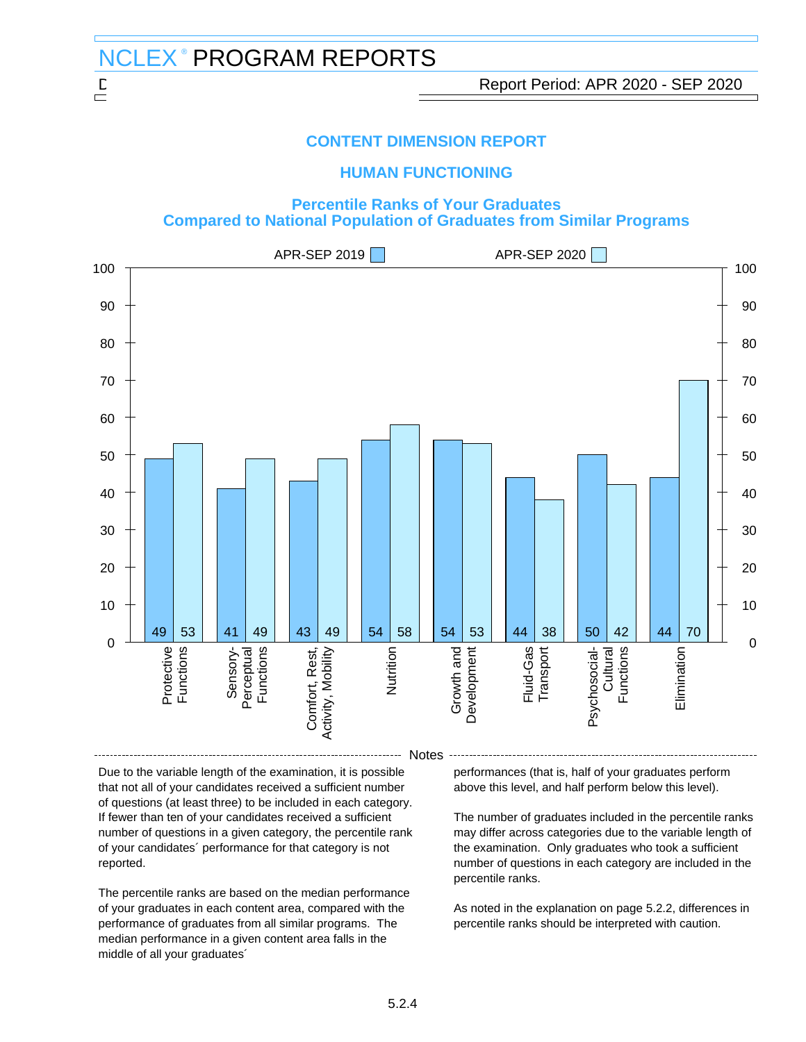# NCLEX® PROGRAM REPORTS

Report Period: APR 2020 - SEP 2020

## CONTENT DIMENSION REPORT

## HUMAN FUNCTIONING

### Percentile Ranks of Your Graduates Compared to National Population of Graduates from Similar Programs

| Category | APR-SEP 2019 | APR-SEP 2020 |
|---|---|---|
| Protective Functions | 49 | 53 |
| Sensory-Perceptual Functions | 41 | 49 |
| Comfort, Rest, Activity, Mobility | 43 | 49 |
| Nutrition | 54 | 58 |
| Growth and Development | 54 | 53 |
| Fluid-Gas Transport | 44 | 38 |
| Psychosocial-Cultural Functions | 50 | 42 |
| Elimination | 44 | 70 |

**Notes**

Due to the variable length of the examination, it is possible that not all of your candidates received a sufficient number of questions (at least three) to be included in each category. If fewer than ten of your candidates received a sufficient number of questions in a given category, the percentile rank of your candidates´ performance for that category is not reported.

The percentile ranks are based on the median performance of your graduates in each content area, compared with the performance of graduates from all similar programs. The median performance in a given content area falls in the middle of all your graduates´ performances (that is, half of your graduates perform above this level, and half perform below this level).

The number of graduates included in the percentile ranks may differ across categories due to the variable length of the examination. Only graduates who took a sufficient number of questions in each category are included in the percentile ranks.

As noted in the explanation on page 5.2.2, differences in percentile ranks should be interpreted with caution.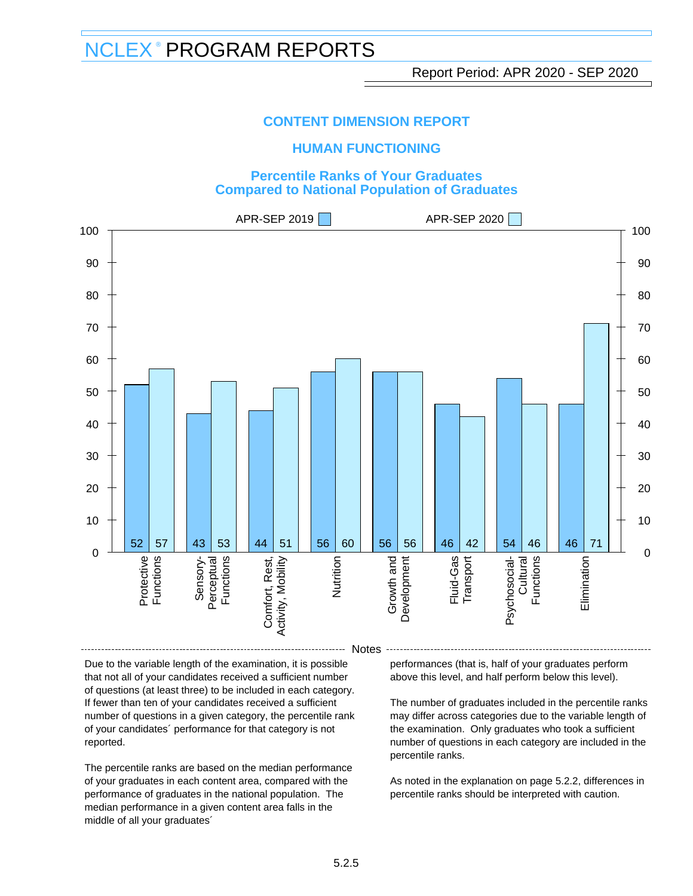# NCLEX® PROGRAM REPORTS

Report Period: APR 2020 - SEP 2020

## CONTENT DIMENSION REPORT

## HUMAN FUNCTIONING

### Percentile Ranks of Your Graduates Compared to National Population of Graduates

| Category | APR-SEP 2019 | APR-SEP 2020 |
| --- | --- | --- |
| Protective Functions | 52 | 57 |
| Sensory-Perceptual Functions | 43 | 53 |
| Comfort, Rest, Activity, Mobility | 44 | 51 |
| Nutrition | 56 | 60 |
| Growth and Development | 56 | 56 |
| Fluid-Gas Transport | 46 | 42 |
| Psychosocial-Cultural Functions | 54 | 46 |
| Elimination | 46 | 71 |

Notes

Due to the variable length of the examination, it is possible that not all of your candidates received a sufficient number of questions (at least three) to be included in each category. If fewer than ten of your candidates received a sufficient number of questions in a given category, the percentile rank of your candidates´ performance for that category is not reported.

The percentile ranks are based on the median performance of your graduates in each content area, compared with the performance of graduates in the national population. The median performance in a given content area falls in the middle of all your graduates´ performances (that is, half of your graduates perform above this level, and half perform below this level).

The number of graduates included in the percentile ranks may differ across categories due to the variable length of the examination. Only graduates who took a sufficient number of questions in each category are included in the percentile ranks.

As noted in the explanation on page 5.2.2, differences in percentile ranks should be interpreted with caution.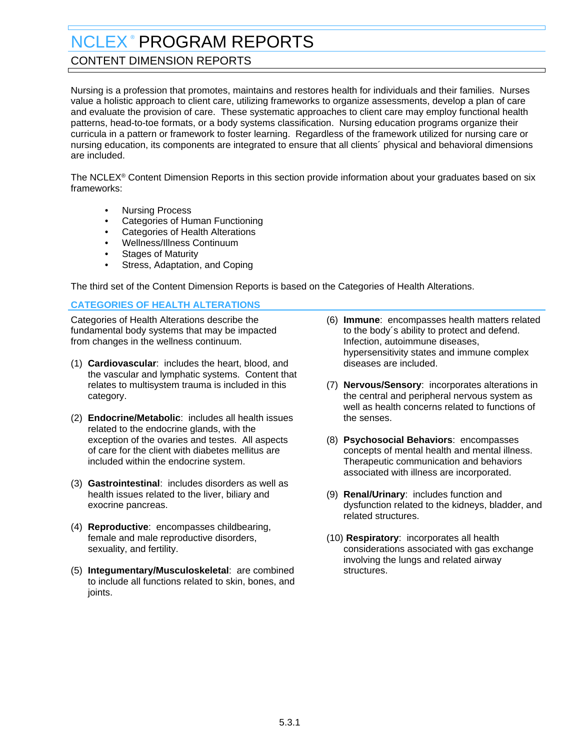# NCLEX® PROGRAM REPORTS

## CONTENT DIMENSION REPORTS

Nursing is a profession that promotes, maintains and restores health for individuals and their families. Nurses value a holistic approach to client care, utilizing frameworks to organize assessments, develop a plan of care and evaluate the provision of care. These systematic approaches to client care may employ functional health patterns, head-to-toe formats, or a body systems classification. Nursing education programs organize their curricula in a pattern or framework to foster learning. Regardless of the framework utilized for nursing care or nursing education, its components are integrated to ensure that all clients´ physical and behavioral dimensions are included.

The NCLEX® Content Dimension Reports in this section provide information about your graduates based on six frameworks:

- Nursing Process
- Categories of Human Functioning
- Categories of Health Alterations
- Wellness/Illness Continuum
- Stages of Maturity
- Stress, Adaptation, and Coping

The third set of the Content Dimension Reports is based on the Categories of Health Alterations.

### CATEGORIES OF HEALTH ALTERATIONS

Categories of Health Alterations describe the fundamental body systems that may be impacted from changes in the wellness continuum.

(1) **Cardiovascular**: includes the heart, blood, and the vascular and lymphatic systems. Content that relates to multisystem trauma is included in this category.

(2) **Endocrine/Metabolic**: includes all health issues related to the endocrine glands, with the exception of the ovaries and testes. All aspects of care for the client with diabetes mellitus are included within the endocrine system.

(3) **Gastrointestinal**: includes disorders as well as health issues related to the liver, biliary and exocrine pancreas.

(4) **Reproductive**: encompasses childbearing, female and male reproductive disorders, sexuality, and fertility.

(5) **Integumentary/Musculoskeletal**: are combined to include all functions related to skin, bones, and joints.

(6) **Immune**: encompasses health matters related to the body´s ability to protect and defend. Infection, autoimmune diseases, hypersensitivity states and immune complex diseases are included.

(7) **Nervous/Sensory**: incorporates alterations in the central and peripheral nervous system as well as health concerns related to functions of the senses.

(8) **Psychosocial Behaviors**: encompasses concepts of mental health and mental illness. Therapeutic communication and behaviors associated with illness are incorporated.

(9) **Renal/Urinary**: includes function and dysfunction related to the kidneys, bladder, and related structures.

(10) **Respiratory**: incorporates all health considerations associated with gas exchange involving the lungs and related airway structures.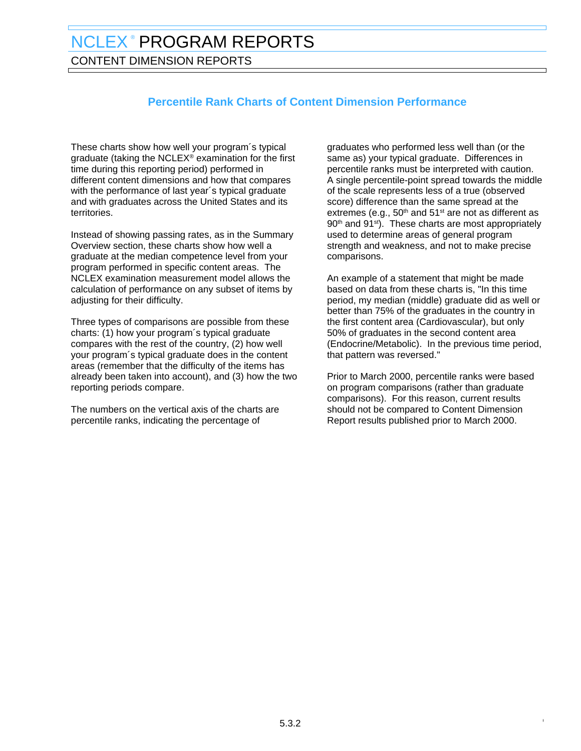# NCLEX® PROGRAM REPORTS

## CONTENT DIMENSION REPORTS

### Percentile Rank Charts of Content Dimension Performance

These charts show how well your program´s typical graduate (taking the NCLEX® examination for the first time during this reporting period) performed in different content dimensions and how that compares with the performance of last year´s typical graduate and with graduates across the United States and its territories.

Instead of showing passing rates, as in the Summary Overview section, these charts show how well a graduate at the median competence level from your program performed in specific content areas. The NCLEX examination measurement model allows the calculation of performance on any subset of items by adjusting for their difficulty.

Three types of comparisons are possible from these charts: (1) how your program´s typical graduate compares with the rest of the country, (2) how well your program´s typical graduate does in the content areas (remember that the difficulty of the items has already been taken into account), and (3) how the two reporting periods compare.

The numbers on the vertical axis of the charts are percentile ranks, indicating the percentage of graduates who performed less well than (or the same as) your typical graduate. Differences in percentile ranks must be interpreted with caution. A single percentile-point spread towards the middle of the scale represents less of a true (observed score) difference than the same spread at the extremes (e.g., 50th and 51st are not as different as 90th and 91st). These charts are most appropriately used to determine areas of general program strength and weakness, and not to make precise comparisons.

An example of a statement that might be made based on data from these charts is, "In this time period, my median (middle) graduate did as well or better than 75% of the graduates in the country in the first content area (Cardiovascular), but only 50% of graduates in the second content area (Endocrine/Metabolic). In the previous time period, that pattern was reversed."

Prior to March 2000, percentile ranks were based on program comparisons (rather than graduate comparisons). For this reason, current results should not be compared to Content Dimension Report results published prior to March 2000.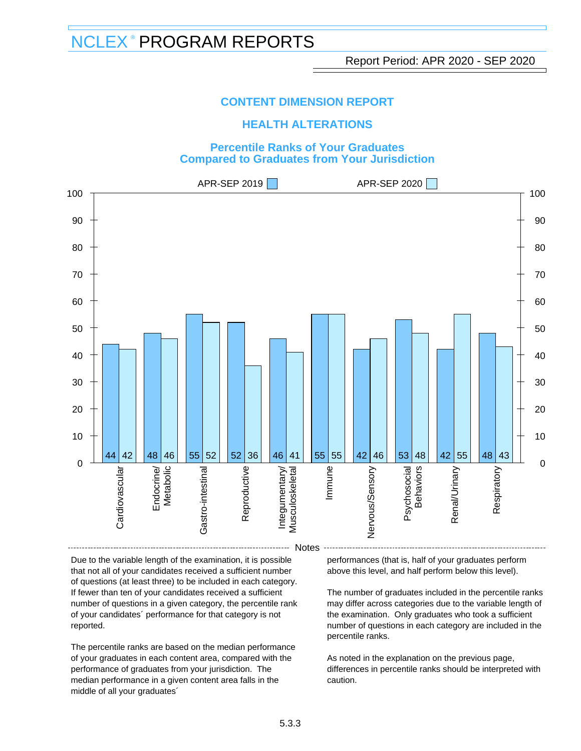# NCLEX® PROGRAM REPORTS

Report Period: APR 2020 - SEP 2020

## CONTENT DIMENSION REPORT

## HEALTH ALTERATIONS

### Percentile Ranks of Your Graduates Compared to Graduates from Your Jurisdiction

| Category | APR-SEP 2019 | APR-SEP 2020 |
|---|---|---|
| Cardiovascular | 44 | 42 |
| Endocrine/ Metabolic | 48 | 46 |
| Gastro-intestinal | 55 | 52 |
| Reproductive | 52 | 36 |
| Integumentary/ Musculoskeletal | 46 | 41 |
| Immune | 55 | 55 |
| Nervous/Sensory | 42 | 46 |
| Psychosocial Behaviors | 53 | 48 |
| Renal/Urinary | 42 | 55 |
| Respiratory | 48 | 43 |

**Notes**

Due to the variable length of the examination, it is possible that not all of your candidates received a sufficient number of questions (at least three) to be included in each category. If fewer than ten of your candidates received a sufficient number of questions in a given category, the percentile rank of your candidates´ performance for that category is not reported.

The percentile ranks are based on the median performance of your graduates in each content area, compared with the performance of graduates from your jurisdiction. The median performance in a given content area falls in the middle of all your graduates´ performances (that is, half of your graduates perform above this level, and half perform below this level).

The number of graduates included in the percentile ranks may differ across categories due to the variable length of the examination. Only graduates who took a sufficient number of questions in each category are included in the percentile ranks.

As noted in the explanation on the previous page, differences in percentile ranks should be interpreted with caution.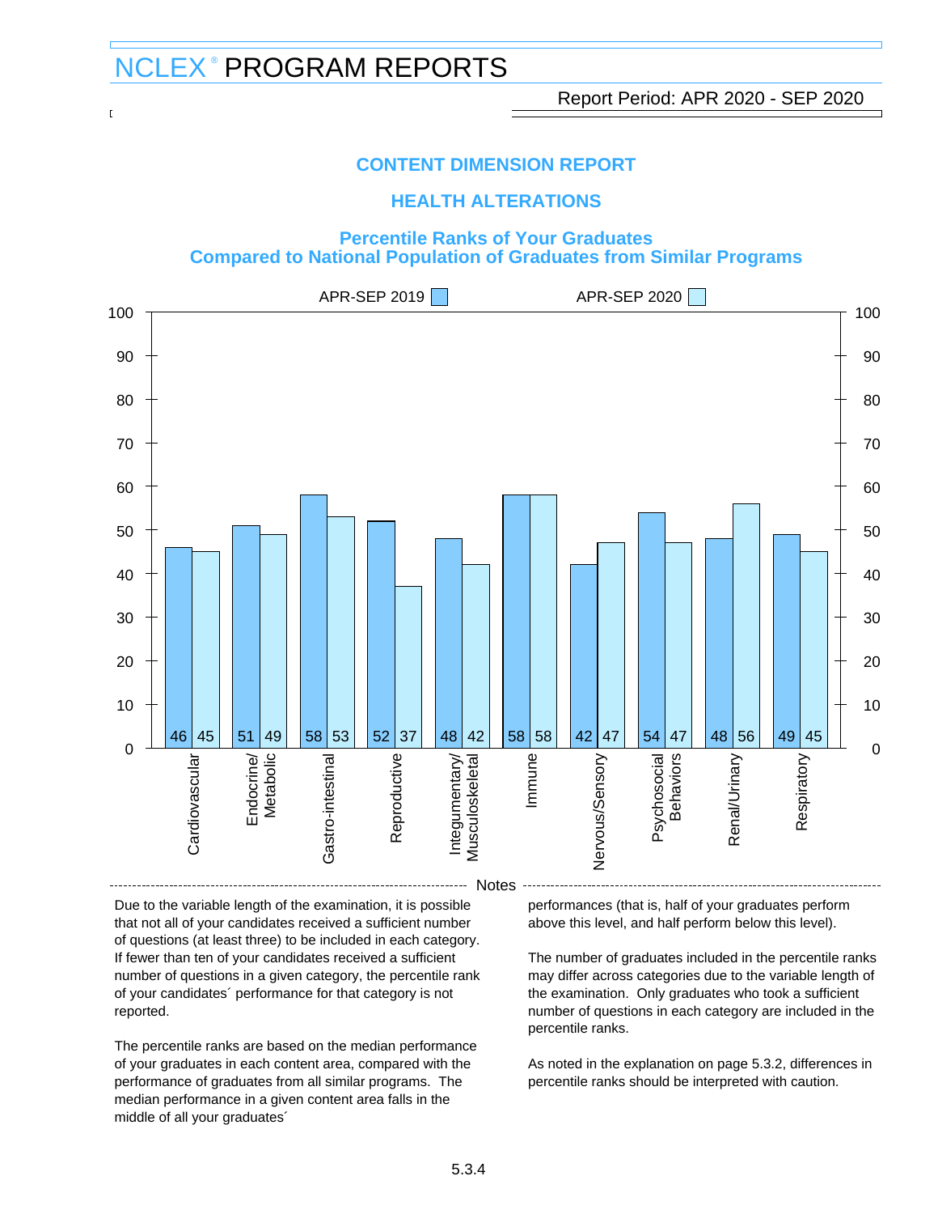# NCLEX® PROGRAM REPORTS

Report Period: APR 2020 - SEP 2020

## CONTENT DIMENSION REPORT

## HEALTH ALTERATIONS

### Percentile Ranks of Your Graduates Compared to National Population of Graduates from Similar Programs

| Category | APR-SEP 2019 | APR-SEP 2020 |
|---|---|---|
| Cardiovascular | 46 | 45 |
| Endocrine/Metabolic | 51 | 49 |
| Gastro-intestinal | 58 | 53 |
| Reproductive | 52 | 37 |
| Integumentary/Musculoskeletal | 48 | 42 |
| Immune | 58 | 58 |
| Nervous/Sensory | 42 | 47 |
| Psychosocial Behaviors | 54 | 47 |
| Renal/Urinary | 48 | 56 |
| Respiratory | 49 | 45 |

### Notes

Due to the variable length of the examination, it is possible that not all of your candidates received a sufficient number of questions (at least three) to be included in each category. If fewer than ten of your candidates received a sufficient number of questions in a given category, the percentile rank of your candidates´ performance for that category is not reported.

The percentile ranks are based on the median performance of your graduates in each content area, compared with the performance of graduates from all similar programs. The median performance in a given content area falls in the middle of all your graduates´ performances (that is, half of your graduates perform above this level, and half perform below this level).

The number of graduates included in the percentile ranks may differ across categories due to the variable length of the examination. Only graduates who took a sufficient number of questions in each category are included in the percentile ranks.

As noted in the explanation on page 5.3.2, differences in percentile ranks should be interpreted with caution.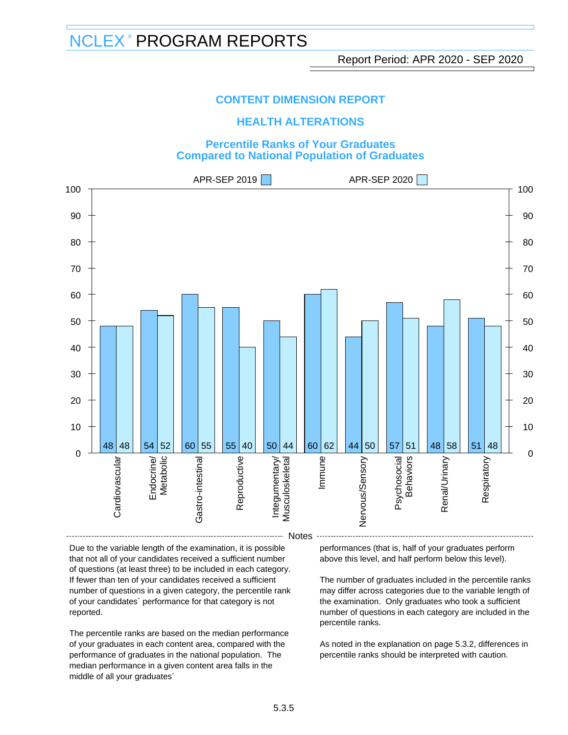# NCLEX® PROGRAM REPORTS

Report Period: APR 2020 - SEP 2020

## CONTENT DIMENSION REPORT

## HEALTH ALTERATIONS

### Percentile Ranks of Your Graduates Compared to National Population of Graduates

| Category | APR-SEP 2019 | APR-SEP 2020 |
|---|---|---|
| Cardiovascular | 48 | 48 |
| Endocrine/Metabolic | 54 | 52 |
| Gastro-intestinal | 60 | 55 |
| Reproductive | 55 | 40 |
| Integumentary/Musculoskeletal | 50 | 44 |
| Immune | 60 | 62 |
| Nervous/Sensory | 44 | 50 |
| Psychosocial Behaviors | 57 | 51 |
| Renal/Urinary | 48 | 58 |
| Respiratory | 51 | 48 |

**Notes**

Due to the variable length of the examination, it is possible that not all of your candidates received a sufficient number of questions (at least three) to be included in each category. If fewer than ten of your candidates received a sufficient number of questions in a given category, the percentile rank of your candidates´ performance for that category is not reported.

The percentile ranks are based on the median performance of your graduates in each content area, compared with the performance of graduates in the national population. The median performance in a given content area falls in the middle of all your graduates´ performances (that is, half of your graduates perform above this level, and half perform below this level).

The number of graduates included in the percentile ranks may differ across categories due to the variable length of the examination. Only graduates who took a sufficient number of questions in each category are included in the percentile ranks.

As noted in the explanation on page 5.3.2, differences in percentile ranks should be interpreted with caution.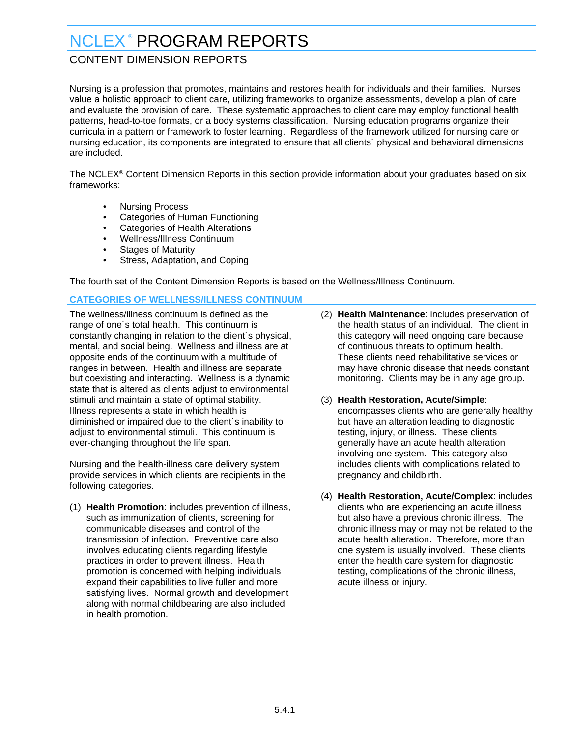# NCLEX® PROGRAM REPORTS

## CONTENT DIMENSION REPORTS

Nursing is a profession that promotes, maintains and restores health for individuals and their families. Nurses value a holistic approach to client care, utilizing frameworks to organize assessments, develop a plan of care and evaluate the provision of care. These systematic approaches to client care may employ functional health patterns, head-to-toe formats, or a body systems classification. Nursing education programs organize their curricula in a pattern or framework to foster learning. Regardless of the framework utilized for nursing care or nursing education, its components are integrated to ensure that all clients´ physical and behavioral dimensions are included.

The NCLEX® Content Dimension Reports in this section provide information about your graduates based on six frameworks:

- Nursing Process
- Categories of Human Functioning
- Categories of Health Alterations
- Wellness/Illness Continuum
- Stages of Maturity
- Stress, Adaptation, and Coping

The fourth set of the Content Dimension Reports is based on the Wellness/Illness Continuum.

### CATEGORIES OF WELLNESS/ILLNESS CONTINUUM

The wellness/illness continuum is defined as the range of one´s total health. This continuum is constantly changing in relation to the client´s physical, mental, and social being. Wellness and illness are at opposite ends of the continuum with a multitude of ranges in between. Health and illness are separate but coexisting and interacting. Wellness is a dynamic state that is altered as clients adjust to environmental stimuli and maintain a state of optimal stability. Illness represents a state in which health is diminished or impaired due to the client´s inability to adjust to environmental stimuli. This continuum is ever-changing throughout the life span.

Nursing and the health-illness care delivery system provide services in which clients are recipients in the following categories.

(1) **Health Promotion**: includes prevention of illness, such as immunization of clients, screening for communicable diseases and control of the transmission of infection. Preventive care also involves educating clients regarding lifestyle practices in order to prevent illness. Health promotion is concerned with helping individuals expand their capabilities to live fuller and more satisfying lives. Normal growth and development along with normal childbearing are also included in health promotion.

(2) **Health Maintenance**: includes preservation of the health status of an individual. The client in this category will need ongoing care because of continuous threats to optimum health. These clients need rehabilitative services or may have chronic disease that needs constant monitoring. Clients may be in any age group.

(3) **Health Restoration, Acute/Simple**: encompasses clients who are generally healthy but have an alteration leading to diagnostic testing, injury, or illness. These clients generally have an acute health alteration involving one system. This category also includes clients with complications related to pregnancy and childbirth.

(4) **Health Restoration, Acute/Complex**: includes clients who are experiencing an acute illness but also have a previous chronic illness. The chronic illness may or may not be related to the acute health alteration. Therefore, more than one system is usually involved. These clients enter the health care system for diagnostic testing, complications of the chronic illness, acute illness or injury.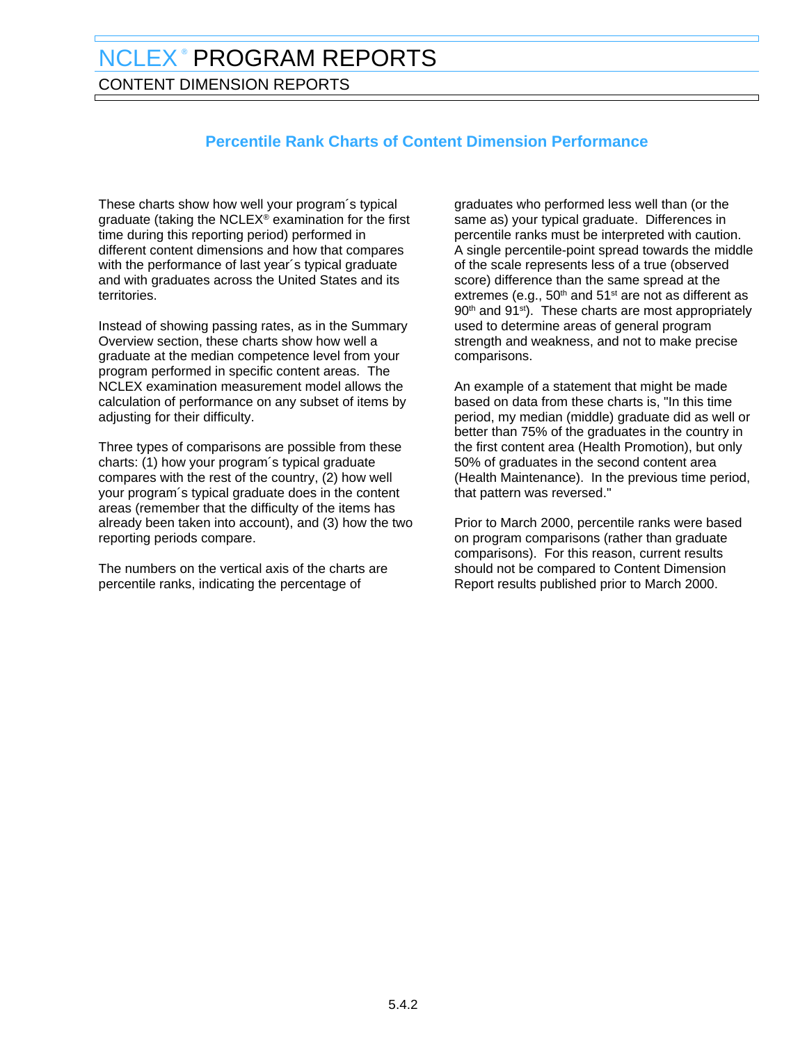# NCLEX® PROGRAM REPORTS

## CONTENT DIMENSION REPORTS

### Percentile Rank Charts of Content Dimension Performance

These charts show how well your program´s typical graduate (taking the NCLEX® examination for the first time during this reporting period) performed in different content dimensions and how that compares with the performance of last year´s typical graduate and with graduates across the United States and its territories.

Instead of showing passing rates, as in the Summary Overview section, these charts show how well a graduate at the median competence level from your program performed in specific content areas. The NCLEX examination measurement model allows the calculation of performance on any subset of items by adjusting for their difficulty.

Three types of comparisons are possible from these charts: (1) how your program´s typical graduate compares with the rest of the country, (2) how well your program´s typical graduate does in the content areas (remember that the difficulty of the items has already been taken into account), and (3) how the two reporting periods compare.

The numbers on the vertical axis of the charts are percentile ranks, indicating the percentage of graduates who performed less well than (or the same as) your typical graduate. Differences in percentile ranks must be interpreted with caution. A single percentile-point spread towards the middle of the scale represents less of a true (observed score) difference than the same spread at the extremes (e.g., 50th and 51st are not as different as 90th and 91st). These charts are most appropriately used to determine areas of general program strength and weakness, and not to make precise comparisons.

An example of a statement that might be made based on data from these charts is, "In this time period, my median (middle) graduate did as well or better than 75% of the graduates in the country in the first content area (Health Promotion), but only 50% of graduates in the second content area (Health Maintenance). In the previous time period, that pattern was reversed."

Prior to March 2000, percentile ranks were based on program comparisons (rather than graduate comparisons). For this reason, current results should not be compared to Content Dimension Report results published prior to March 2000.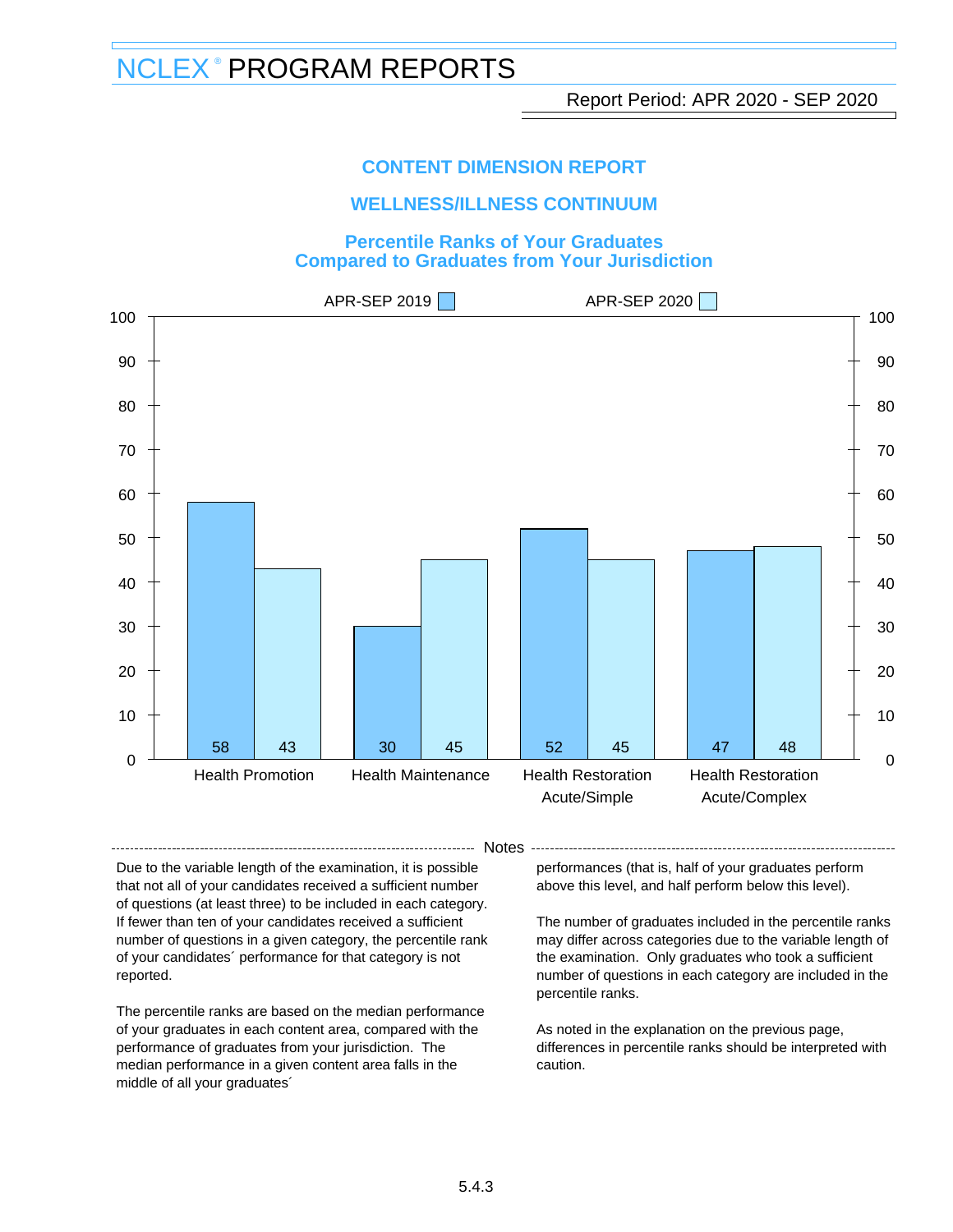# NCLEX® PROGRAM REPORTS

Report Period: APR 2020 - SEP 2020

## CONTENT DIMENSION REPORT

## WELLNESS/ILLNESS CONTINUUM

### Percentile Ranks of Your Graduates Compared to Graduates from Your Jurisdiction

| Category | APR-SEP 2019 | APR-SEP 2020 |
|---|---|---|
| Health Promotion | 58 | 43 |
| Health Maintenance | 30 | 45 |
| Health Restoration Acute/Simple | 52 | 45 |
| Health Restoration Acute/Complex | 47 | 48 |

#### Notes

Due to the variable length of the examination, it is possible that not all of your candidates received a sufficient number of questions (at least three) to be included in each category. If fewer than ten of your candidates received a sufficient number of questions in a given category, the percentile rank of your candidates´ performance for that category is not reported.

The percentile ranks are based on the median performance of your graduates in each content area, compared with the performance of graduates from your jurisdiction. The median performance in a given content area falls in the middle of all your graduates´ performances (that is, half of your graduates perform above this level, and half perform below this level).

The number of graduates included in the percentile ranks may differ across categories due to the variable length of the examination. Only graduates who took a sufficient number of questions in each category are included in the percentile ranks.

As noted in the explanation on the previous page, differences in percentile ranks should be interpreted with caution.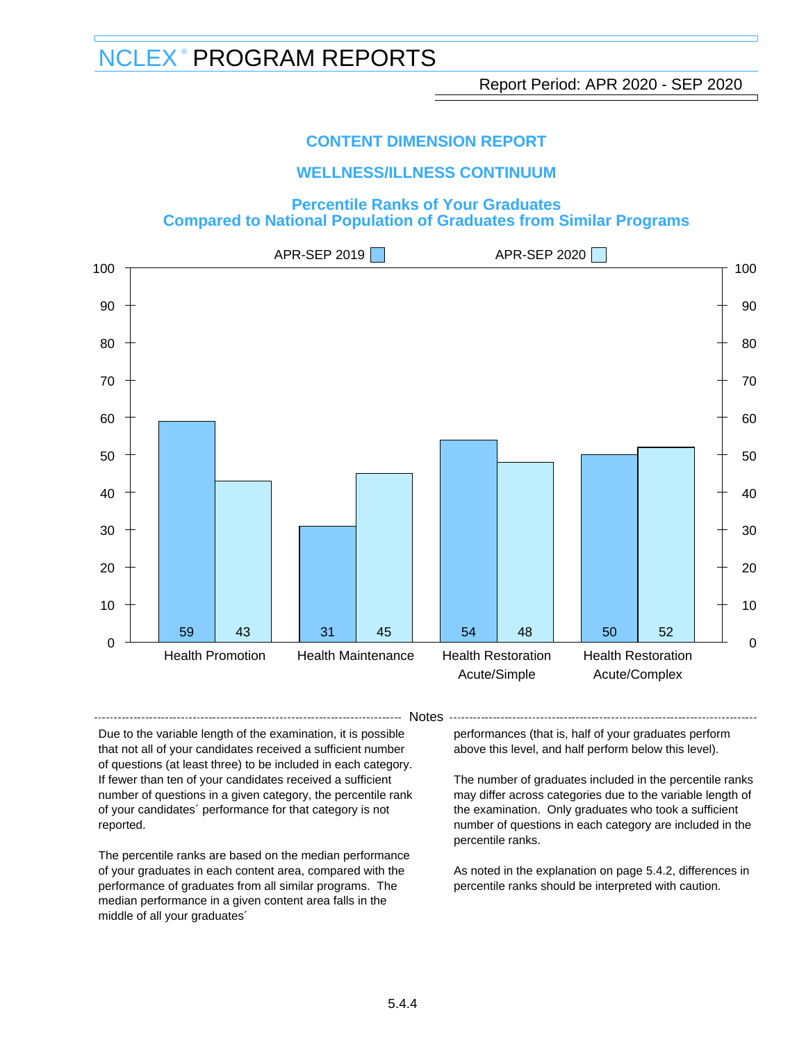# NCLEX® PROGRAM REPORTS

Report Period: APR 2020 - SEP 2020

## CONTENT DIMENSION REPORT

## WELLNESS/ILLNESS CONTINUUM

### Percentile Ranks of Your Graduates Compared to National Population of Graduates from Similar Programs

| Category | APR-SEP 2019 | APR-SEP 2020 |
|---|---|---|
| Health Promotion | 59 | 43 |
| Health Maintenance | 31 | 45 |
| Health Restoration Acute/Simple | 54 | 48 |
| Health Restoration Acute/Complex | 50 | 52 |

#### Notes

Due to the variable length of the examination, it is possible that not all of your candidates received a sufficient number of questions (at least three) to be included in each category. If fewer than ten of your candidates received a sufficient number of questions in a given category, the percentile rank of your candidates´ performance for that category is not reported.

The percentile ranks are based on the median performance of your graduates in each content area, compared with the performance of graduates from all similar programs. The median performance in a given content area falls in the middle of all your graduates´ performances (that is, half of your graduates perform above this level, and half perform below this level).

The number of graduates included in the percentile ranks may differ across categories due to the variable length of the examination. Only graduates who took a sufficient number of questions in each category are included in the percentile ranks.

As noted in the explanation on page 5.4.2, differences in percentile ranks should be interpreted with caution.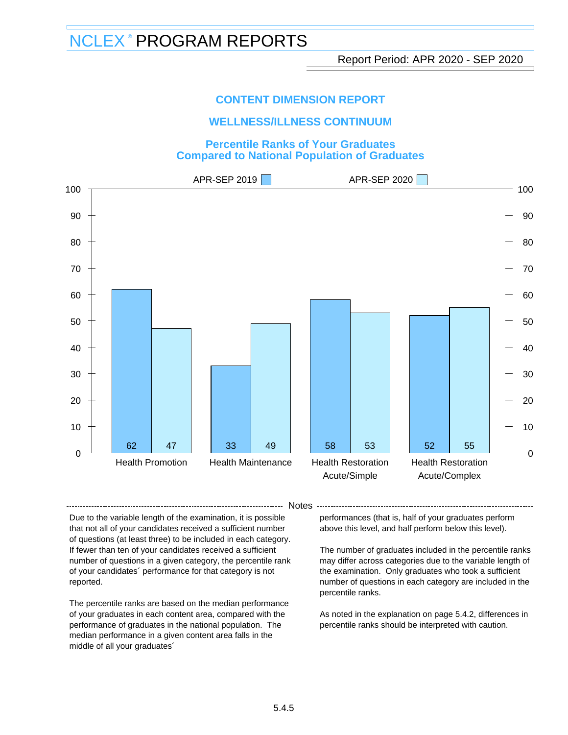# NCLEX® PROGRAM REPORTS

Report Period: APR 2020 - SEP 2020

## CONTENT DIMENSION REPORT

## WELLNESS/ILLNESS CONTINUUM

### Percentile Ranks of Your Graduates Compared to National Population of Graduates

| Category | APR-SEP 2019 | APR-SEP 2020 |
|---|---|---|
| Health Promotion | 62 | 47 |
| Health Maintenance | 33 | 49 |
| Health Restoration Acute/Simple | 58 | 53 |
| Health Restoration Acute/Complex | 52 | 55 |

### Notes

Due to the variable length of the examination, it is possible that not all of your candidates received a sufficient number of questions (at least three) to be included in each category. If fewer than ten of your candidates received a sufficient number of questions in a given category, the percentile rank of your candidates´ performance for that category is not reported.

The percentile ranks are based on the median performance of your graduates in each content area, compared with the performance of graduates in the national population. The median performance in a given content area falls in the middle of all your graduates´ performances (that is, half of your graduates perform above this level, and half perform below this level).

The number of graduates included in the percentile ranks may differ across categories due to the variable length of the examination. Only graduates who took a sufficient number of questions in each category are included in the percentile ranks.

As noted in the explanation on page 5.4.2, differences in percentile ranks should be interpreted with caution.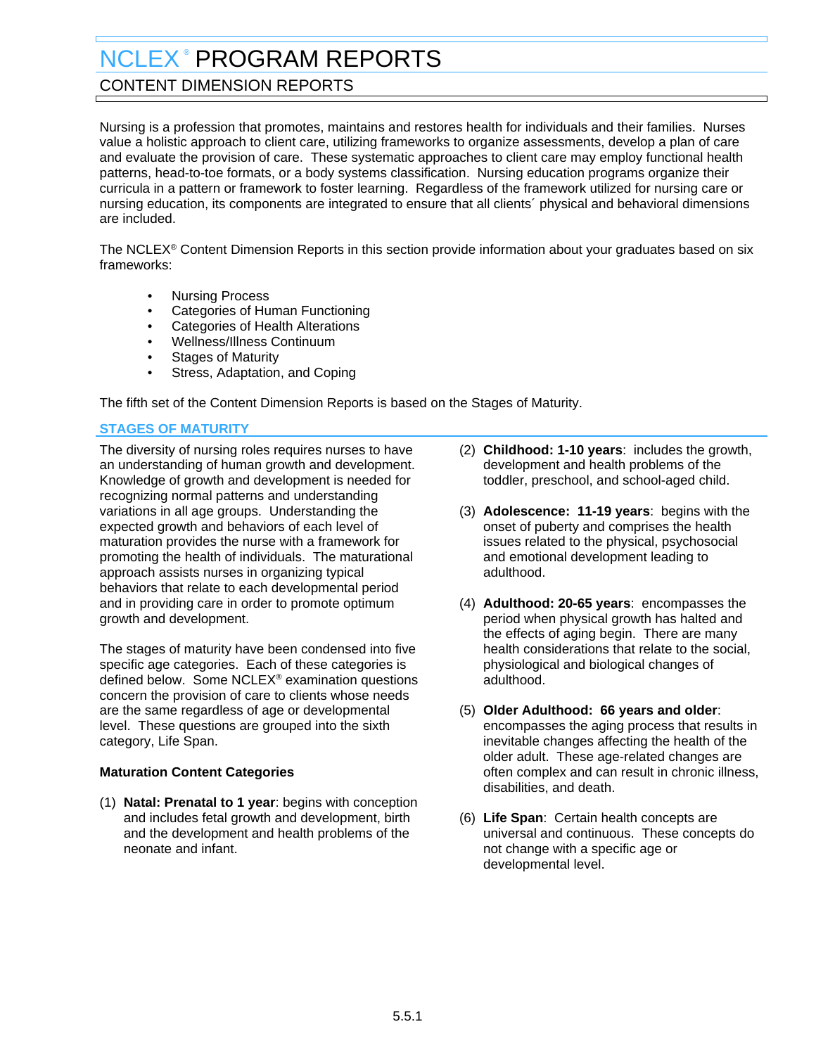# NCLEX® PROGRAM REPORTS

## CONTENT DIMENSION REPORTS

Nursing is a profession that promotes, maintains and restores health for individuals and their families. Nurses value a holistic approach to client care, utilizing frameworks to organize assessments, develop a plan of care and evaluate the provision of care. These systematic approaches to client care may employ functional health patterns, head-to-toe formats, or a body systems classification. Nursing education programs organize their curricula in a pattern or framework to foster learning. Regardless of the framework utilized for nursing care or nursing education, its components are integrated to ensure that all clients´ physical and behavioral dimensions are included.

The NCLEX® Content Dimension Reports in this section provide information about your graduates based on six frameworks:

- Nursing Process
- Categories of Human Functioning
- Categories of Health Alterations
- Wellness/Illness Continuum
- Stages of Maturity
- Stress, Adaptation, and Coping

The fifth set of the Content Dimension Reports is based on the Stages of Maturity.

### STAGES OF MATURITY

The diversity of nursing roles requires nurses to have an understanding of human growth and development. Knowledge of growth and development is needed for recognizing normal patterns and understanding variations in all age groups. Understanding the expected growth and behaviors of each level of maturation provides the nurse with a framework for promoting the health of individuals. The maturational approach assists nurses in organizing typical behaviors that relate to each developmental period and in providing care in order to promote optimum growth and development.

The stages of maturity have been condensed into five specific age categories. Each of these categories is defined below. Some NCLEX® examination questions concern the provision of care to clients whose needs are the same regardless of age or developmental level. These questions are grouped into the sixth category, Life Span.

**Maturation Content Categories**

(1) **Natal: Prenatal to 1 year**: begins with conception and includes fetal growth and development, birth and the development and health problems of the neonate and infant.

(2) **Childhood: 1-10 years**: includes the growth, development and health problems of the toddler, preschool, and school-aged child.

(3) **Adolescence: 11-19 years**: begins with the onset of puberty and comprises the health issues related to the physical, psychosocial and emotional development leading to adulthood.

(4) **Adulthood: 20-65 years**: encompasses the period when physical growth has halted and the effects of aging begin. There are many health considerations that relate to the social, physiological and biological changes of adulthood.

(5) **Older Adulthood: 66 years and older**: encompasses the aging process that results in inevitable changes affecting the health of the older adult. These age-related changes are often complex and can result in chronic illness, disabilities, and death.

(6) **Life Span**: Certain health concepts are universal and continuous. These concepts do not change with a specific age or developmental level.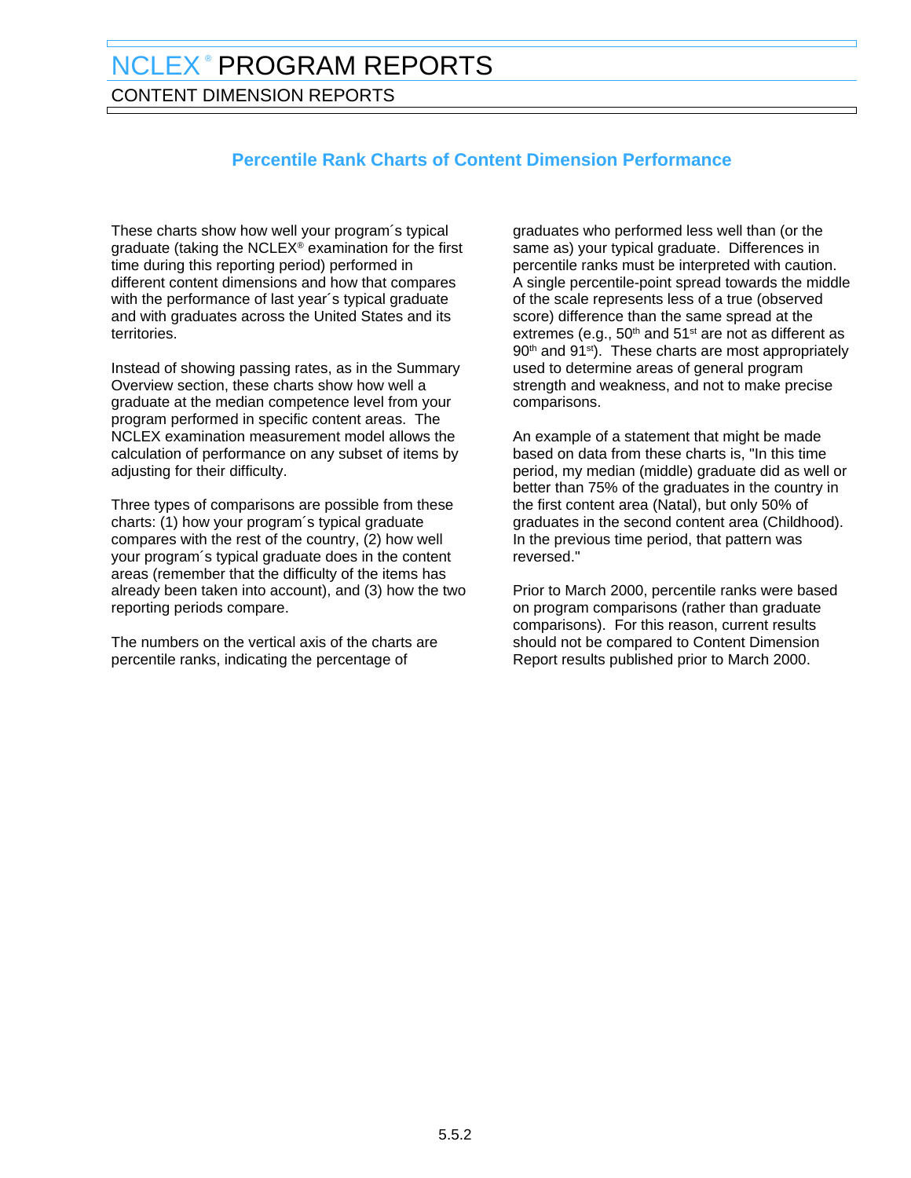# NCLEX® PROGRAM REPORTS

CONTENT DIMENSION REPORTS

## Percentile Rank Charts of Content Dimension Performance

These charts show how well your program´s typical graduate (taking the NCLEX® examination for the first time during this reporting period) performed in different content dimensions and how that compares with the performance of last year´s typical graduate and with graduates across the United States and its territories.

Instead of showing passing rates, as in the Summary Overview section, these charts show how well a graduate at the median competence level from your program performed in specific content areas. The NCLEX examination measurement model allows the calculation of performance on any subset of items by adjusting for their difficulty.

Three types of comparisons are possible from these charts: (1) how your program´s typical graduate compares with the rest of the country, (2) how well your program´s typical graduate does in the content areas (remember that the difficulty of the items has already been taken into account), and (3) how the two reporting periods compare.

The numbers on the vertical axis of the charts are percentile ranks, indicating the percentage of graduates who performed less well than (or the same as) your typical graduate. Differences in percentile ranks must be interpreted with caution. A single percentile-point spread towards the middle of the scale represents less of a true (observed score) difference than the same spread at the extremes (e.g., 50th and 51st are not as different as 90th and 91st). These charts are most appropriately used to determine areas of general program strength and weakness, and not to make precise comparisons.

An example of a statement that might be made based on data from these charts is, "In this time period, my median (middle) graduate did as well or better than 75% of the graduates in the country in the first content area (Natal), but only 50% of graduates in the second content area (Childhood). In the previous time period, that pattern was reversed."

Prior to March 2000, percentile ranks were based on program comparisons (rather than graduate comparisons). For this reason, current results should not be compared to Content Dimension Report results published prior to March 2000.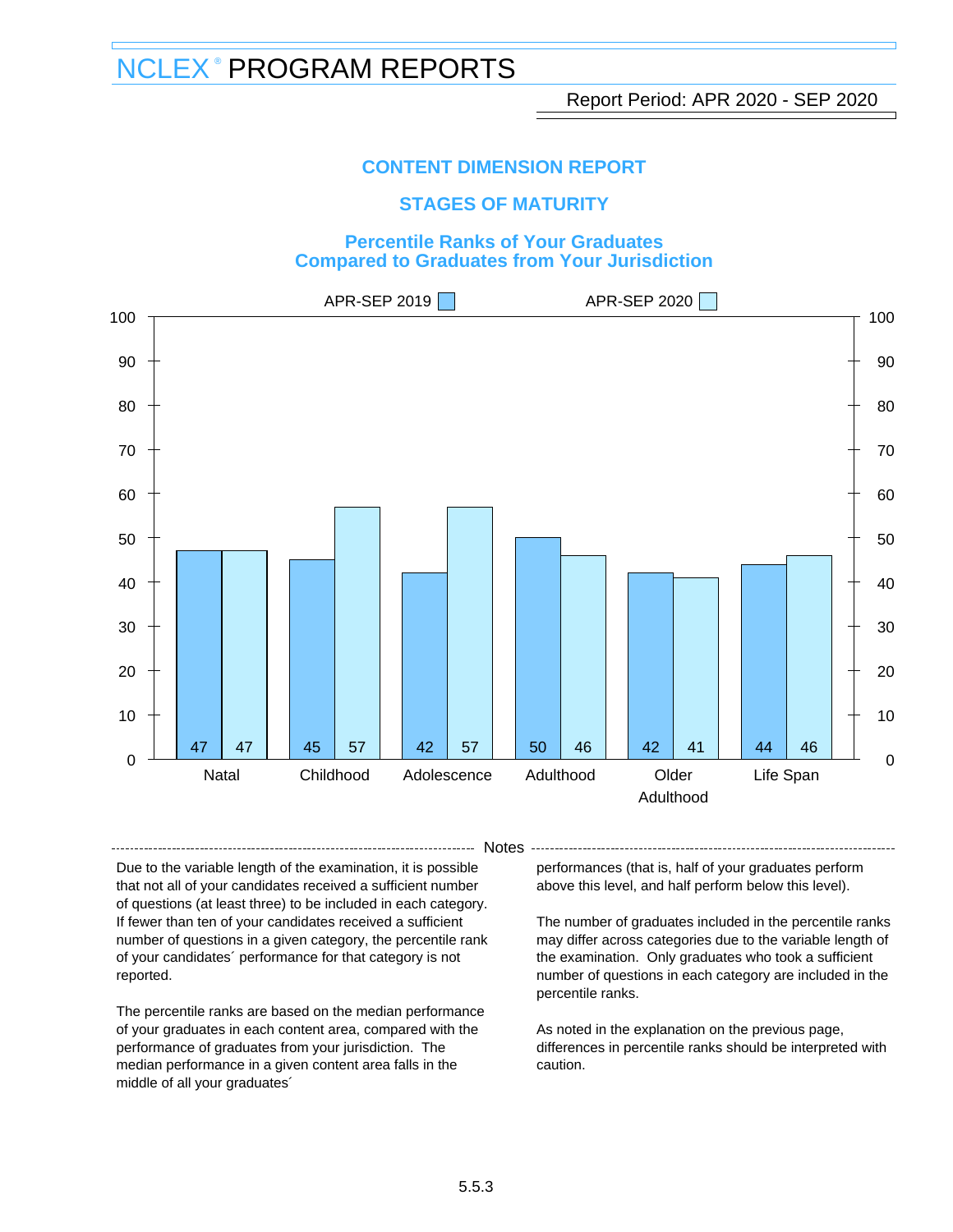# NCLEX® PROGRAM REPORTS

Report Period: APR 2020 - SEP 2020

## CONTENT DIMENSION REPORT

## STAGES OF MATURITY

### Percentile Ranks of Your Graduates Compared to Graduates from Your Jurisdiction

| | APR-SEP 2019 | APR-SEP 2020 |
|---|---|---|
| Natal | 47 | 47 |
| Childhood | 45 | 57 |
| Adolescence | 42 | 57 |
| Adulthood | 50 | 46 |
| Older Adulthood | 42 | 41 |
| Life Span | 44 | 46 |

**Notes**

Due to the variable length of the examination, it is possible that not all of your candidates received a sufficient number of questions (at least three) to be included in each category. If fewer than ten of your candidates received a sufficient number of questions in a given category, the percentile rank of your candidates´ performance for that category is not reported.

The percentile ranks are based on the median performance of your graduates in each content area, compared with the performance of graduates from your jurisdiction. The median performance in a given content area falls in the middle of all your graduates´ performances (that is, half of your graduates perform above this level, and half perform below this level).

The number of graduates included in the percentile ranks may differ across categories due to the variable length of the examination. Only graduates who took a sufficient number of questions in each category are included in the percentile ranks.

As noted in the explanation on the previous page, differences in percentile ranks should be interpreted with caution.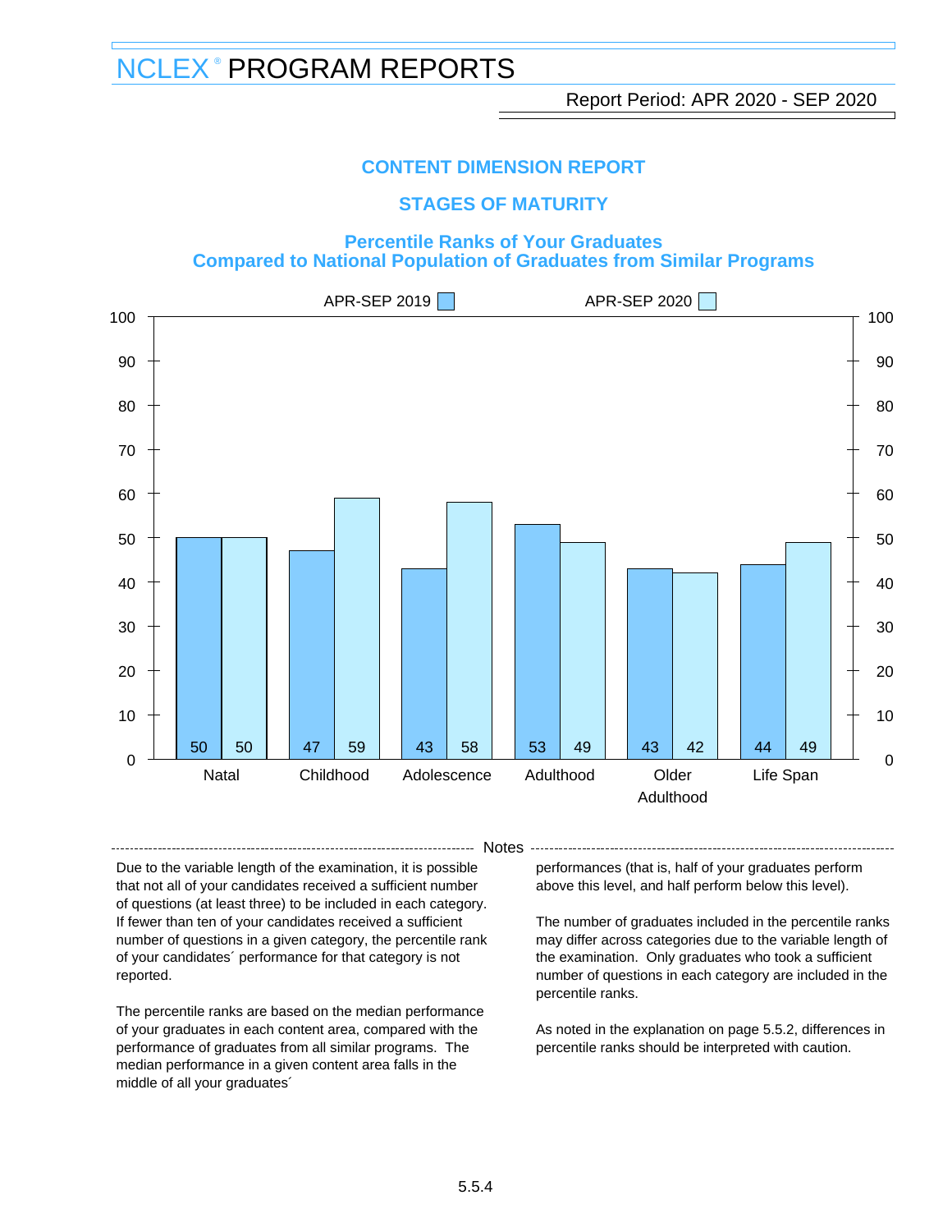# NCLEX® PROGRAM REPORTS

Report Period: APR 2020 - SEP 2020

## CONTENT DIMENSION REPORT

## STAGES OF MATURITY

### Percentile Ranks of Your Graduates Compared to National Population of Graduates from Similar Programs

| Category | APR-SEP 2019 | APR-SEP 2020 |
|---|---|---|
| Natal | 50 | 50 |
| Childhood | 47 | 59 |
| Adolescence | 43 | 58 |
| Adulthood | 53 | 49 |
| Older Adulthood | 43 | 42 |
| Life Span | 44 | 49 |

**Notes**

Due to the variable length of the examination, it is possible that not all of your candidates received a sufficient number of questions (at least three) to be included in each category. If fewer than ten of your candidates received a sufficient number of questions in a given category, the percentile rank of your candidates´ performance for that category is not reported.

The percentile ranks are based on the median performance of your graduates in each content area, compared with the performance of graduates from all similar programs. The median performance in a given content area falls in the middle of all your graduates´ performances (that is, half of your graduates perform above this level, and half perform below this level).

The number of graduates included in the percentile ranks may differ across categories due to the variable length of the examination. Only graduates who took a sufficient number of questions in each category are included in the percentile ranks.

As noted in the explanation on page 5.5.2, differences in percentile ranks should be interpreted with caution.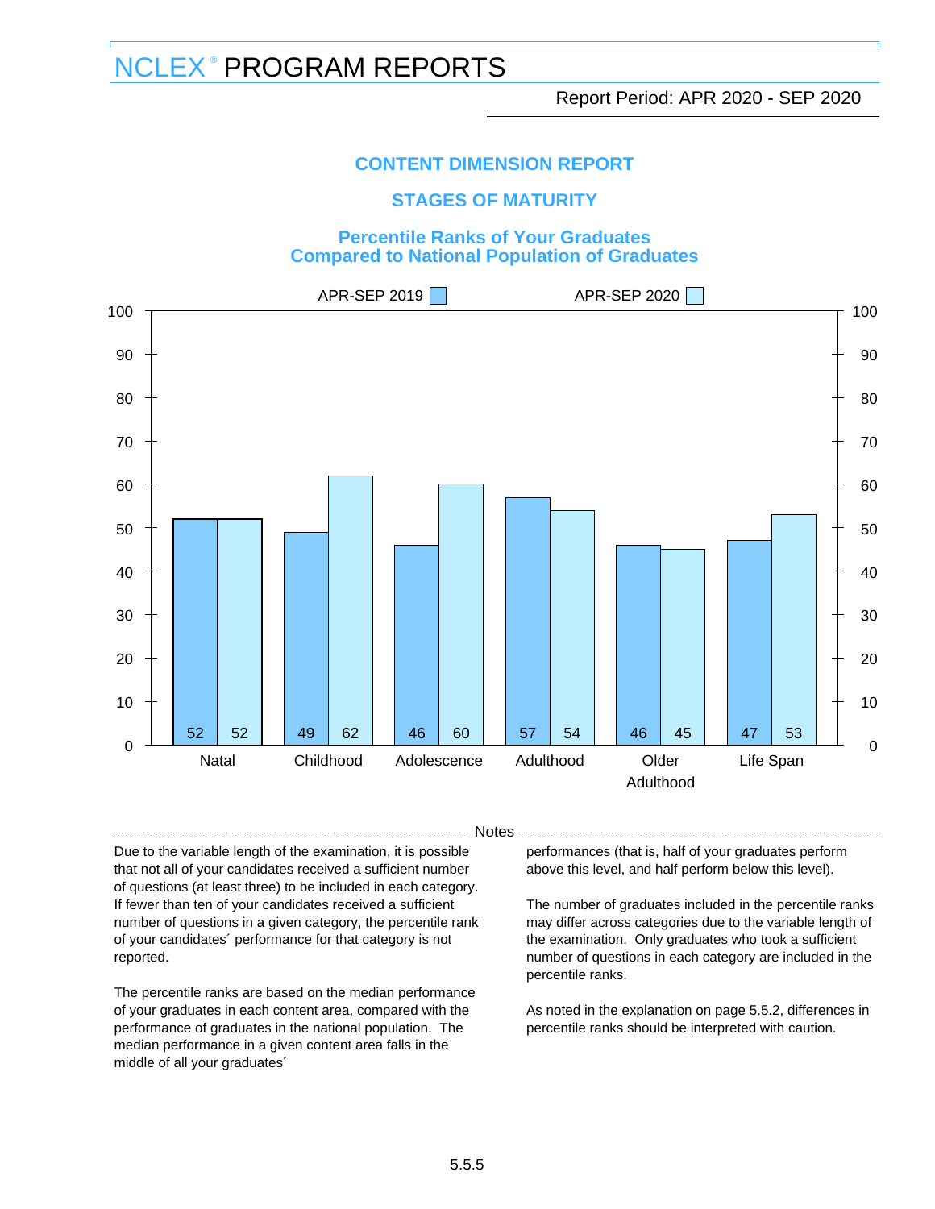# NCLEX® PROGRAM REPORTS

Report Period: APR 2020 - SEP 2020

## CONTENT DIMENSION REPORT

## STAGES OF MATURITY

### Percentile Ranks of Your Graduates Compared to National Population of Graduates

| Category | APR-SEP 2019 | APR-SEP 2020 |
|---|---|---|
| Natal | 52 | 52 |
| Childhood | 49 | 62 |
| Adolescence | 46 | 60 |
| Adulthood | 57 | 54 |
| Older Adulthood | 46 | 45 |
| Life Span | 47 | 53 |

**Notes**

Due to the variable length of the examination, it is possible that not all of your candidates received a sufficient number of questions (at least three) to be included in each category. If fewer than ten of your candidates received a sufficient number of questions in a given category, the percentile rank of your candidates´ performance for that category is not reported.

The percentile ranks are based on the median performance of your graduates in each content area, compared with the performance of graduates in the national population. The median performance in a given content area falls in the middle of all your graduates´ performances (that is, half of your graduates perform above this level, and half perform below this level).

The number of graduates included in the percentile ranks may differ across categories due to the variable length of the examination. Only graduates who took a sufficient number of questions in each category are included in the percentile ranks.

As noted in the explanation on page 5.5.2, differences in percentile ranks should be interpreted with caution.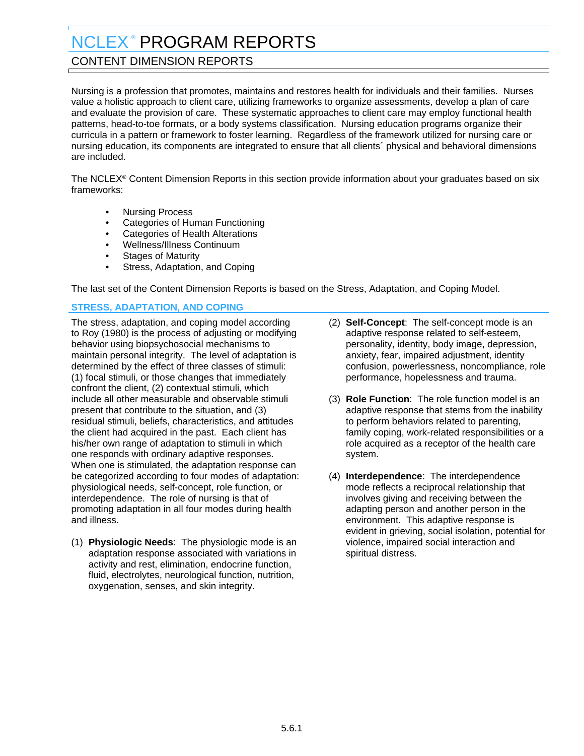# NCLEX® PROGRAM REPORTS

## CONTENT DIMENSION REPORTS

Nursing is a profession that promotes, maintains and restores health for individuals and their families. Nurses value a holistic approach to client care, utilizing frameworks to organize assessments, develop a plan of care and evaluate the provision of care. These systematic approaches to client care may employ functional health patterns, head-to-toe formats, or a body systems classification. Nursing education programs organize their curricula in a pattern or framework to foster learning. Regardless of the framework utilized for nursing care or nursing education, its components are integrated to ensure that all clients´ physical and behavioral dimensions are included.

The NCLEX® Content Dimension Reports in this section provide information about your graduates based on six frameworks:

- Nursing Process
- Categories of Human Functioning
- Categories of Health Alterations
- Wellness/Illness Continuum
- Stages of Maturity
- Stress, Adaptation, and Coping

The last set of the Content Dimension Reports is based on the Stress, Adaptation, and Coping Model.

### STRESS, ADAPTATION, AND COPING

The stress, adaptation, and coping model according to Roy (1980) is the process of adjusting or modifying behavior using biopsychosocial mechanisms to maintain personal integrity. The level of adaptation is determined by the effect of three classes of stimuli: (1) focal stimuli, or those changes that immediately confront the client, (2) contextual stimuli, which include all other measurable and observable stimuli present that contribute to the situation, and (3) residual stimuli, beliefs, characteristics, and attitudes the client had acquired in the past. Each client has his/her own range of adaptation to stimuli in which one responds with ordinary adaptive responses. When one is stimulated, the adaptation response can be categorized according to four modes of adaptation: physiological needs, self-concept, role function, or interdependence. The role of nursing is that of promoting adaptation in all four modes during health and illness.

(1) **Physiologic Needs**: The physiologic mode is an adaptation response associated with variations in activity and rest, elimination, endocrine function, fluid, electrolytes, neurological function, nutrition, oxygenation, senses, and skin integrity.

(2) **Self-Concept**: The self-concept mode is an adaptive response related to self-esteem, personality, identity, body image, depression, anxiety, fear, impaired adjustment, identity confusion, powerlessness, noncompliance, role performance, hopelessness and trauma.

(3) **Role Function**: The role function model is an adaptive response that stems from the inability to perform behaviors related to parenting, family coping, work-related responsibilities or a role acquired as a receptor of the health care system.

(4) **Interdependence**: The interdependence mode reflects a reciprocal relationship that involves giving and receiving between the adapting person and another person in the environment. This adaptive response is evident in grieving, social isolation, potential for violence, impaired social interaction and spiritual distress.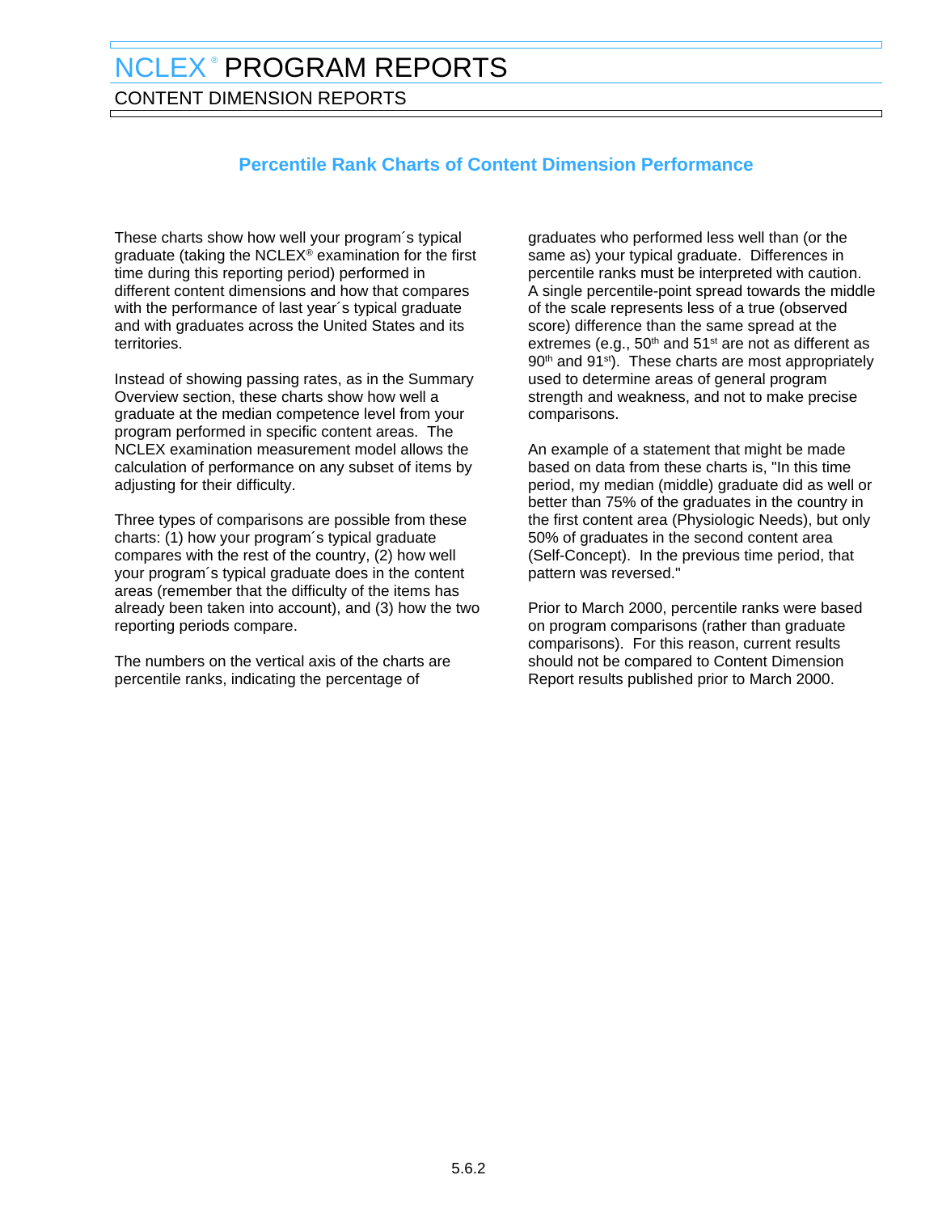# NCLEX® PROGRAM REPORTS

## CONTENT DIMENSION REPORTS

### Percentile Rank Charts of Content Dimension Performance

These charts show how well your program´s typical graduate (taking the NCLEX® examination for the first time during this reporting period) performed in different content dimensions and how that compares with the performance of last year´s typical graduate and with graduates across the United States and its territories.

Instead of showing passing rates, as in the Summary Overview section, these charts show how well a graduate at the median competence level from your program performed in specific content areas. The NCLEX examination measurement model allows the calculation of performance on any subset of items by adjusting for their difficulty.

Three types of comparisons are possible from these charts: (1) how your program´s typical graduate compares with the rest of the country, (2) how well your program´s typical graduate does in the content areas (remember that the difficulty of the items has already been taken into account), and (3) how the two reporting periods compare.

The numbers on the vertical axis of the charts are percentile ranks, indicating the percentage of graduates who performed less well than (or the same as) your typical graduate. Differences in percentile ranks must be interpreted with caution. A single percentile-point spread towards the middle of the scale represents less of a true (observed score) difference than the same spread at the extremes (e.g., 50th and 51st are not as different as 90th and 91st). These charts are most appropriately used to determine areas of general program strength and weakness, and not to make precise comparisons.

An example of a statement that might be made based on data from these charts is, "In this time period, my median (middle) graduate did as well or better than 75% of the graduates in the country in the first content area (Physiologic Needs), but only 50% of graduates in the second content area (Self-Concept). In the previous time period, that pattern was reversed."

Prior to March 2000, percentile ranks were based on program comparisons (rather than graduate comparisons). For this reason, current results should not be compared to Content Dimension Report results published prior to March 2000.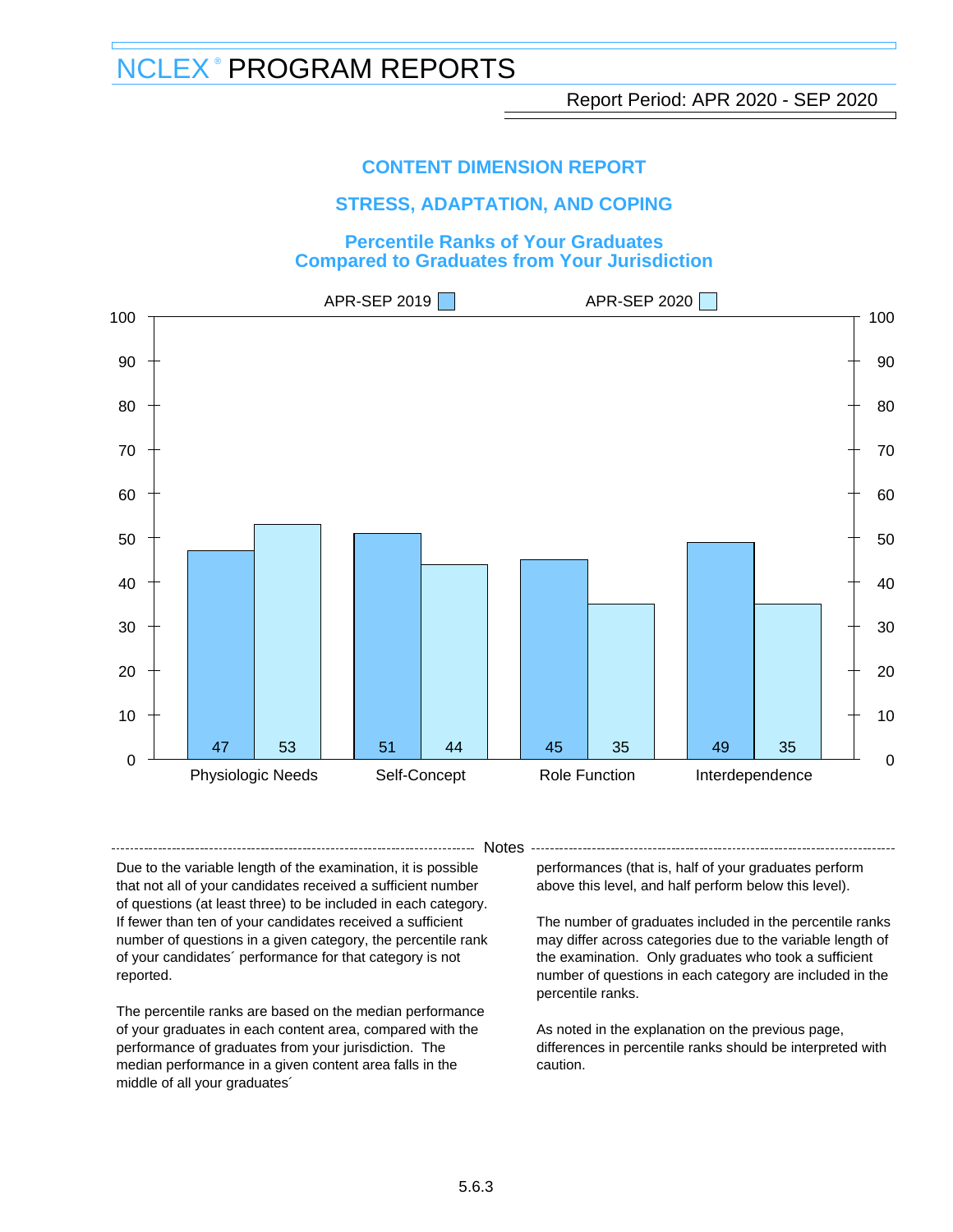# NCLEX® PROGRAM REPORTS

Report Period: APR 2020 - SEP 2020

## CONTENT DIMENSION REPORT

## STRESS, ADAPTATION, AND COPING

### Percentile Ranks of Your Graduates Compared to Graduates from Your Jurisdiction

| Category | APR-SEP 2019 | APR-SEP 2020 |
|---|---|---|
| Physiologic Needs | 47 | 53 |
| Self-Concept | 51 | 44 |
| Role Function | 45 | 35 |
| Interdependence | 49 | 35 |

#### Notes

Due to the variable length of the examination, it is possible that not all of your candidates received a sufficient number of questions (at least three) to be included in each category. If fewer than ten of your candidates received a sufficient number of questions in a given category, the percentile rank of your candidates´ performance for that category is not reported.

The percentile ranks are based on the median performance of your graduates in each content area, compared with the performance of graduates from your jurisdiction. The median performance in a given content area falls in the middle of all your graduates´ performances (that is, half of your graduates perform above this level, and half perform below this level).

The number of graduates included in the percentile ranks may differ across categories due to the variable length of the examination. Only graduates who took a sufficient number of questions in each category are included in the percentile ranks.

As noted in the explanation on the previous page, differences in percentile ranks should be interpreted with caution.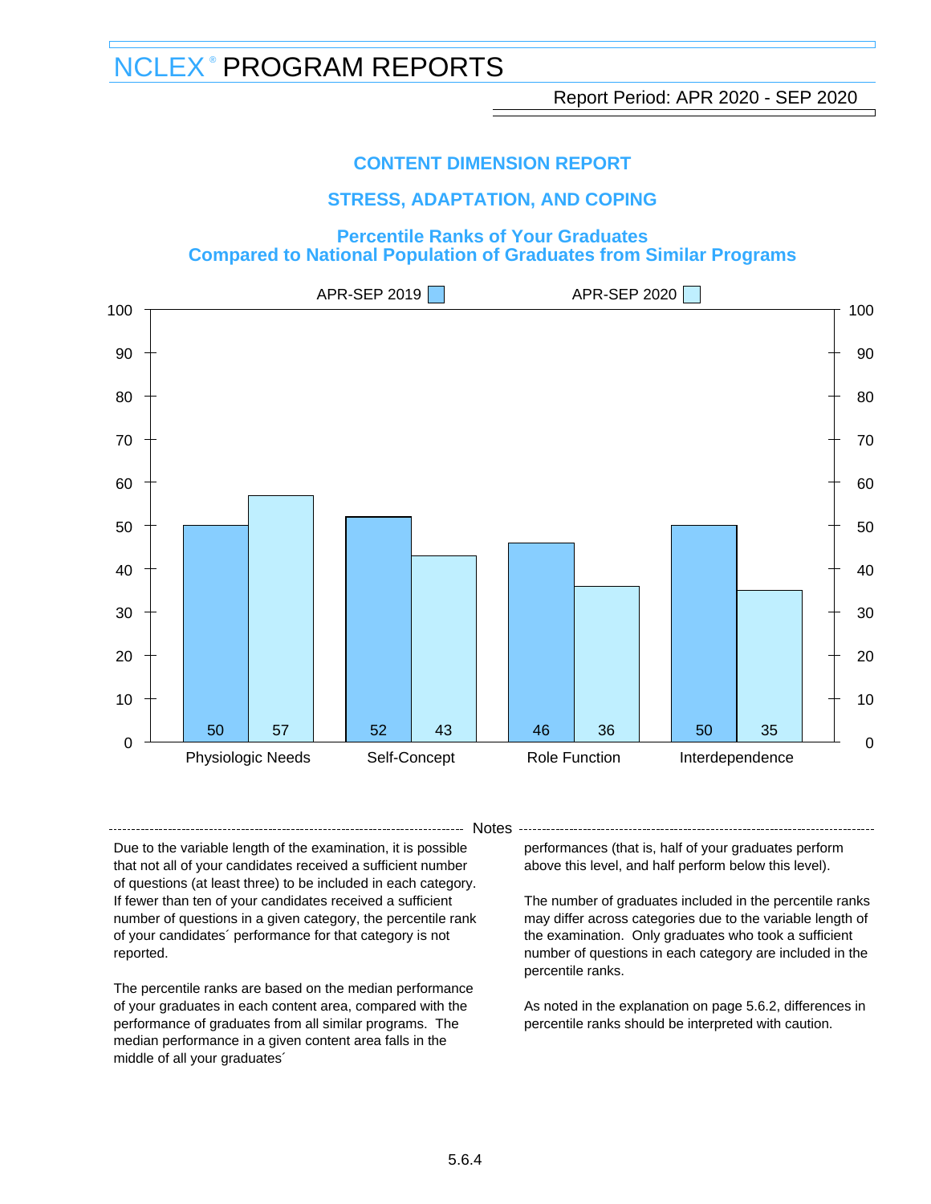# NCLEX® PROGRAM REPORTS

Report Period: APR 2020 - SEP 2020

## CONTENT DIMENSION REPORT

## STRESS, ADAPTATION, AND COPING

### Percentile Ranks of Your Graduates Compared to National Population of Graduates from Similar Programs

| | APR-SEP 2019 | APR-SEP 2020 |
|---|---|---|
| Physiologic Needs | 50 | 57 |
| Self-Concept | 52 | 43 |
| Role Function | 46 | 36 |
| Interdependence | 50 | 35 |

### Notes

Due to the variable length of the examination, it is possible that not all of your candidates received a sufficient number of questions (at least three) to be included in each category. If fewer than ten of your candidates received a sufficient number of questions in a given category, the percentile rank of your candidates´ performance for that category is not reported.

The percentile ranks are based on the median performance of your graduates in each content area, compared with the performance of graduates from all similar programs. The median performance in a given content area falls in the middle of all your graduates´ performances (that is, half of your graduates perform above this level, and half perform below this level).

The number of graduates included in the percentile ranks may differ across categories due to the variable length of the examination. Only graduates who took a sufficient number of questions in each category are included in the percentile ranks.

As noted in the explanation on page 5.6.2, differences in percentile ranks should be interpreted with caution.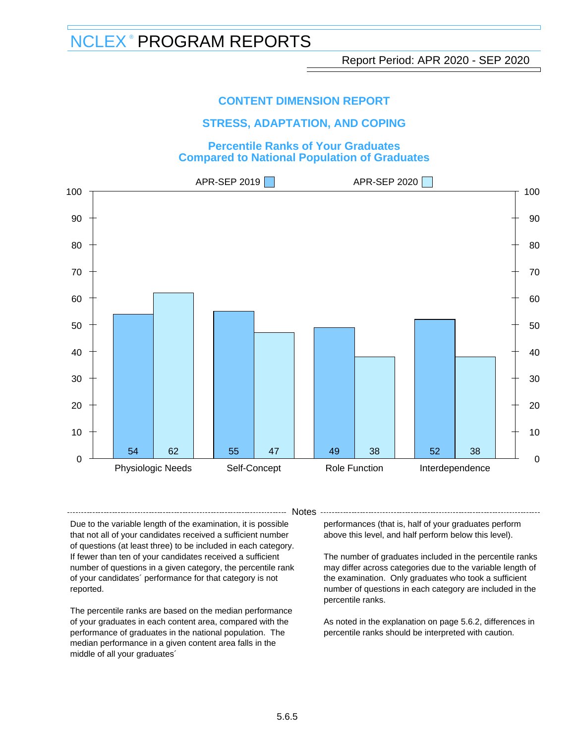# NCLEX® PROGRAM REPORTS

Report Period: APR 2020 - SEP 2020

## CONTENT DIMENSION REPORT

## STRESS, ADAPTATION, AND COPING

### Percentile Ranks of Your Graduates Compared to National Population of Graduates

| | APR-SEP 2019 | APR-SEP 2020 |
|---|---|---|
| Physiologic Needs | 54 | 62 |
| Self-Concept | 55 | 47 |
| Role Function | 49 | 38 |
| Interdependence | 52 | 38 |

#### Notes

Due to the variable length of the examination, it is possible that not all of your candidates received a sufficient number of questions (at least three) to be included in each category. If fewer than ten of your candidates received a sufficient number of questions in a given category, the percentile rank of your candidates´ performance for that category is not reported.

The percentile ranks are based on the median performance of your graduates in each content area, compared with the performance of graduates in the national population. The median performance in a given content area falls in the middle of all your graduates´ performances (that is, half of your graduates perform above this level, and half perform below this level).

The number of graduates included in the percentile ranks may differ across categories due to the variable length of the examination. Only graduates who took a sufficient number of questions in each category are included in the percentile ranks.

As noted in the explanation on page 5.6.2, differences in percentile ranks should be interpreted with caution.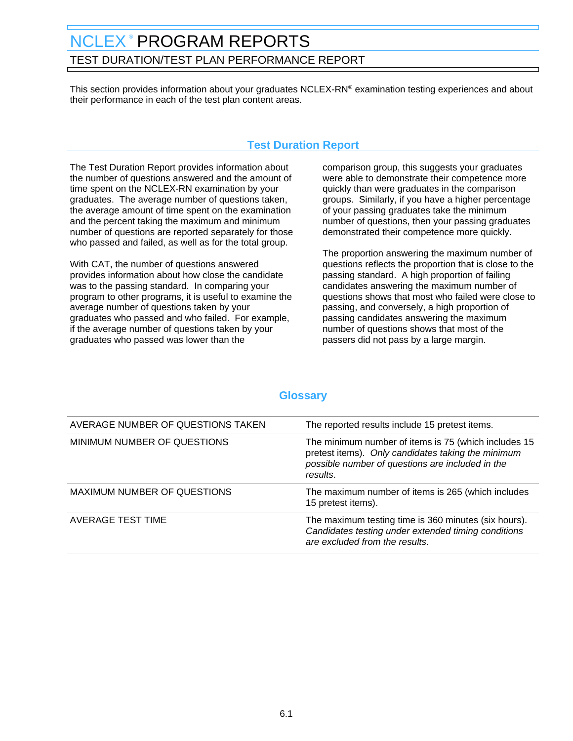# NCLEX® PROGRAM REPORTS

## TEST DURATION/TEST PLAN PERFORMANCE REPORT

This section provides information about your graduates NCLEX-RN® examination testing experiences and about their performance in each of the test plan content areas.

### Test Duration Report

The Test Duration Report provides information about the number of questions answered and the amount of time spent on the NCLEX-RN examination by your graduates. The average number of questions taken, the average amount of time spent on the examination and the percent taking the maximum and minimum number of questions are reported separately for those who passed and failed, as well as for the total group.

With CAT, the number of questions answered provides information about how close the candidate was to the passing standard. In comparing your program to other programs, it is useful to examine the average number of questions taken by your graduates who passed and who failed. For example, if the average number of questions taken by your graduates who passed was lower than the comparison group, this suggests your graduates were able to demonstrate their competence more quickly than were graduates in the comparison groups. Similarly, if you have a higher percentage of your passing graduates take the minimum number of questions, then your passing graduates demonstrated their competence more quickly.

The proportion answering the maximum number of questions reflects the proportion that is close to the passing standard. A high proportion of failing candidates answering the maximum number of questions shows that most who failed were close to passing, and conversely, a high proportion of passing candidates answering the maximum number of questions shows that most of the passers did not pass by a large margin.

### Glossary

| | |
|---|---|
| AVERAGE NUMBER OF QUESTIONS TAKEN | The reported results include 15 pretest items. |
| MINIMUM NUMBER OF QUESTIONS | The minimum number of items is 75 (which includes 15 pretest items). *Only candidates taking the minimum possible number of questions are included in the results*. |
| MAXIMUM NUMBER OF QUESTIONS | The maximum number of items is 265 (which includes 15 pretest items). |
| AVERAGE TEST TIME | The maximum testing time is 360 minutes (six hours). *Candidates testing under extended timing conditions are excluded from the results*. |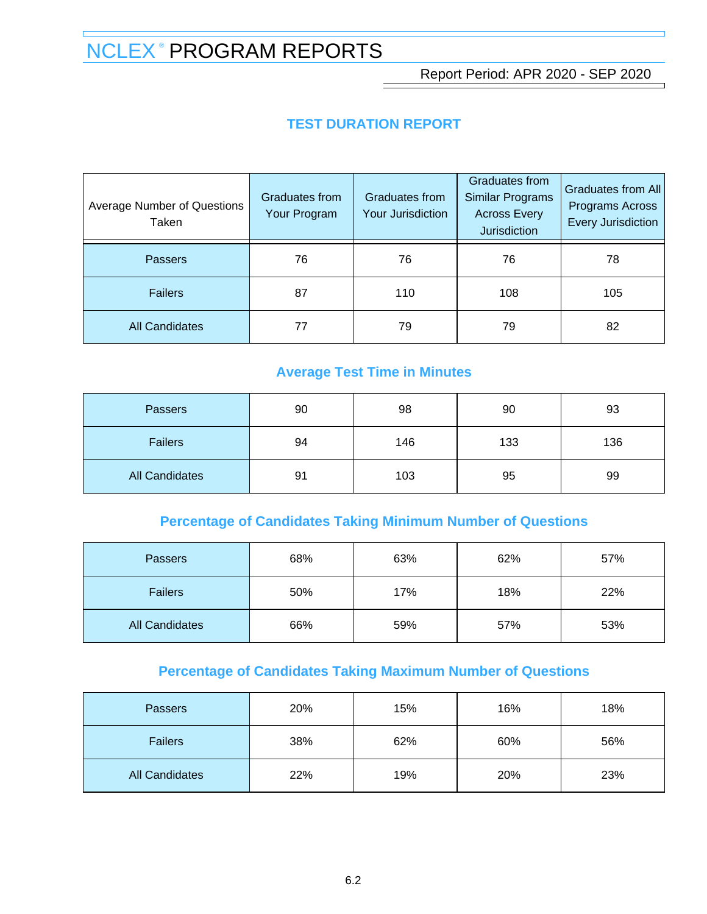# NCLEX® PROGRAM REPORTS

Report Period: APR 2020 - SEP 2020

## TEST DURATION REPORT

| Average Number of Questions Taken | Graduates from Your Program | Graduates from Your Jurisdiction | Graduates from Similar Programs Across Every Jurisdiction | Graduates from All Programs Across Every Jurisdiction |
|---|---|---|---|---|
| Passers | 76 | 76 | 76 | 78 |
| Failers | 87 | 110 | 108 | 105 |
| All Candidates | 77 | 79 | 79 | 82 |

### Average Test Time in Minutes

| | Graduates from Your Program | Graduates from Your Jurisdiction | Graduates from Similar Programs Across Every Jurisdiction | Graduates from All Programs Across Every Jurisdiction |
|---|---|---|---|---|
| Passers | 90 | 98 | 90 | 93 |
| Failers | 94 | 146 | 133 | 136 |
| All Candidates | 91 | 103 | 95 | 99 |

### Percentage of Candidates Taking Minimum Number of Questions

| | Graduates from Your Program | Graduates from Your Jurisdiction | Graduates from Similar Programs Across Every Jurisdiction | Graduates from All Programs Across Every Jurisdiction |
|---|---|---|---|---|
| Passers | 68% | 63% | 62% | 57% |
| Failers | 50% | 17% | 18% | 22% |
| All Candidates | 66% | 59% | 57% | 53% |

### Percentage of Candidates Taking Maximum Number of Questions

| | Graduates from Your Program | Graduates from Your Jurisdiction | Graduates from Similar Programs Across Every Jurisdiction | Graduates from All Programs Across Every Jurisdiction |
|---|---|---|---|---|
| Passers | 20% | 15% | 16% | 18% |
| Failers | 38% | 62% | 60% | 56% |
| All Candidates | 22% | 19% | 20% | 23% |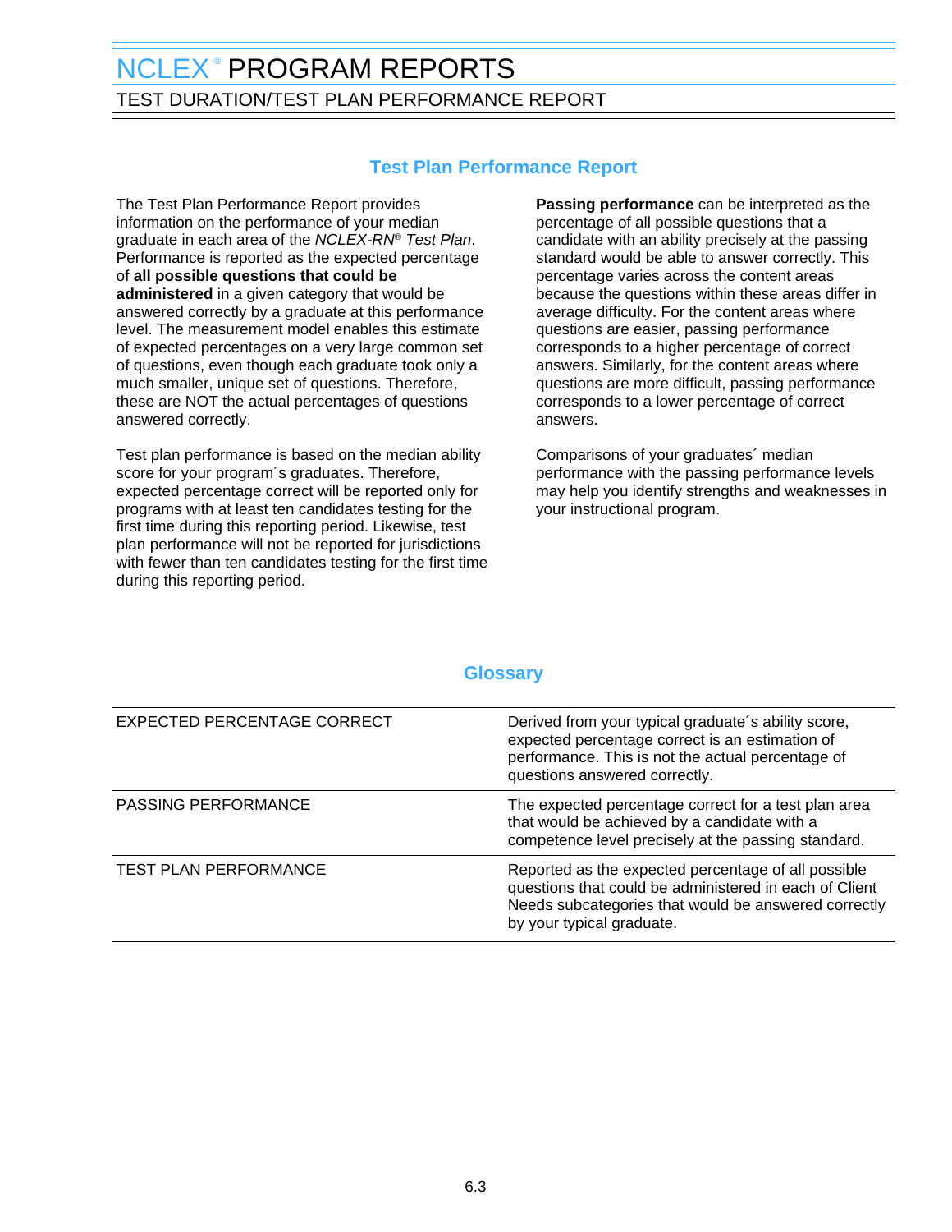# NCLEX® PROGRAM REPORTS

## TEST DURATION/TEST PLAN PERFORMANCE REPORT

### Test Plan Performance Report

The Test Plan Performance Report provides information on the performance of your median graduate in each area of the *NCLEX-RN® Test Plan*. Performance is reported as the expected percentage of **all possible questions that could be administered** in a given category that would be answered correctly by a graduate at this performance level. The measurement model enables this estimate of expected percentages on a very large common set of questions, even though each graduate took only a much smaller, unique set of questions. Therefore, these are NOT the actual percentages of questions answered correctly.

Test plan performance is based on the median ability score for your program´s graduates. Therefore, expected percentage correct will be reported only for programs with at least ten candidates testing for the first time during this reporting period. Likewise, test plan performance will not be reported for jurisdictions with fewer than ten candidates testing for the first time during this reporting period.

**Passing performance** can be interpreted as the percentage of all possible questions that a candidate with an ability precisely at the passing standard would be able to answer correctly. This percentage varies across the content areas because the questions within these areas differ in average difficulty. For the content areas where questions are easier, passing performance corresponds to a higher percentage of correct answers. Similarly, for the content areas where questions are more difficult, passing performance corresponds to a lower percentage of correct answers.

Comparisons of your graduates´ median performance with the passing performance levels may help you identify strengths and weaknesses in your instructional program.

### Glossary

| | |
|---|---|
| EXPECTED PERCENTAGE CORRECT | Derived from your typical graduate´s ability score, expected percentage correct is an estimation of performance. This is not the actual percentage of questions answered correctly. |
| PASSING PERFORMANCE | The expected percentage correct for a test plan area that would be achieved by a candidate with a competence level precisely at the passing standard. |
| TEST PLAN PERFORMANCE | Reported as the expected percentage of all possible questions that could be administered in each of Client Needs subcategories that would be answered correctly by your typical graduate. |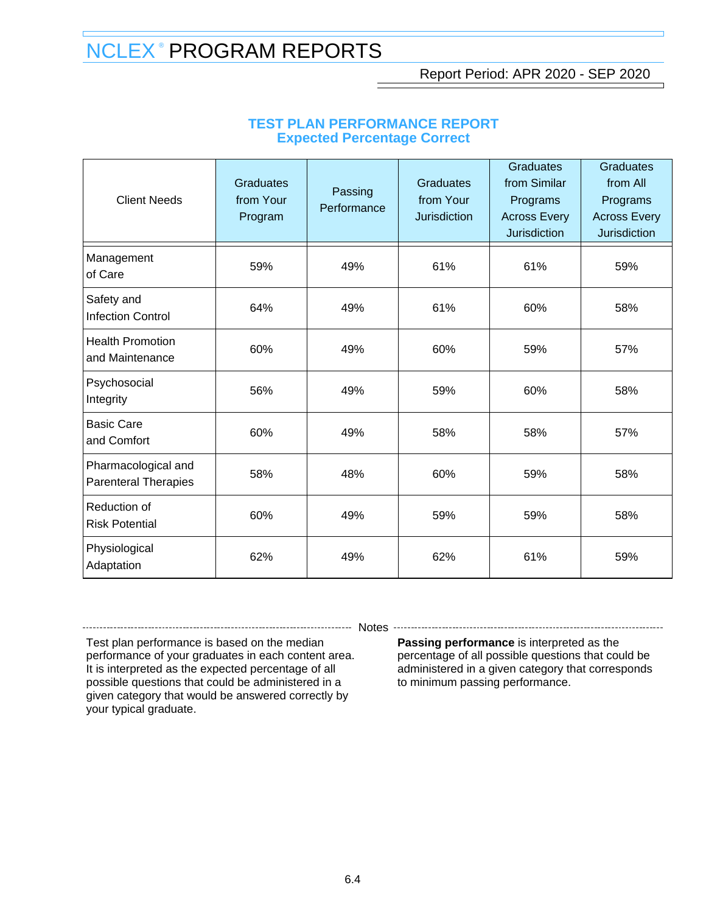# NCLEX® PROGRAM REPORTS

Report Period: APR 2020 - SEP 2020

## TEST PLAN PERFORMANCE REPORT
### Expected Percentage Correct

| Client Needs | Graduates from Your Program | Passing Performance | Graduates from Your Jurisdiction | Graduates from Similar Programs Across Every Jurisdiction | Graduates from All Programs Across Every Jurisdiction |
|---|---|---|---|---|---|
| Management of Care | 59% | 49% | 61% | 61% | 59% |
| Safety and Infection Control | 64% | 49% | 61% | 60% | 58% |
| Health Promotion and Maintenance | 60% | 49% | 60% | 59% | 57% |
| Psychosocial Integrity | 56% | 49% | 59% | 60% | 58% |
| Basic Care and Comfort | 60% | 49% | 58% | 58% | 57% |
| Pharmacological and Parenteral Therapies | 58% | 48% | 60% | 59% | 58% |
| Reduction of Risk Potential | 60% | 49% | 59% | 59% | 58% |
| Physiological Adaptation | 62% | 49% | 62% | 61% | 59% |

Notes

Test plan performance is based on the median performance of your graduates in each content area. It is interpreted as the expected percentage of all possible questions that could be administered in a given category that would be answered correctly by your typical graduate.

**Passing performance** is interpreted as the percentage of all possible questions that could be administered in a given category that corresponds to minimum passing performance.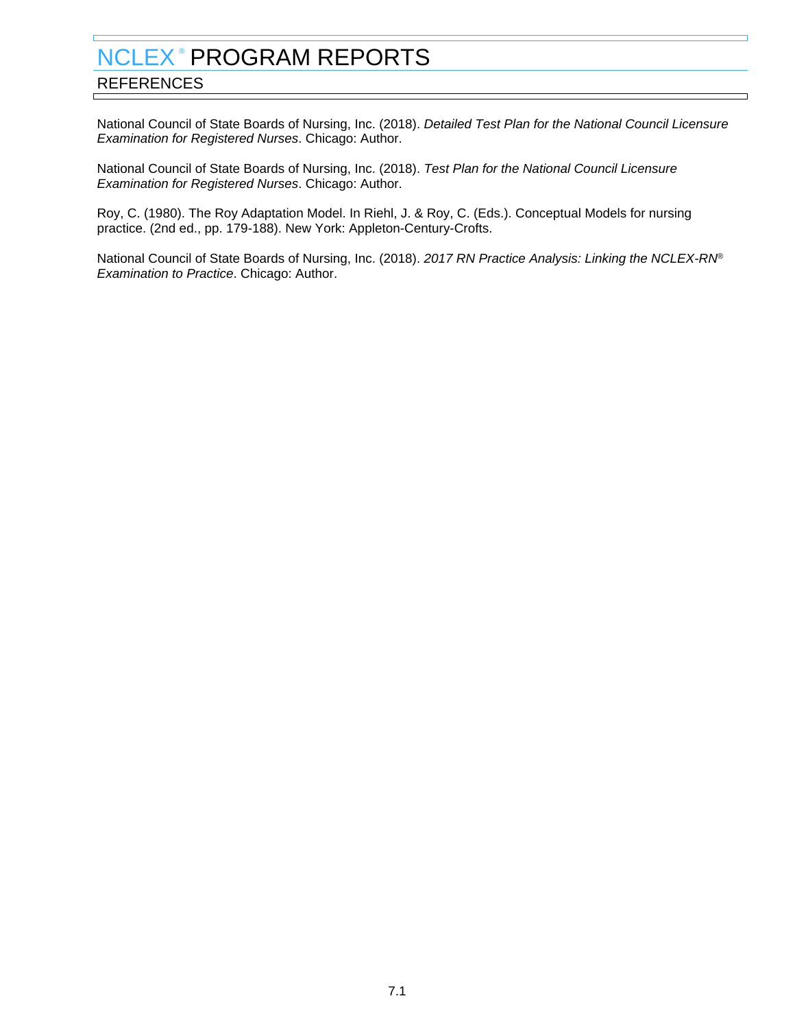# NCLEX® PROGRAM REPORTS

## REFERENCES

National Council of State Boards of Nursing, Inc. (2018). *Detailed Test Plan for the National Council Licensure Examination for Registered Nurses*. Chicago: Author.

National Council of State Boards of Nursing, Inc. (2018). *Test Plan for the National Council Licensure Examination for Registered Nurses*. Chicago: Author.

Roy, C. (1980). The Roy Adaptation Model. In Riehl, J. & Roy, C. (Eds.). Conceptual Models for nursing practice. (2nd ed., pp. 179-188). New York: Appleton-Century-Crofts.

National Council of State Boards of Nursing, Inc. (2018). *2017 RN Practice Analysis: Linking the NCLEX-RN® Examination to Practice*. Chicago: Author.